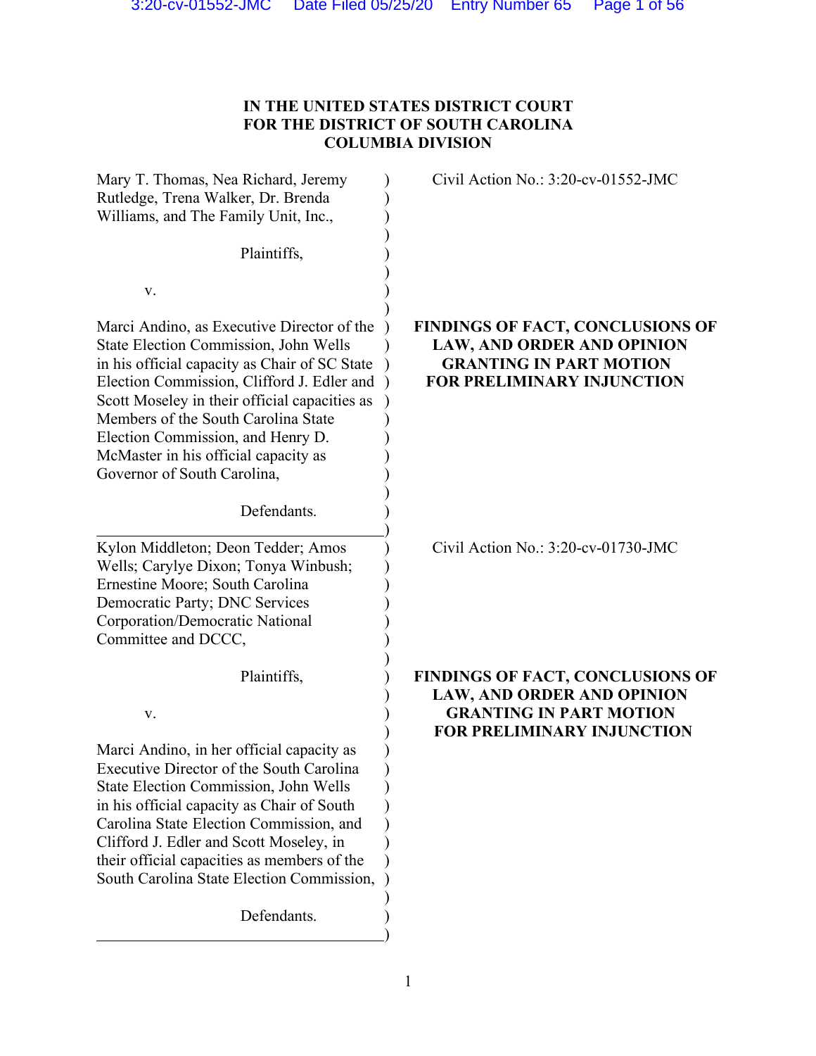# IN THE UNITED STATES DISTRICT COURT FOR THE DISTRICT OF SOUTH CAROLINA COLUMBIA DIVISION

Mary T. Thomas, Nea Richard, Jeremy Rutledge, Trena Walker, Dr. Brenda Williams, and The Family Unit, Inc.,

Plaintiffs,

v.

Marci Andino, as Executive Director of the State Election Commission, John Wells in his official capacity as Chair of SC State Election Commission, Clifford J. Edler and Scott Moseley in their official capacities as Members of the South Carolina State Election Commission, and Henry D. McMaster in his official capacity as Governor of South Carolina,

Defendants.

Civil Action No.: 3:20-cv-01552-JMC

**FINDINGS OF FACT, CONCLUSIONS OF LAW, AND ORDER AND OPINION GRANTING IN PART MOTION FOR PRELIMINARY INJUNCTION**

---

Kylon Middleton; Deon Tedder; Amos Wells; Carylye Dixon; Tonya Winbush; Ernestine Moore; South Carolina Democratic Party; DNC Services Corporation/Democratic National Committee and DCCC,

Plaintiffs,

v.

Marci Andino, in her official capacity as Executive Director of the South Carolina State Election Commission, John Wells in his official capacity as Chair of South Carolina State Election Commission, and Clifford J. Edler and Scott Moseley, in their official capacities as members of the South Carolina State Election Commission,

Defendants.

Civil Action No.: 3:20-cv-01730-JMC

**FINDINGS OF FACT, CONCLUSIONS OF LAW, AND ORDER AND OPINION GRANTING IN PART MOTION FOR PRELIMINARY INJUNCTION**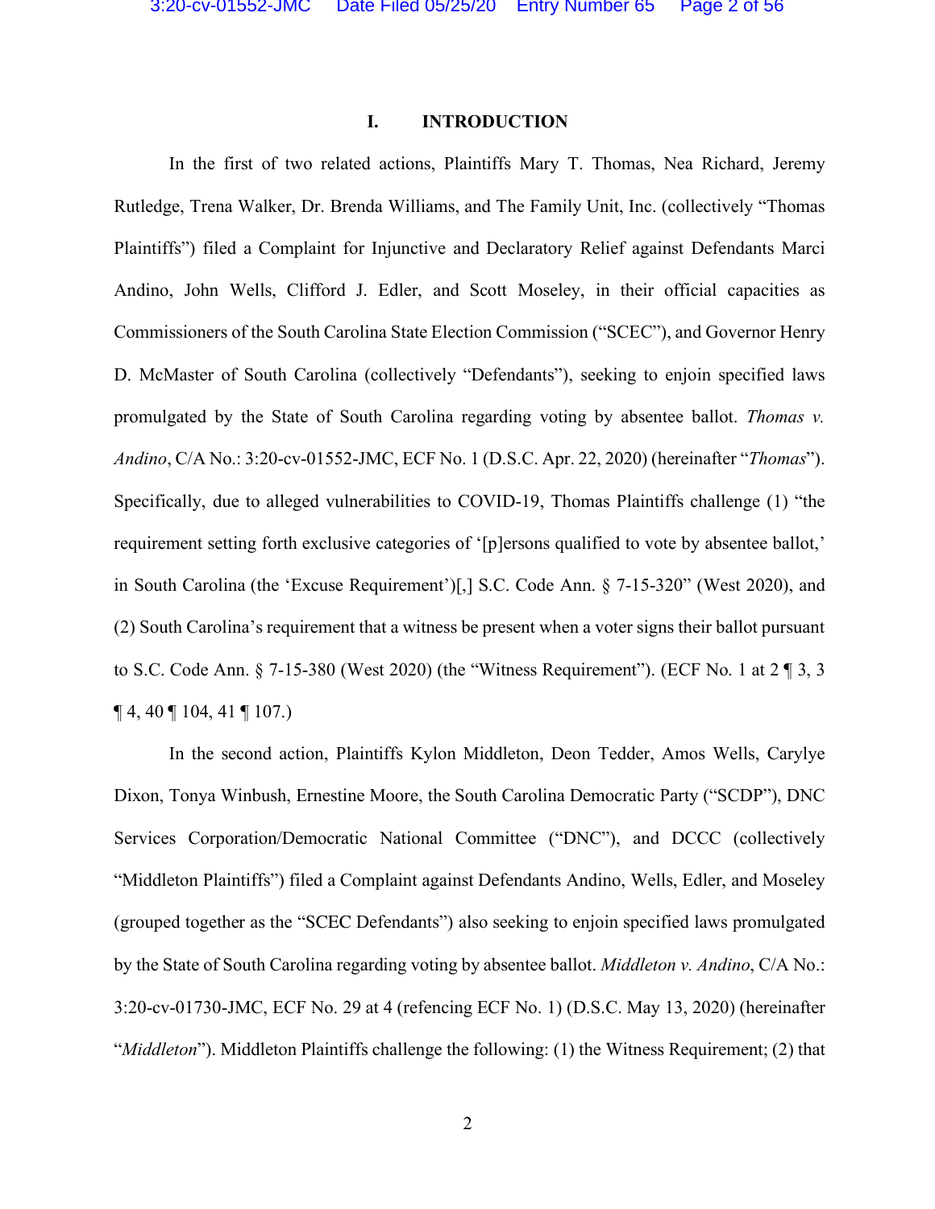## I. INTRODUCTION

In the first of two related actions, Plaintiffs Mary T. Thomas, Nea Richard, Jeremy Rutledge, Trena Walker, Dr. Brenda Williams, and The Family Unit, Inc. (collectively "Thomas Plaintiffs") filed a Complaint for Injunctive and Declaratory Relief against Defendants Marci Andino, John Wells, Clifford J. Edler, and Scott Moseley, in their official capacities as Commissioners of the South Carolina State Election Commission ("SCEC"), and Governor Henry D. McMaster of South Carolina (collectively "Defendants"), seeking to enjoin specified laws promulgated by the State of South Carolina regarding voting by absentee ballot. *Thomas v. Andino*, C/A No.: 3:20-cv-01552-JMC, ECF No. 1 (D.S.C. Apr. 22, 2020) (hereinafter "*Thomas*"). Specifically, due to alleged vulnerabilities to COVID-19, Thomas Plaintiffs challenge (1) "the requirement setting forth exclusive categories of '[p]ersons qualified to vote by absentee ballot,' in South Carolina (the 'Excuse Requirement')[,] S.C. Code Ann. § 7-15-320" (West 2020), and (2) South Carolina's requirement that a witness be present when a voter signs their ballot pursuant to S.C. Code Ann. § 7-15-380 (West 2020) (the "Witness Requirement"). (ECF No. 1 at 2 ¶ 3, 3 ¶ 4, 40 ¶ 104, 41 ¶ 107.)

In the second action, Plaintiffs Kylon Middleton, Deon Tedder, Amos Wells, Carylye Dixon, Tonya Winbush, Ernestine Moore, the South Carolina Democratic Party ("SCDP"), DNC Services Corporation/Democratic National Committee ("DNC"), and DCCC (collectively "Middleton Plaintiffs") filed a Complaint against Defendants Andino, Wells, Edler, and Moseley (grouped together as the "SCEC Defendants") also seeking to enjoin specified laws promulgated by the State of South Carolina regarding voting by absentee ballot. *Middleton v. Andino*, C/A No.: 3:20-cv-01730-JMC, ECF No. 29 at 4 (refencing ECF No. 1) (D.S.C. May 13, 2020) (hereinafter "*Middleton*"). Middleton Plaintiffs challenge the following: (1) the Witness Requirement; (2) that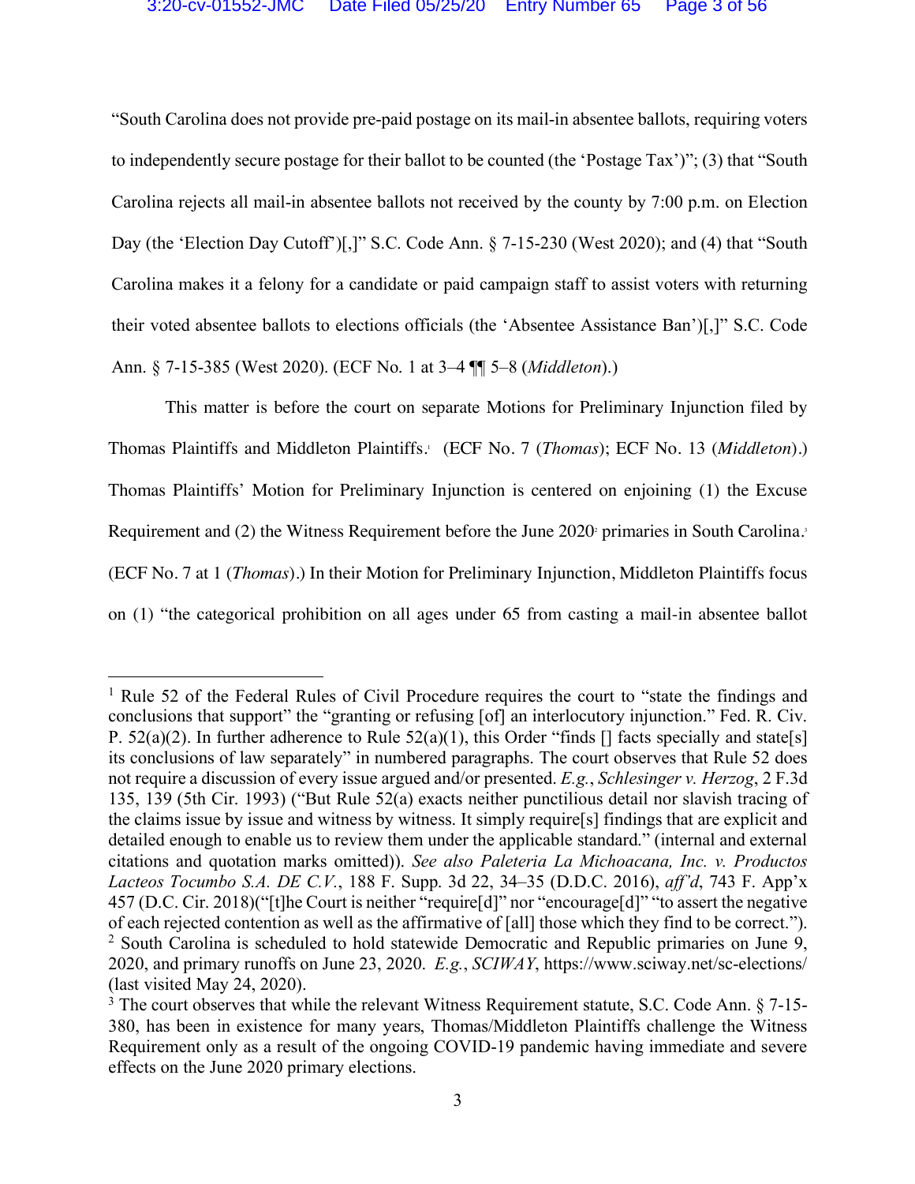"South Carolina does not provide pre-paid postage on its mail-in absentee ballots, requiring voters to independently secure postage for their ballot to be counted (the 'Postage Tax')"; (3) that "South Carolina rejects all mail-in absentee ballots not received by the county by 7:00 p.m. on Election Day (the 'Election Day Cutoff')[,]" S.C. Code Ann. § 7-15-230 (West 2020); and (4) that "South Carolina makes it a felony for a candidate or paid campaign staff to assist voters with returning their voted absentee ballots to elections officials (the 'Absentee Assistance Ban')[,]" S.C. Code Ann. § 7-15-385 (West 2020). (ECF No. 1 at 3–4 ¶¶ 5–8 (*Middleton*).)

This matter is before the court on separate Motions for Preliminary Injunction filed by Thomas Plaintiffs and Middleton Plaintiffs.[1] (ECF No. 7 (*Thomas*); ECF No. 13 (*Middleton*).) Thomas Plaintiffs' Motion for Preliminary Injunction is centered on enjoining (1) the Excuse Requirement and (2) the Witness Requirement before the June 2020[2] primaries in South Carolina.[3] (ECF No. 7 at 1 (*Thomas*).) In their Motion for Preliminary Injunction, Middleton Plaintiffs focus on (1) "the categorical prohibition on all ages under 65 from casting a mail-in absentee ballot

---

[1] Rule 52 of the Federal Rules of Civil Procedure requires the court to "state the findings and conclusions that support" the "granting or refusing [of] an interlocutory injunction." Fed. R. Civ. P. 52(a)(2). In further adherence to Rule 52(a)(1), this Order "finds [] facts specially and state[s] its conclusions of law separately" in numbered paragraphs. The court observes that Rule 52 does not require a discussion of every issue argued and/or presented. *E.g.*, *Schlesinger v. Herzog*, 2 F.3d 135, 139 (5th Cir. 1993) ("But Rule 52(a) exacts neither punctilious detail nor slavish tracing of the claims issue by issue and witness by witness. It simply require[s] findings that are explicit and detailed enough to enable us to review them under the applicable standard." (internal and external citations and quotation marks omitted)). *See also Paleteria La Michoacana, Inc. v. Productos Lacteos Tocumbo S.A. DE C.V.*, 188 F. Supp. 3d 22, 34–35 (D.D.C. 2016), *aff'd*, 743 F. App'x 457 (D.C. Cir. 2018)("[t]he Court is neither "require[d]" nor "encourage[d]" "to assert the negative of each rejected contention as well as the affirmative of [all] those which they find to be correct.").

[2] South Carolina is scheduled to hold statewide Democratic and Republic primaries on June 9, 2020, and primary runoffs on June 23, 2020. *E.g.*, *SCIWAY*, https://www.sciway.net/sc-elections/ (last visited May 24, 2020).

[3] The court observes that while the relevant Witness Requirement statute, S.C. Code Ann. § 7-15-380, has been in existence for many years, Thomas/Middleton Plaintiffs challenge the Witness Requirement only as a result of the ongoing COVID-19 pandemic having immediate and severe effects on the June 2020 primary elections.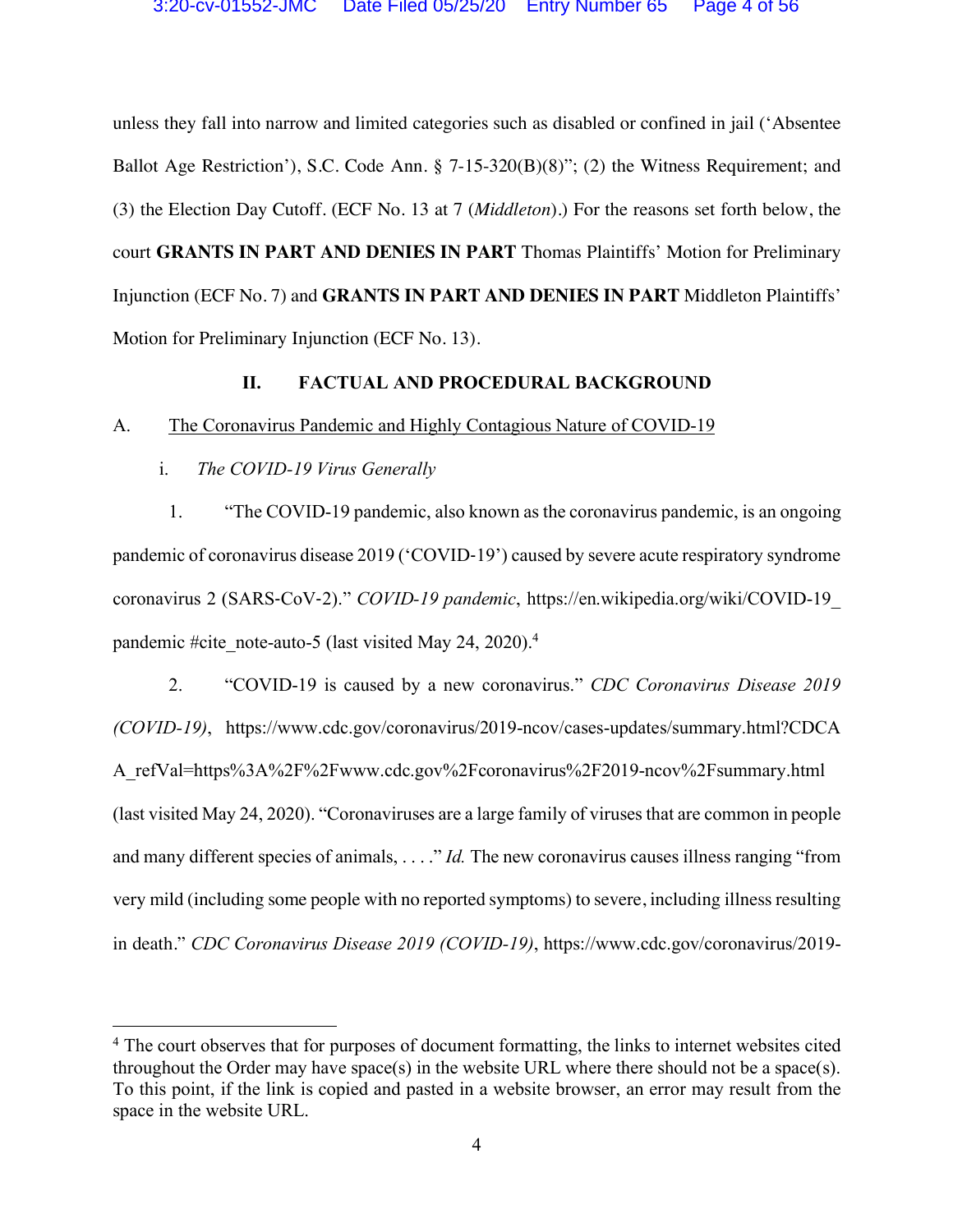unless they fall into narrow and limited categories such as disabled or confined in jail ('Absentee Ballot Age Restriction'), S.C. Code Ann. § 7-15-320(B)(8)"; (2) the Witness Requirement; and (3) the Election Day Cutoff. (ECF No. 13 at 7 (*Middleton*).) For the reasons set forth below, the court **GRANTS IN PART AND DENIES IN PART** Thomas Plaintiffs' Motion for Preliminary Injunction (ECF No. 7) and **GRANTS IN PART AND DENIES IN PART** Middleton Plaintiffs' Motion for Preliminary Injunction (ECF No. 13).

## II. FACTUAL AND PROCEDURAL BACKGROUND

### A. The Coronavirus Pandemic and Highly Contagious Nature of COVID-19

#### i. *The COVID-19 Virus Generally*

1. "The COVID-19 pandemic, also known as the coronavirus pandemic, is an ongoing pandemic of coronavirus disease 2019 ('COVID-19') caused by severe acute respiratory syndrome coronavirus 2 (SARS-CoV-2)." *COVID-19 pandemic*, https://en.wikipedia.org/wiki/COVID-19_ pandemic #cite_note-auto-5 (last visited May 24, 2020).[4]

2. "COVID-19 is caused by a new coronavirus." *CDC Coronavirus Disease 2019 (COVID-19)*, https://www.cdc.gov/coronavirus/2019-ncov/cases-updates/summary.html?CDCA A_refVal=https%3A%2F%2Fwww.cdc.gov%2Fcoronavirus%2F2019-ncov%2Fsummary.html (last visited May 24, 2020). "Coronaviruses are a large family of viruses that are common in people and many different species of animals, . . . ." *Id.* The new coronavirus causes illness ranging "from very mild (including some people with no reported symptoms) to severe, including illness resulting in death." *CDC Coronavirus Disease 2019 (COVID-19)*, https://www.cdc.gov/coronavirus/2019-

---

[4] The court observes that for purposes of document formatting, the links to internet websites cited throughout the Order may have space(s) in the website URL where there should not be a space(s). To this point, if the link is copied and pasted in a website browser, an error may result from the space in the website URL.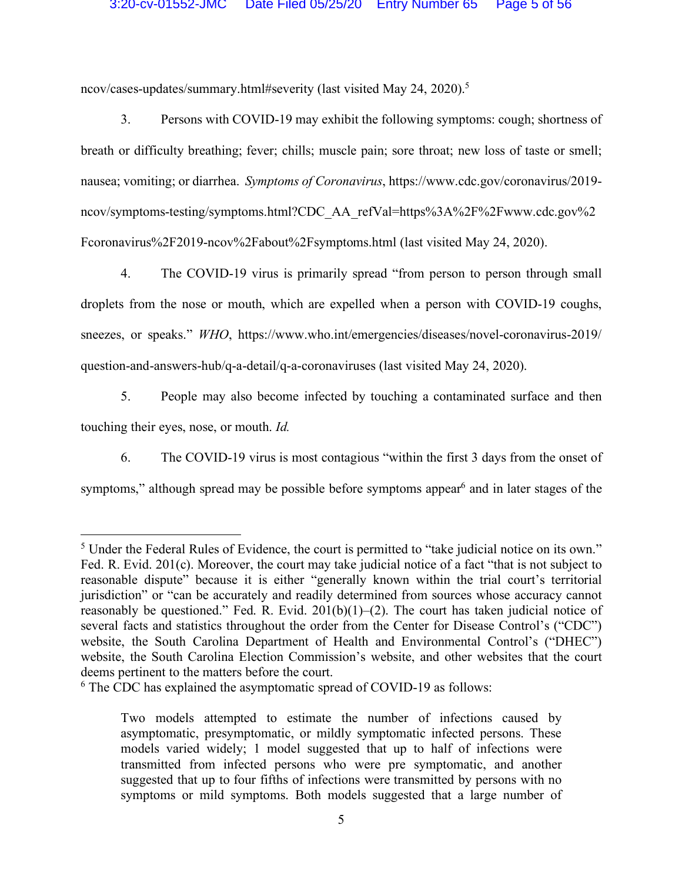ncov/cases-updates/summary.html#severity (last visited May 24, 2020).[5]

3. Persons with COVID-19 may exhibit the following symptoms: cough; shortness of breath or difficulty breathing; fever; chills; muscle pain; sore throat; new loss of taste or smell; nausea; vomiting; or diarrhea. *Symptoms of Coronavirus*, https://www.cdc.gov/coronavirus/2019-ncov/symptoms-testing/symptoms.html?CDC_AA_refVal=https%3A%2F%2Fwww.cdc.gov%2Fcoronavirus%2F2019-ncov%2Fabout%2Fsymptoms.html (last visited May 24, 2020).

4. The COVID-19 virus is primarily spread "from person to person through small droplets from the nose or mouth, which are expelled when a person with COVID-19 coughs, sneezes, or speaks." *WHO*, https://www.who.int/emergencies/diseases/novel-coronavirus-2019/question-and-answers-hub/q-a-detail/q-a-coronaviruses (last visited May 24, 2020).

5. People may also become infected by touching a contaminated surface and then touching their eyes, nose, or mouth. *Id.*

6. The COVID-19 virus is most contagious "within the first 3 days from the onset of symptoms," although spread may be possible before symptoms appear[6] and in later stages of the

---

[5] Under the Federal Rules of Evidence, the court is permitted to "take judicial notice on its own." Fed. R. Evid. 201(c). Moreover, the court may take judicial notice of a fact "that is not subject to reasonable dispute" because it is either "generally known within the trial court's territorial jurisdiction" or "can be accurately and readily determined from sources whose accuracy cannot reasonably be questioned." Fed. R. Evid. 201(b)(1)–(2). The court has taken judicial notice of several facts and statistics throughout the order from the Center for Disease Control's ("CDC") website, the South Carolina Department of Health and Environmental Control's ("DHEC") website, the South Carolina Election Commission's website, and other websites that the court deems pertinent to the matters before the court.

[6] The CDC has explained the asymptomatic spread of COVID-19 as follows:

> Two models attempted to estimate the number of infections caused by asymptomatic, presymptomatic, or mildly symptomatic infected persons. These models varied widely; 1 model suggested that up to half of infections were transmitted from infected persons who were pre symptomatic, and another suggested that up to four fifths of infections were transmitted by persons with no symptoms or mild symptoms. Both models suggested that a large number of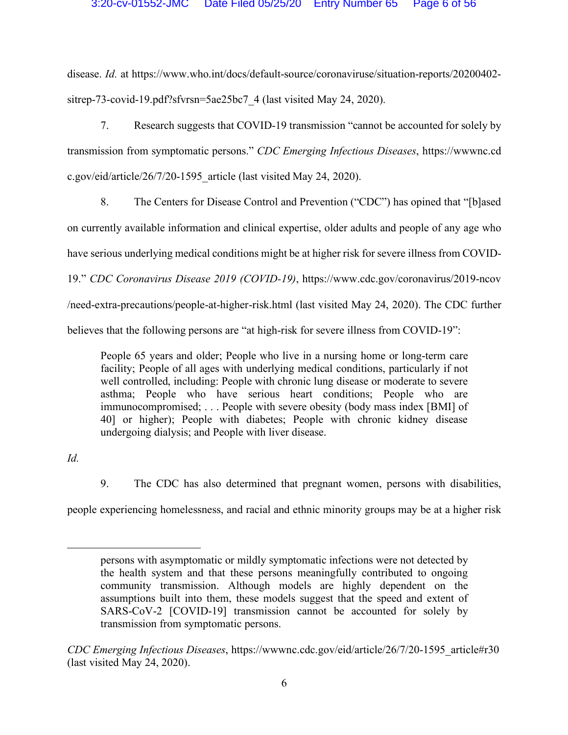disease. *Id.* at https://www.who.int/docs/default-source/coronaviruse/situation-reports/20200402-sitrep-73-covid-19.pdf?sfvrsn=5ae25bc7_4 (last visited May 24, 2020).

7. Research suggests that COVID-19 transmission "cannot be accounted for solely by transmission from symptomatic persons." *CDC Emerging Infectious Diseases*, https://wwwnc.cdc.gov/eid/article/26/7/20-1595_article (last visited May 24, 2020).

8. The Centers for Disease Control and Prevention ("CDC") has opined that "[b]ased on currently available information and clinical expertise, older adults and people of any age who have serious underlying medical conditions might be at higher risk for severe illness from COVID-19." *CDC Coronavirus Disease 2019 (COVID-19)*, https://www.cdc.gov/coronavirus/2019-ncov/need-extra-precautions/people-at-higher-risk.html (last visited May 24, 2020). The CDC further believes that the following persons are "at high-risk for severe illness from COVID-19":

> People 65 years and older; People who live in a nursing home or long-term care facility; People of all ages with underlying medical conditions, particularly if not well controlled, including: People with chronic lung disease or moderate to severe asthma; People who have serious heart conditions; People who are immunocompromised; . . . People with severe obesity (body mass index [BMI] of 40] or higher); People with diabetes; People with chronic kidney disease undergoing dialysis; and People with liver disease.

*Id.*

9. The CDC has also determined that pregnant women, persons with disabilities, people experiencing homelessness, and racial and ethnic minority groups may be at a higher risk

---

> persons with asymptomatic or mildly symptomatic infections were not detected by the health system and that these persons meaningfully contributed to ongoing community transmission. Although models are highly dependent on the assumptions built into them, these models suggest that the speed and extent of SARS-CoV-2 [COVID-19] transmission cannot be accounted for solely by transmission from symptomatic persons.

*CDC Emerging Infectious Diseases*, https://wwwnc.cdc.gov/eid/article/26/7/20-1595_article#r30 (last visited May 24, 2020).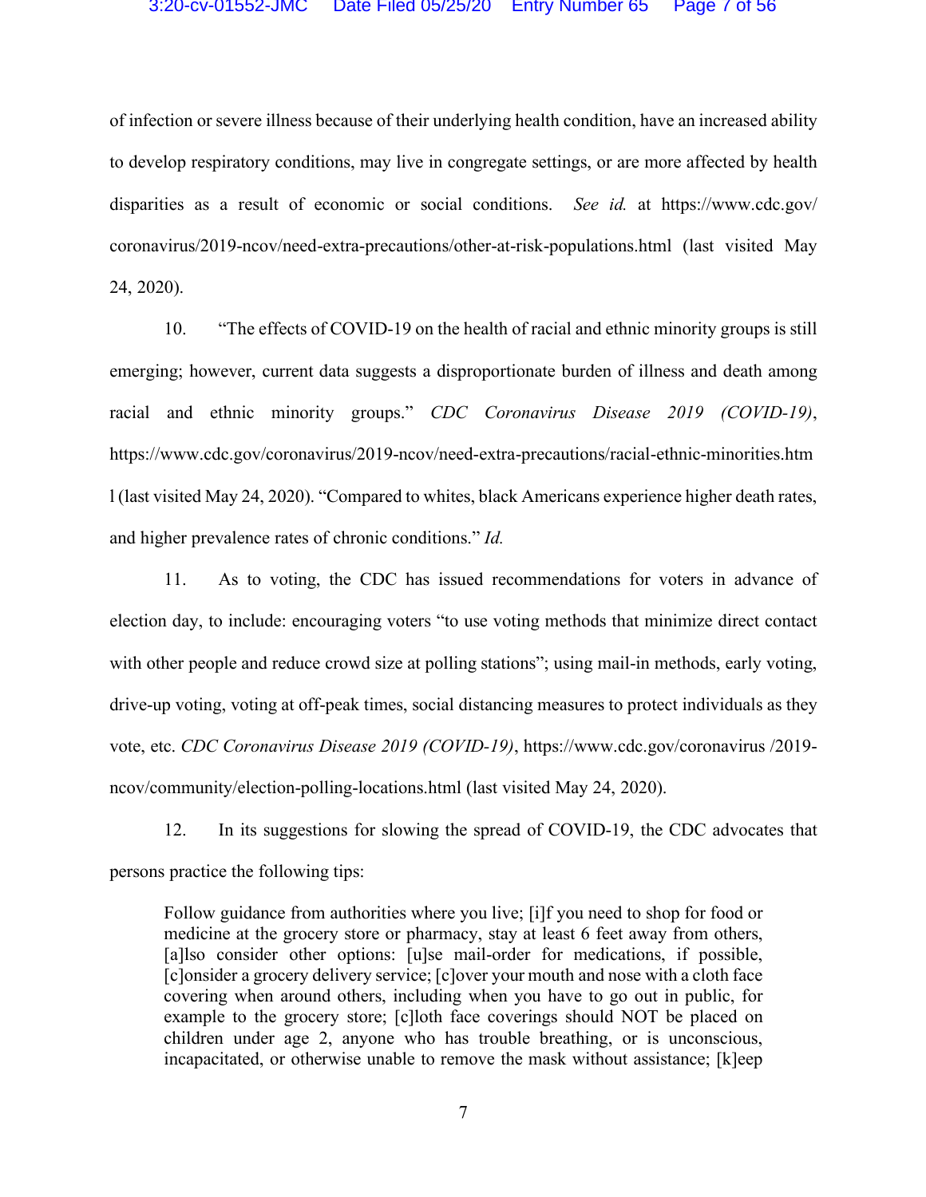of infection or severe illness because of their underlying health condition, have an increased ability to develop respiratory conditions, may live in congregate settings, or are more affected by health disparities as a result of economic or social conditions. *See id.* at https://www.cdc.gov/coronavirus/2019-ncov/need-extra-precautions/other-at-risk-populations.html (last visited May 24, 2020).

10. "The effects of COVID-19 on the health of racial and ethnic minority groups is still emerging; however, current data suggests a disproportionate burden of illness and death among racial and ethnic minority groups." *CDC Coronavirus Disease 2019 (COVID-19)*, https://www.cdc.gov/coronavirus/2019-ncov/need-extra-precautions/racial-ethnic-minorities.html (last visited May 24, 2020). "Compared to whites, black Americans experience higher death rates, and higher prevalence rates of chronic conditions." *Id.*

11. As to voting, the CDC has issued recommendations for voters in advance of election day, to include: encouraging voters "to use voting methods that minimize direct contact with other people and reduce crowd size at polling stations"; using mail-in methods, early voting, drive-up voting, voting at off-peak times, social distancing measures to protect individuals as they vote, etc. *CDC Coronavirus Disease 2019 (COVID-19)*, https://www.cdc.gov/coronavirus /2019-ncov/community/election-polling-locations.html (last visited May 24, 2020).

12. In its suggestions for slowing the spread of COVID-19, the CDC advocates that persons practice the following tips:

> Follow guidance from authorities where you live; [i]f you need to shop for food or medicine at the grocery store or pharmacy, stay at least 6 feet away from others, [a]lso consider other options: [u]se mail-order for medications, if possible, [c]onsider a grocery delivery service; [c]over your mouth and nose with a cloth face covering when around others, including when you have to go out in public, for example to the grocery store; [c]loth face coverings should NOT be placed on children under age 2, anyone who has trouble breathing, or is unconscious, incapacitated, or otherwise unable to remove the mask without assistance; [k]eep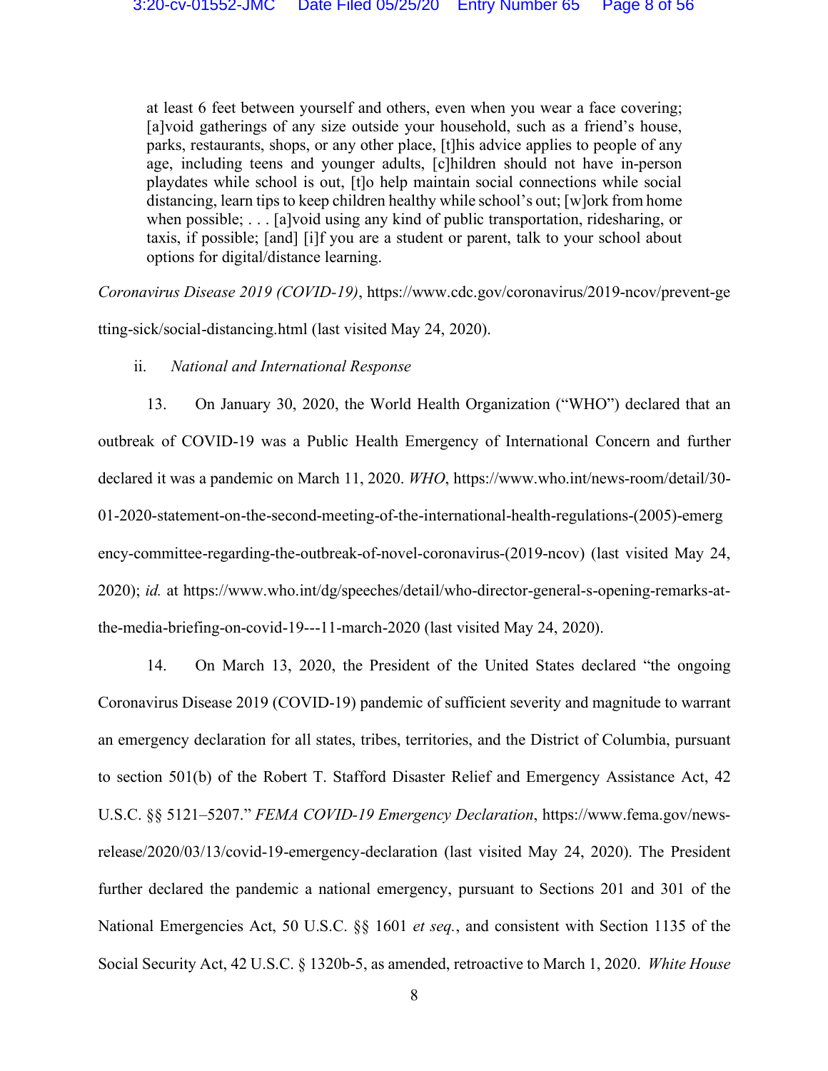> at least 6 feet between yourself and others, even when you wear a face covering; [a]void gatherings of any size outside your household, such as a friend's house, parks, restaurants, shops, or any other place, [t]his advice applies to people of any age, including teens and younger adults, [c]hildren should not have in-person playdates while school is out, [t]o help maintain social connections while social distancing, learn tips to keep children healthy while school's out; [w]ork from home when possible; . . . [a]void using any kind of public transportation, ridesharing, or taxis, if possible; [and] [i]f you are a student or parent, talk to your school about options for digital/distance learning.

*Coronavirus Disease 2019 (COVID-19)*, https://www.cdc.gov/coronavirus/2019-ncov/prevent-getting-sick/social-distancing.html (last visited May 24, 2020).

ii. *National and International Response*

13. On January 30, 2020, the World Health Organization ("WHO") declared that an outbreak of COVID-19 was a Public Health Emergency of International Concern and further declared it was a pandemic on March 11, 2020. *WHO*, https://www.who.int/news-room/detail/30-01-2020-statement-on-the-second-meeting-of-the-international-health-regulations-(2005)-emergency-committee-regarding-the-outbreak-of-novel-coronavirus-(2019-ncov) (last visited May 24, 2020); *id.* at https://www.who.int/dg/speeches/detail/who-director-general-s-opening-remarks-at-the-media-briefing-on-covid-19---11-march-2020 (last visited May 24, 2020).

14. On March 13, 2020, the President of the United States declared "the ongoing Coronavirus Disease 2019 (COVID-19) pandemic of sufficient severity and magnitude to warrant an emergency declaration for all states, tribes, territories, and the District of Columbia, pursuant to section 501(b) of the Robert T. Stafford Disaster Relief and Emergency Assistance Act, 42 U.S.C. §§ 5121–5207." *FEMA COVID-19 Emergency Declaration*, https://www.fema.gov/news-release/2020/03/13/covid-19-emergency-declaration (last visited May 24, 2020). The President further declared the pandemic a national emergency, pursuant to Sections 201 and 301 of the National Emergencies Act, 50 U.S.C. §§ 1601 *et seq.*, and consistent with Section 1135 of the Social Security Act, 42 U.S.C. § 1320b-5, as amended, retroactive to March 1, 2020. *White House*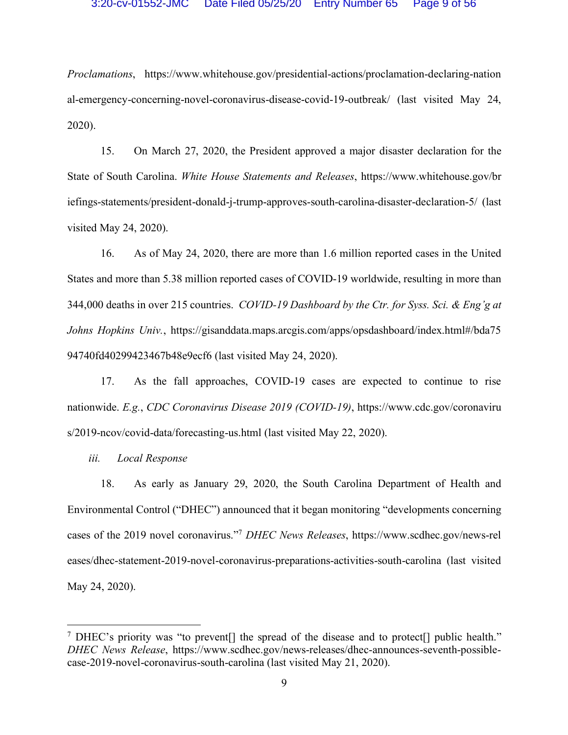*Proclamations*, https://www.whitehouse.gov/presidential-actions/proclamation-declaring-national-emergency-concerning-novel-coronavirus-disease-covid-19-outbreak/ (last visited May 24, 2020).

15. On March 27, 2020, the President approved a major disaster declaration for the State of South Carolina. *White House Statements and Releases*, https://www.whitehouse.gov/briefings-statements/president-donald-j-trump-approves-south-carolina-disaster-declaration-5/ (last visited May 24, 2020).

16. As of May 24, 2020, there are more than 1.6 million reported cases in the United States and more than 5.38 million reported cases of COVID-19 worldwide, resulting in more than 344,000 deaths in over 215 countries. *COVID-19 Dashboard by the Ctr. for Syss. Sci. & Eng'g at Johns Hopkins Univ.*, https://gisanddata.maps.arcgis.com/apps/opsdashboard/index.html#/bda7594740fd40299423467b48e9ecf6 (last visited May 24, 2020).

17. As the fall approaches, COVID-19 cases are expected to continue to rise nationwide. *E.g.*, *CDC Coronavirus Disease 2019 (COVID-19)*, https://www.cdc.gov/coronavirus/2019-ncov/covid-data/forecasting-us.html (last visited May 22, 2020).

*iii. Local Response*

18. As early as January 29, 2020, the South Carolina Department of Health and Environmental Control ("DHEC") announced that it began monitoring "developments concerning cases of the 2019 novel coronavirus."[7] *DHEC News Releases*, https://www.scdhec.gov/news-releases/dhec-statement-2019-novel-coronavirus-preparations-activities-south-carolina (last visited May 24, 2020).

---

[7] DHEC's priority was "to prevent[] the spread of the disease and to protect[] public health." *DHEC News Release*, https://www.scdhec.gov/news-releases/dhec-announces-seventh-possible-case-2019-novel-coronavirus-south-carolina (last visited May 21, 2020).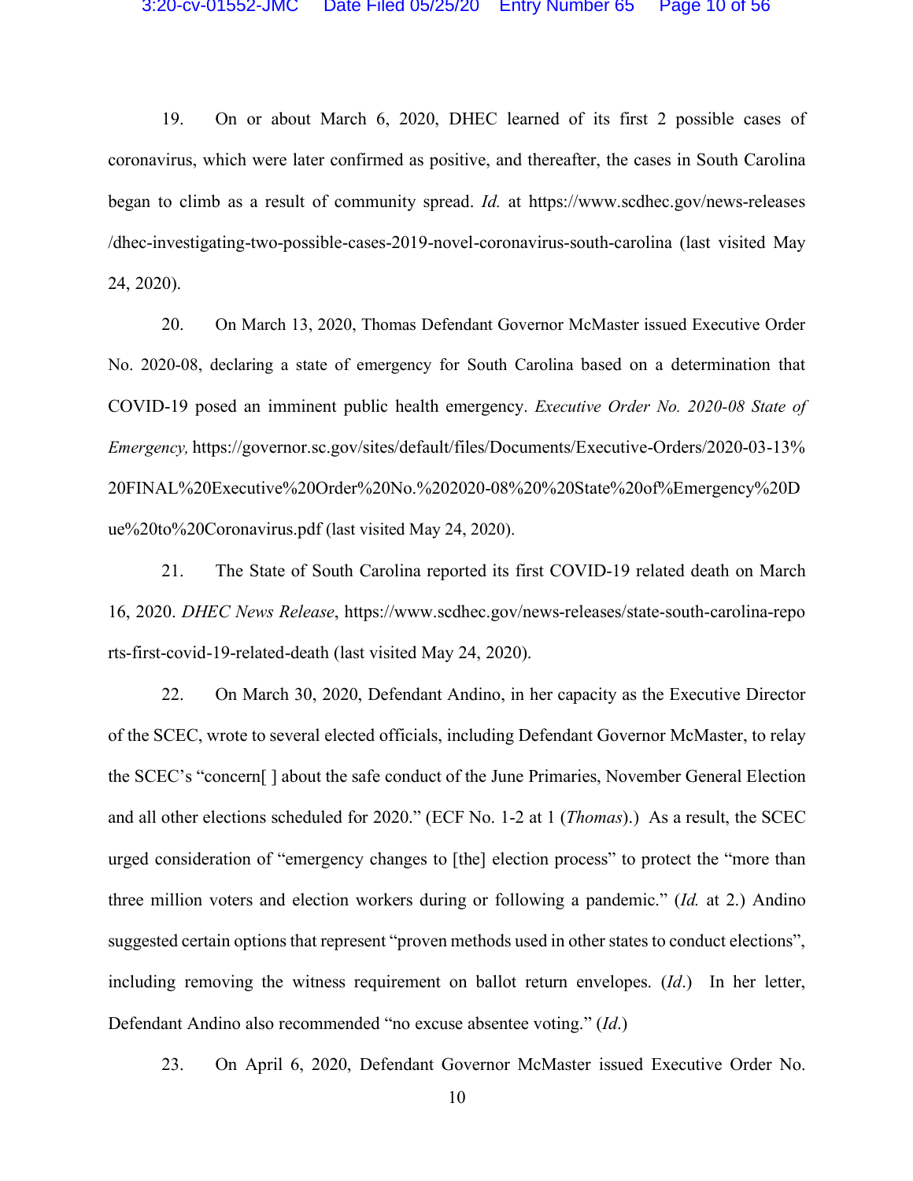19. On or about March 6, 2020, DHEC learned of its first 2 possible cases of coronavirus, which were later confirmed as positive, and thereafter, the cases in South Carolina began to climb as a result of community spread. *Id.* at https://www.scdhec.gov/news-releases/dhec-investigating-two-possible-cases-2019-novel-coronavirus-south-carolina (last visited May 24, 2020).

20. On March 13, 2020, Thomas Defendant Governor McMaster issued Executive Order No. 2020-08, declaring a state of emergency for South Carolina based on a determination that COVID-19 posed an imminent public health emergency. *Executive Order No. 2020-08 State of Emergency,* https://governor.sc.gov/sites/default/files/Documents/Executive-Orders/2020-03-13%20FINAL%20Executive%20Order%20No.%202020-08%20%20State%20of%Emergency%20Due%20to%20Coronavirus.pdf (last visited May 24, 2020).

21. The State of South Carolina reported its first COVID-19 related death on March 16, 2020. *DHEC News Release*, https://www.scdhec.gov/news-releases/state-south-carolina-reports-first-covid-19-related-death (last visited May 24, 2020).

22. On March 30, 2020, Defendant Andino, in her capacity as the Executive Director of the SCEC, wrote to several elected officials, including Defendant Governor McMaster, to relay the SCEC's "concern[ ] about the safe conduct of the June Primaries, November General Election and all other elections scheduled for 2020." (ECF No. 1-2 at 1 (*Thomas*).) As a result, the SCEC urged consideration of "emergency changes to [the] election process" to protect the "more than three million voters and election workers during or following a pandemic." (*Id.* at 2.) Andino suggested certain options that represent "proven methods used in other states to conduct elections", including removing the witness requirement on ballot return envelopes. (*Id*.) In her letter, Defendant Andino also recommended "no excuse absentee voting." (*Id.*)

23. On April 6, 2020, Defendant Governor McMaster issued Executive Order No.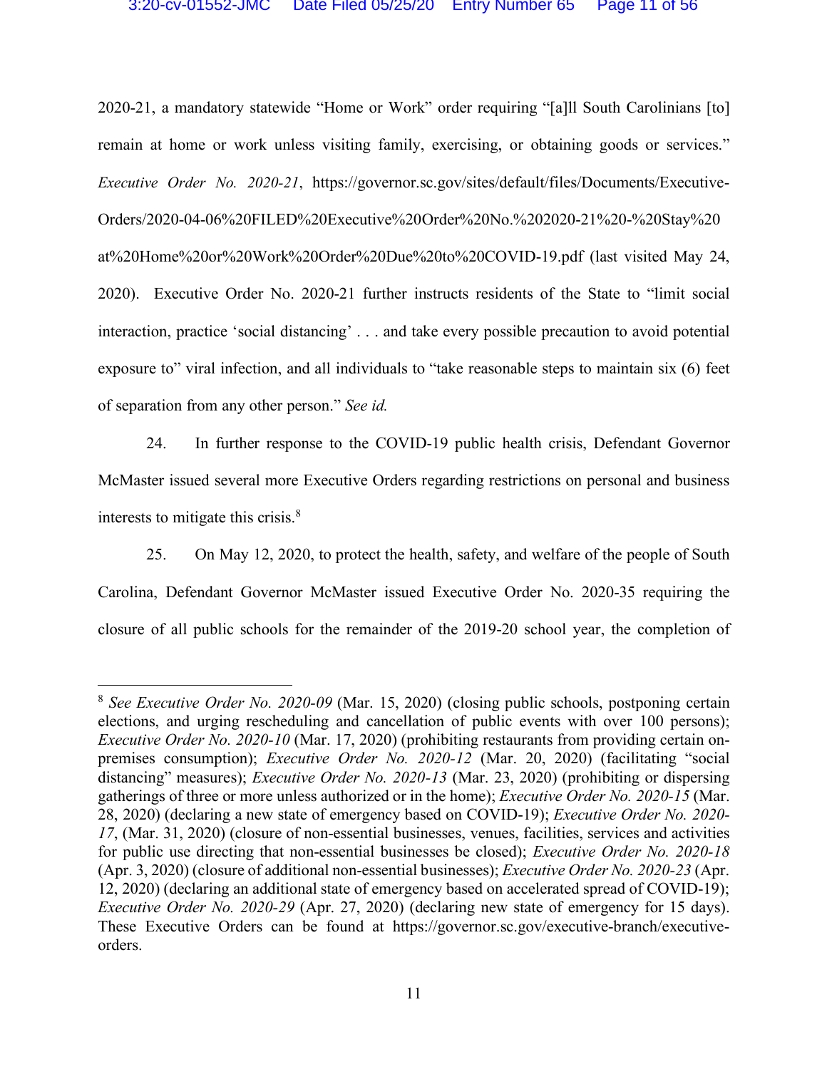2020-21, a mandatory statewide "Home or Work" order requiring "[a]ll South Carolinians [to] remain at home or work unless visiting family, exercising, or obtaining goods or services." *Executive Order No. 2020-21*, https://governor.sc.gov/sites/default/files/Documents/Executive-Orders/2020-04-06%20FILED%20Executive%20Order%20No.%202020-21%20-%20Stay%20at%20Home%20or%20Work%20Order%20Due%20to%20COVID-19.pdf (last visited May 24, 2020). Executive Order No. 2020-21 further instructs residents of the State to "limit social interaction, practice 'social distancing' . . . and take every possible precaution to avoid potential exposure to" viral infection, and all individuals to "take reasonable steps to maintain six (6) feet of separation from any other person." *See id.*

24. In further response to the COVID-19 public health crisis, Defendant Governor McMaster issued several more Executive Orders regarding restrictions on personal and business interests to mitigate this crisis.[8]

25. On May 12, 2020, to protect the health, safety, and welfare of the people of South Carolina, Defendant Governor McMaster issued Executive Order No. 2020-35 requiring the closure of all public schools for the remainder of the 2019-20 school year, the completion of

---

[8] *See Executive Order No. 2020-09* (Mar. 15, 2020) (closing public schools, postponing certain elections, and urging rescheduling and cancellation of public events with over 100 persons); *Executive Order No. 2020-10* (Mar. 17, 2020) (prohibiting restaurants from providing certain on-premises consumption); *Executive Order No. 2020-12* (Mar. 20, 2020) (facilitating "social distancing" measures); *Executive Order No. 2020-13* (Mar. 23, 2020) (prohibiting or dispersing gatherings of three or more unless authorized or in the home); *Executive Order No. 2020-15* (Mar. 28, 2020) (declaring a new state of emergency based on COVID-19); *Executive Order No. 2020-17*, (Mar. 31, 2020) (closure of non-essential businesses, venues, facilities, services and activities for public use directing that non-essential businesses be closed); *Executive Order No. 2020-18* (Apr. 3, 2020) (closure of additional non-essential businesses); *Executive Order No. 2020-23* (Apr. 12, 2020) (declaring an additional state of emergency based on accelerated spread of COVID-19); *Executive Order No. 2020-29* (Apr. 27, 2020) (declaring new state of emergency for 15 days). These Executive Orders can be found at https://governor.sc.gov/executive-branch/executive-orders.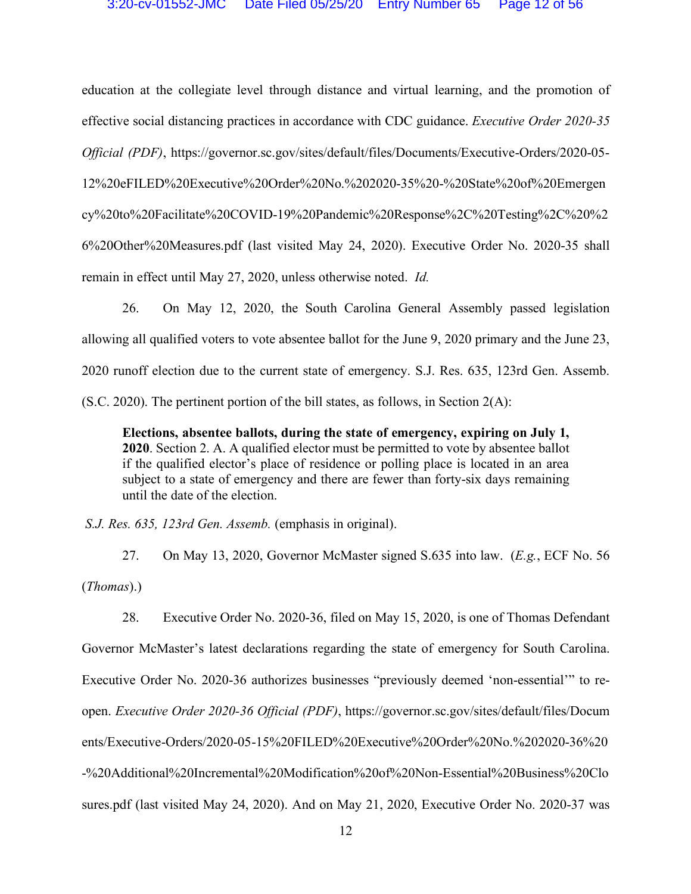education at the collegiate level through distance and virtual learning, and the promotion of effective social distancing practices in accordance with CDC guidance. *Executive Order 2020-35 Official (PDF)*, https://governor.sc.gov/sites/default/files/Documents/Executive-Orders/2020-05-12%20eFILED%20Executive%20Order%20No.%202020-35%20-%20State%20of%20Emergency%20to%20Facilitate%20COVID-19%20Pandemic%20Response%2C%20Testing%2C%20%26%20Other%20Measures.pdf (last visited May 24, 2020). Executive Order No. 2020-35 shall remain in effect until May 27, 2020, unless otherwise noted. *Id.*

26. On May 12, 2020, the South Carolina General Assembly passed legislation allowing all qualified voters to vote absentee ballot for the June 9, 2020 primary and the June 23, 2020 runoff election due to the current state of emergency. S.J. Res. 635, 123rd Gen. Assemb. (S.C. 2020). The pertinent portion of the bill states, as follows, in Section 2(A):

> **Elections, absentee ballots, during the state of emergency, expiring on July 1, 2020**. Section 2. A. A qualified elector must be permitted to vote by absentee ballot if the qualified elector's place of residence or polling place is located in an area subject to a state of emergency and there are fewer than forty-six days remaining until the date of the election.

*S.J. Res. 635, 123rd Gen. Assemb.* (emphasis in original).

27. On May 13, 2020, Governor McMaster signed S.635 into law. (*E.g.*, ECF No. 56 (*Thomas*).)

28. Executive Order No. 2020-36, filed on May 15, 2020, is one of Thomas Defendant Governor McMaster's latest declarations regarding the state of emergency for South Carolina. Executive Order No. 2020-36 authorizes businesses "previously deemed 'non-essential'" to re-open. *Executive Order 2020-36 Official (PDF)*, https://governor.sc.gov/sites/default/files/Documents/Executive-Orders/2020-05-15%20FILED%20Executive%20Order%20No.%202020-36%20-%20Additional%20Incremental%20Modification%20of%20Non-Essential%20Business%20Closures.pdf (last visited May 24, 2020). And on May 21, 2020, Executive Order No. 2020-37 was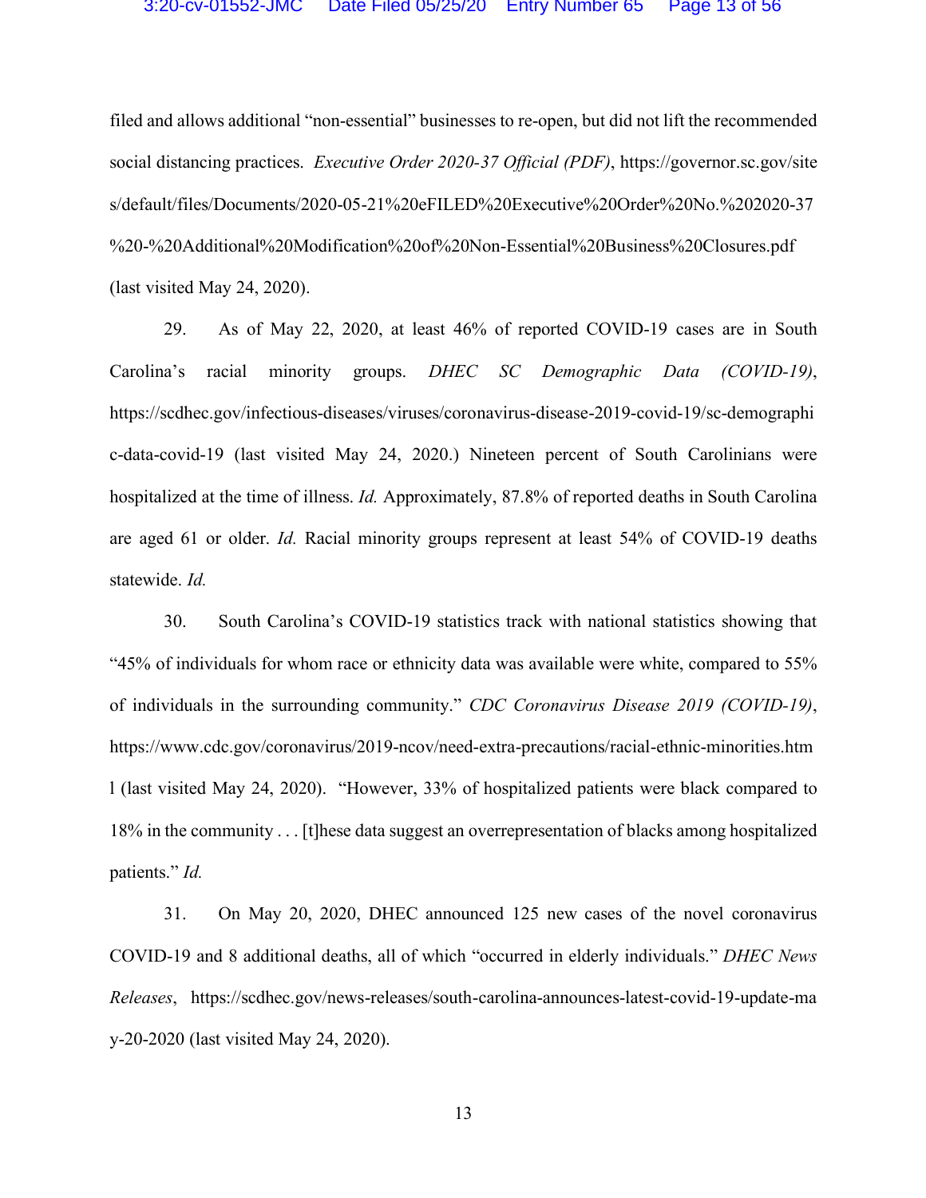filed and allows additional "non-essential" businesses to re-open, but did not lift the recommended social distancing practices. *Executive Order 2020-37 Official (PDF)*, https://governor.sc.gov/sites/default/files/Documents/2020-05-21%20eFILED%20Executive%20Order%20No.%202020-37%20-%20Additional%20Modification%20of%20Non-Essential%20Business%20Closures.pdf (last visited May 24, 2020).

29. As of May 22, 2020, at least 46% of reported COVID-19 cases are in South Carolina's racial minority groups. *DHEC SC Demographic Data (COVID-19)*, https://scdhec.gov/infectious-diseases/viruses/coronavirus-disease-2019-covid-19/sc-demographic-data-covid-19 (last visited May 24, 2020.) Nineteen percent of South Carolinians were hospitalized at the time of illness. *Id.* Approximately, 87.8% of reported deaths in South Carolina are aged 61 or older. *Id.* Racial minority groups represent at least 54% of COVID-19 deaths statewide. *Id.*

30. South Carolina's COVID-19 statistics track with national statistics showing that "45% of individuals for whom race or ethnicity data was available were white, compared to 55% of individuals in the surrounding community." *CDC Coronavirus Disease 2019 (COVID-19)*, https://www.cdc.gov/coronavirus/2019-ncov/need-extra-precautions/racial-ethnic-minorities.html (last visited May 24, 2020). "However, 33% of hospitalized patients were black compared to 18% in the community . . . [t]hese data suggest an overrepresentation of blacks among hospitalized patients." *Id.*

31. On May 20, 2020, DHEC announced 125 new cases of the novel coronavirus COVID-19 and 8 additional deaths, all of which "occurred in elderly individuals." *DHEC News Releases*, https://scdhec.gov/news-releases/south-carolina-announces-latest-covid-19-update-may-20-2020 (last visited May 24, 2020).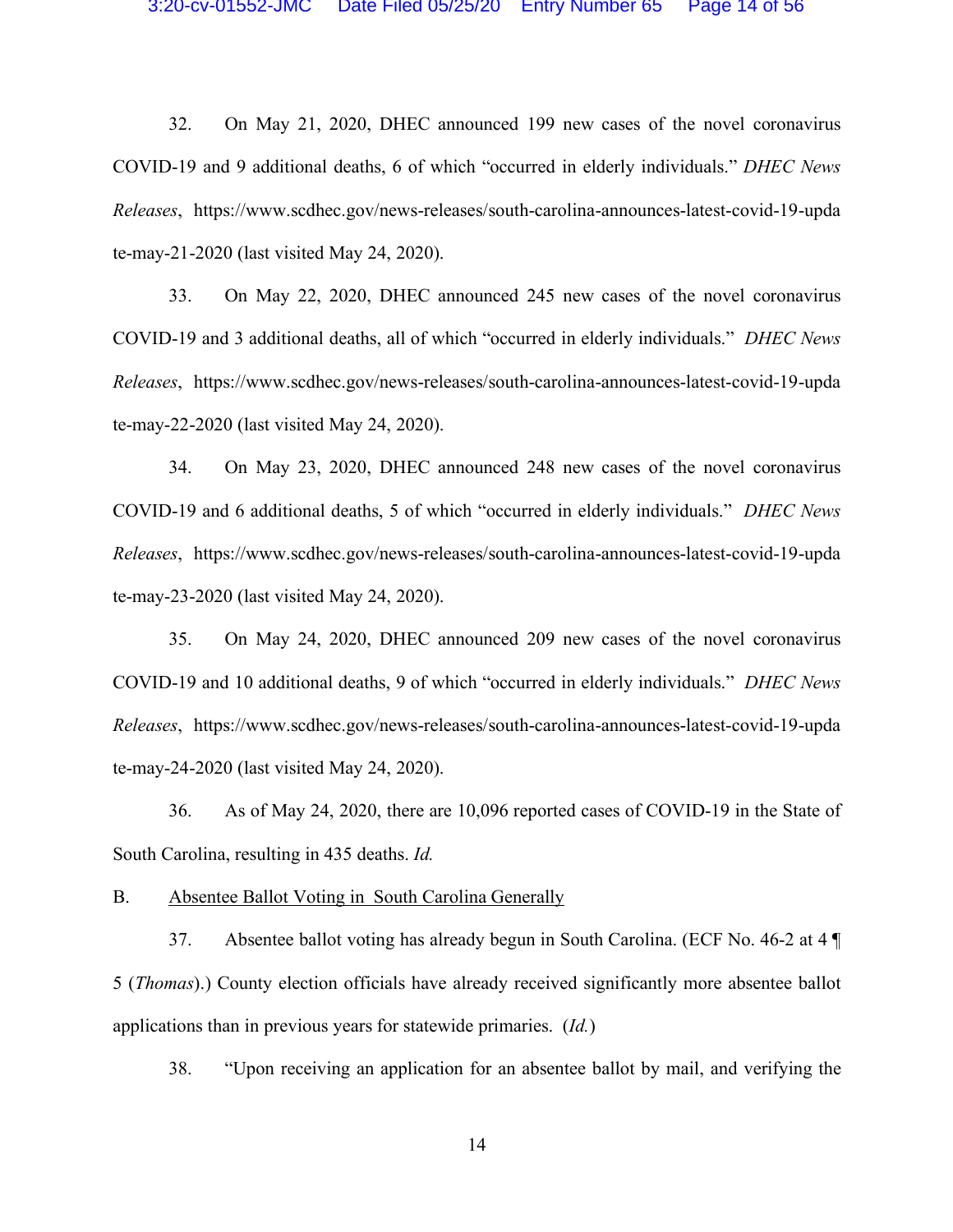32. On May 21, 2020, DHEC announced 199 new cases of the novel coronavirus COVID-19 and 9 additional deaths, 6 of which "occurred in elderly individuals." *DHEC News Releases*, https://www.scdhec.gov/news-releases/south-carolina-announces-latest-covid-19-update-may-21-2020 (last visited May 24, 2020).

33. On May 22, 2020, DHEC announced 245 new cases of the novel coronavirus COVID-19 and 3 additional deaths, all of which "occurred in elderly individuals." *DHEC News Releases*, https://www.scdhec.gov/news-releases/south-carolina-announces-latest-covid-19-update-may-22-2020 (last visited May 24, 2020).

34. On May 23, 2020, DHEC announced 248 new cases of the novel coronavirus COVID-19 and 6 additional deaths, 5 of which "occurred in elderly individuals." *DHEC News Releases*, https://www.scdhec.gov/news-releases/south-carolina-announces-latest-covid-19-update-may-23-2020 (last visited May 24, 2020).

35. On May 24, 2020, DHEC announced 209 new cases of the novel coronavirus COVID-19 and 10 additional deaths, 9 of which "occurred in elderly individuals." *DHEC News Releases*, https://www.scdhec.gov/news-releases/south-carolina-announces-latest-covid-19-update-may-24-2020 (last visited May 24, 2020).

36. As of May 24, 2020, there are 10,096 reported cases of COVID-19 in the State of South Carolina, resulting in 435 deaths. *Id.*

B. <u>Absentee Ballot Voting in South Carolina Generally</u>

37. Absentee ballot voting has already begun in South Carolina. (ECF No. 46-2 at 4 ¶ 5 (*Thomas*).) County election officials have already received significantly more absentee ballot applications than in previous years for statewide primaries. (*Id.*)

38. "Upon receiving an application for an absentee ballot by mail, and verifying the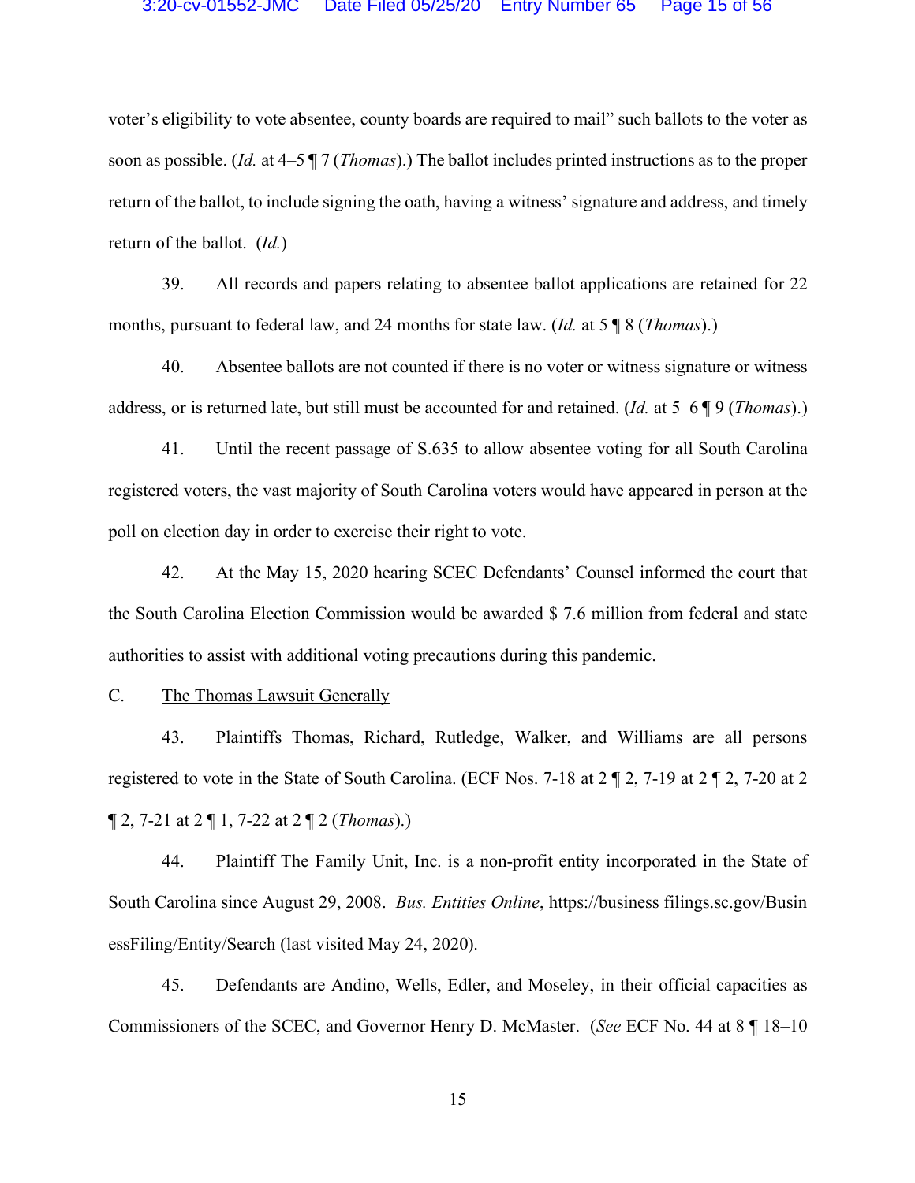voter's eligibility to vote absentee, county boards are required to mail" such ballots to the voter as soon as possible. (*Id.* at 4–5 ¶ 7 (*Thomas*).) The ballot includes printed instructions as to the proper return of the ballot, to include signing the oath, having a witness' signature and address, and timely return of the ballot. (*Id.*)

39. All records and papers relating to absentee ballot applications are retained for 22 months, pursuant to federal law, and 24 months for state law. (*Id.* at 5 ¶ 8 (*Thomas*).)

40. Absentee ballots are not counted if there is no voter or witness signature or witness address, or is returned late, but still must be accounted for and retained. (*Id.* at 5–6 ¶ 9 (*Thomas*).)

41. Until the recent passage of S.635 to allow absentee voting for all South Carolina registered voters, the vast majority of South Carolina voters would have appeared in person at the poll on election day in order to exercise their right to vote.

42. At the May 15, 2020 hearing SCEC Defendants' Counsel informed the court that the South Carolina Election Commission would be awarded $ 7.6 million from federal and state authorities to assist with additional voting precautions during this pandemic.

C. <u>The Thomas Lawsuit Generally</u>

43. Plaintiffs Thomas, Richard, Rutledge, Walker, and Williams are all persons registered to vote in the State of South Carolina. (ECF Nos. 7-18 at 2 ¶ 2, 7-19 at 2 ¶ 2, 7-20 at 2 ¶ 2, 7-21 at 2 ¶ 1, 7-22 at 2 ¶ 2 (*Thomas*).)

44. Plaintiff The Family Unit, Inc. is a non-profit entity incorporated in the State of South Carolina since August 29, 2008. *Bus. Entities Online*, https://business filings.sc.gov/BusinessFiling/Entity/Search (last visited May 24, 2020).

45. Defendants are Andino, Wells, Edler, and Moseley, in their official capacities as Commissioners of the SCEC, and Governor Henry D. McMaster. (*See* ECF No. 44 at 8 ¶ 18–10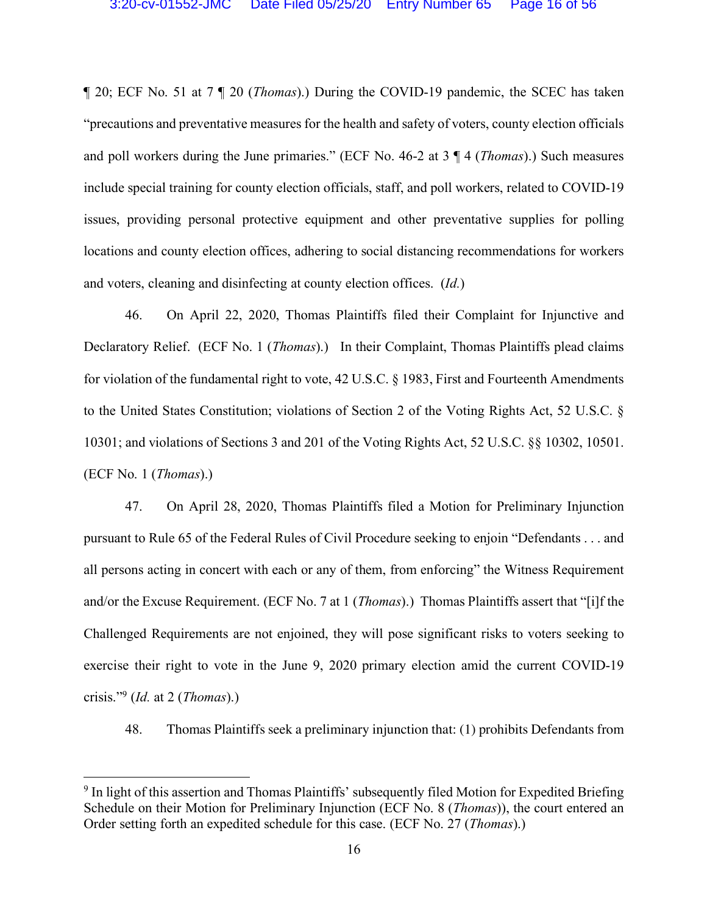¶ 20; ECF No. 51 at 7 ¶ 20 (*Thomas*).) During the COVID-19 pandemic, the SCEC has taken "precautions and preventative measures for the health and safety of voters, county election officials and poll workers during the June primaries." (ECF No. 46-2 at 3 ¶ 4 (*Thomas*).) Such measures include special training for county election officials, staff, and poll workers, related to COVID-19 issues, providing personal protective equipment and other preventative supplies for polling locations and county election offices, adhering to social distancing recommendations for workers and voters, cleaning and disinfecting at county election offices. (*Id.*)

46. On April 22, 2020, Thomas Plaintiffs filed their Complaint for Injunctive and Declaratory Relief. (ECF No. 1 (*Thomas*).) In their Complaint, Thomas Plaintiffs plead claims for violation of the fundamental right to vote, 42 U.S.C. § 1983, First and Fourteenth Amendments to the United States Constitution; violations of Section 2 of the Voting Rights Act, 52 U.S.C. § 10301; and violations of Sections 3 and 201 of the Voting Rights Act, 52 U.S.C. §§ 10302, 10501. (ECF No. 1 (*Thomas*).)

47. On April 28, 2020, Thomas Plaintiffs filed a Motion for Preliminary Injunction pursuant to Rule 65 of the Federal Rules of Civil Procedure seeking to enjoin "Defendants . . . and all persons acting in concert with each or any of them, from enforcing" the Witness Requirement and/or the Excuse Requirement. (ECF No. 7 at 1 (*Thomas*).) Thomas Plaintiffs assert that "[i]f the Challenged Requirements are not enjoined, they will pose significant risks to voters seeking to exercise their right to vote in the June 9, 2020 primary election amid the current COVID-19 crisis."[9] (*Id.* at 2 (*Thomas*).)

48. Thomas Plaintiffs seek a preliminary injunction that: (1) prohibits Defendants from

---

[9] In light of this assertion and Thomas Plaintiffs' subsequently filed Motion for Expedited Briefing Schedule on their Motion for Preliminary Injunction (ECF No. 8 (*Thomas*)), the court entered an Order setting forth an expedited schedule for this case. (ECF No. 27 (*Thomas*).)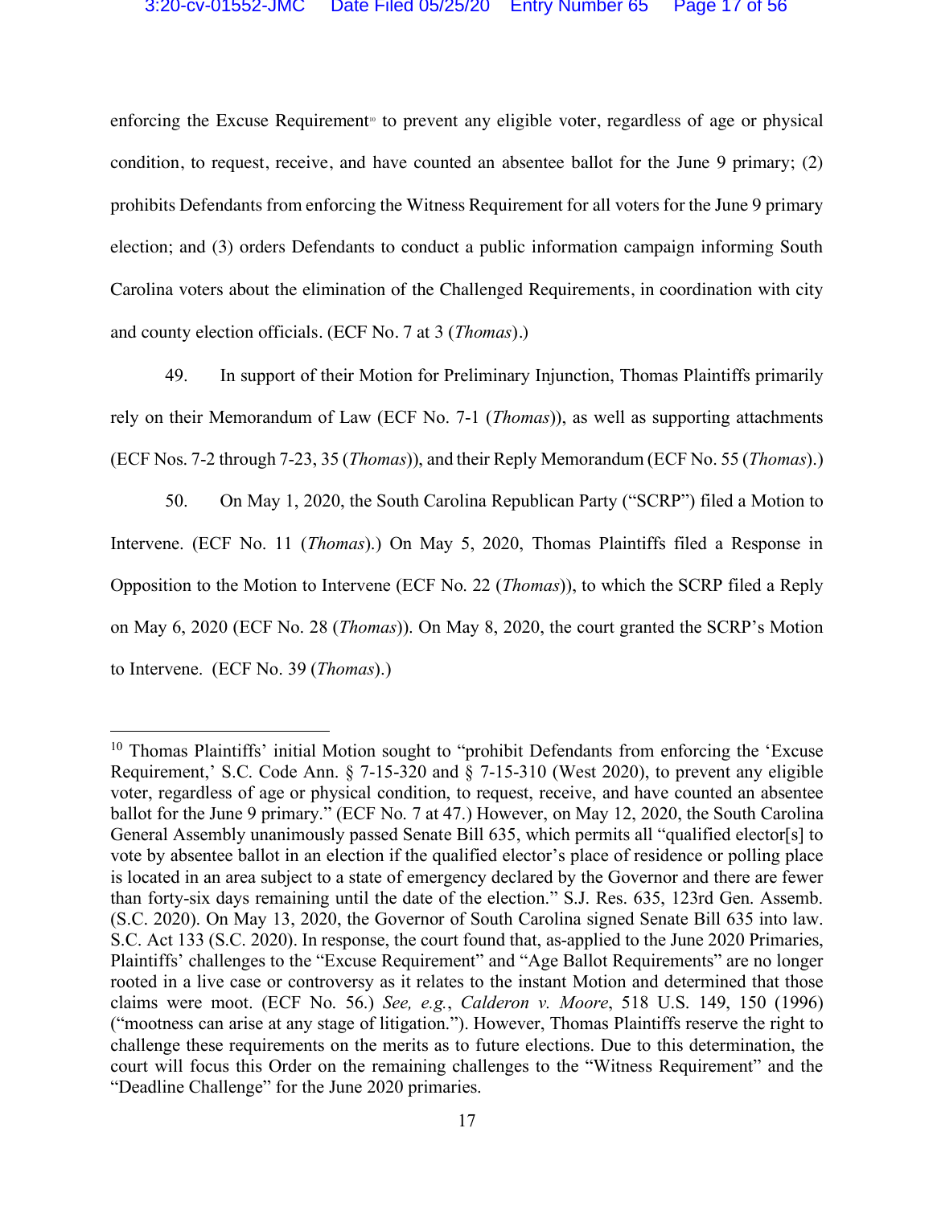enforcing the Excuse Requirement[10] to prevent any eligible voter, regardless of age or physical condition, to request, receive, and have counted an absentee ballot for the June 9 primary; (2) prohibits Defendants from enforcing the Witness Requirement for all voters for the June 9 primary election; and (3) orders Defendants to conduct a public information campaign informing South Carolina voters about the elimination of the Challenged Requirements, in coordination with city and county election officials. (ECF No. 7 at 3 (*Thomas*).)

49. In support of their Motion for Preliminary Injunction, Thomas Plaintiffs primarily rely on their Memorandum of Law (ECF No. 7-1 (*Thomas*)), as well as supporting attachments (ECF Nos. 7-2 through 7-23, 35 (*Thomas*)), and their Reply Memorandum (ECF No. 55 (*Thomas*).)

50. On May 1, 2020, the South Carolina Republican Party ("SCRP") filed a Motion to Intervene. (ECF No. 11 (*Thomas*).) On May 5, 2020, Thomas Plaintiffs filed a Response in Opposition to the Motion to Intervene (ECF No. 22 (*Thomas*)), to which the SCRP filed a Reply on May 6, 2020 (ECF No. 28 (*Thomas*)). On May 8, 2020, the court granted the SCRP's Motion to Intervene. (ECF No. 39 (*Thomas*).)

---

[10] Thomas Plaintiffs' initial Motion sought to "prohibit Defendants from enforcing the 'Excuse Requirement,' S.C. Code Ann. § 7-15-320 and § 7-15-310 (West 2020), to prevent any eligible voter, regardless of age or physical condition, to request, receive, and have counted an absentee ballot for the June 9 primary." (ECF No. 7 at 47.) However, on May 12, 2020, the South Carolina General Assembly unanimously passed Senate Bill 635, which permits all "qualified elector[s] to vote by absentee ballot in an election if the qualified elector's place of residence or polling place is located in an area subject to a state of emergency declared by the Governor and there are fewer than forty-six days remaining until the date of the election." S.J. Res. 635, 123rd Gen. Assemb. (S.C. 2020). On May 13, 2020, the Governor of South Carolina signed Senate Bill 635 into law. S.C. Act 133 (S.C. 2020). In response, the court found that, as-applied to the June 2020 Primaries, Plaintiffs' challenges to the "Excuse Requirement" and "Age Ballot Requirements" are no longer rooted in a live case or controversy as it relates to the instant Motion and determined that those claims were moot. (ECF No. 56.) *See, e.g.*, *Calderon v. Moore*, 518 U.S. 149, 150 (1996) ("mootness can arise at any stage of litigation."). However, Thomas Plaintiffs reserve the right to challenge these requirements on the merits as to future elections. Due to this determination, the court will focus this Order on the remaining challenges to the "Witness Requirement" and the "Deadline Challenge" for the June 2020 primaries.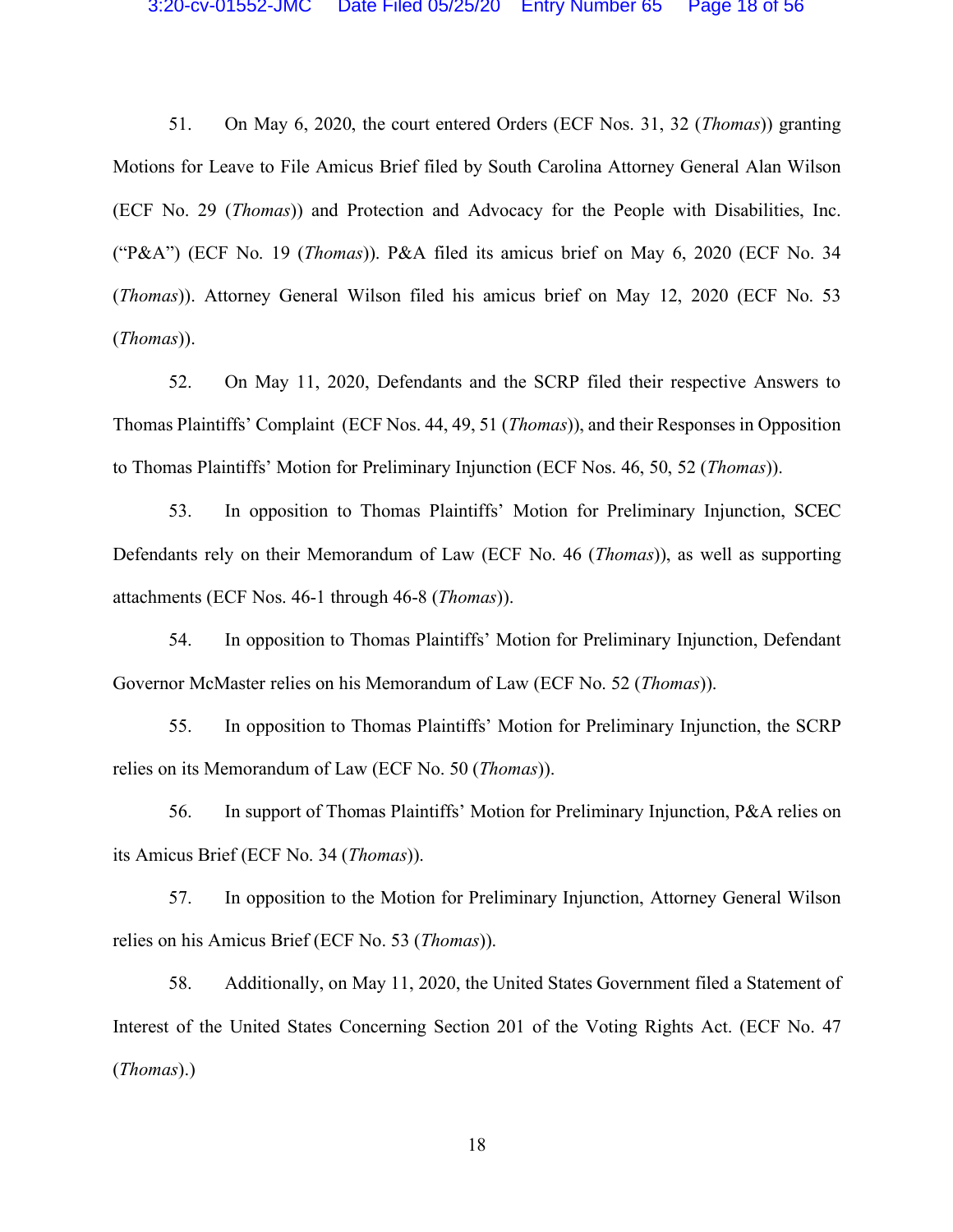51. On May 6, 2020, the court entered Orders (ECF Nos. 31, 32 (*Thomas*)) granting Motions for Leave to File Amicus Brief filed by South Carolina Attorney General Alan Wilson (ECF No. 29 (*Thomas*)) and Protection and Advocacy for the People with Disabilities, Inc. ("P&A") (ECF No. 19 (*Thomas*)). P&A filed its amicus brief on May 6, 2020 (ECF No. 34 (*Thomas*)). Attorney General Wilson filed his amicus brief on May 12, 2020 (ECF No. 53 (*Thomas*)).

52. On May 11, 2020, Defendants and the SCRP filed their respective Answers to Thomas Plaintiffs' Complaint (ECF Nos. 44, 49, 51 (*Thomas*)), and their Responses in Opposition to Thomas Plaintiffs' Motion for Preliminary Injunction (ECF Nos. 46, 50, 52 (*Thomas*)).

53. In opposition to Thomas Plaintiffs' Motion for Preliminary Injunction, SCEC Defendants rely on their Memorandum of Law (ECF No. 46 (*Thomas*)), as well as supporting attachments (ECF Nos. 46-1 through 46-8 (*Thomas*)).

54. In opposition to Thomas Plaintiffs' Motion for Preliminary Injunction, Defendant Governor McMaster relies on his Memorandum of Law (ECF No. 52 (*Thomas*)).

55. In opposition to Thomas Plaintiffs' Motion for Preliminary Injunction, the SCRP relies on its Memorandum of Law (ECF No. 50 (*Thomas*)).

56. In support of Thomas Plaintiffs' Motion for Preliminary Injunction, P&A relies on its Amicus Brief (ECF No. 34 (*Thomas*)).

57. In opposition to the Motion for Preliminary Injunction, Attorney General Wilson relies on his Amicus Brief (ECF No. 53 (*Thomas*)).

58. Additionally, on May 11, 2020, the United States Government filed a Statement of Interest of the United States Concerning Section 201 of the Voting Rights Act. (ECF No. 47 (*Thomas*).)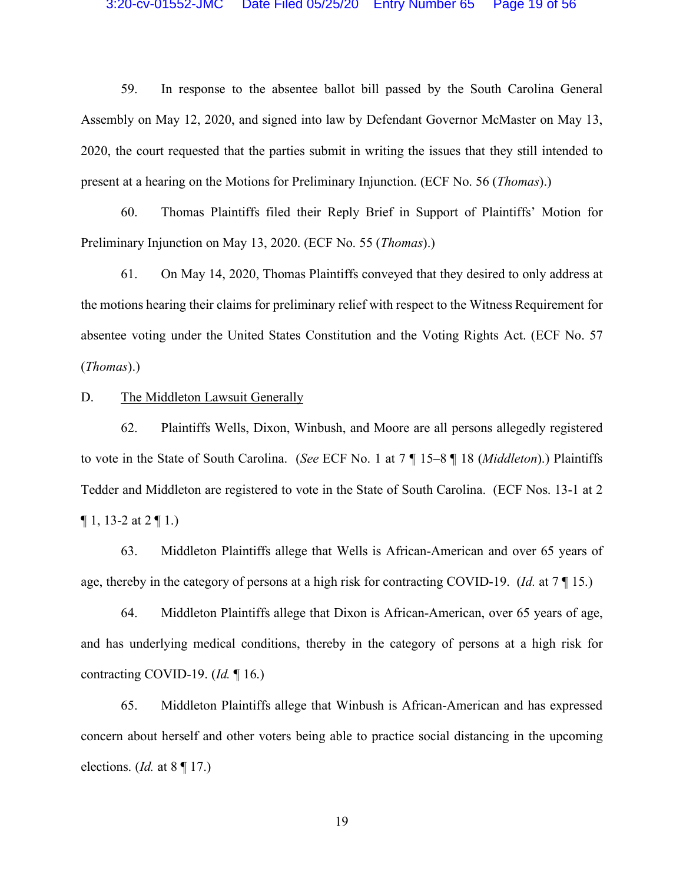59. In response to the absentee ballot bill passed by the South Carolina General Assembly on May 12, 2020, and signed into law by Defendant Governor McMaster on May 13, 2020, the court requested that the parties submit in writing the issues that they still intended to present at a hearing on the Motions for Preliminary Injunction. (ECF No. 56 (*Thomas*).)

60. Thomas Plaintiffs filed their Reply Brief in Support of Plaintiffs' Motion for Preliminary Injunction on May 13, 2020. (ECF No. 55 (*Thomas*).)

61. On May 14, 2020, Thomas Plaintiffs conveyed that they desired to only address at the motions hearing their claims for preliminary relief with respect to the Witness Requirement for absentee voting under the United States Constitution and the Voting Rights Act. (ECF No. 57 (*Thomas*).)

D. <u>The Middleton Lawsuit Generally</u>

62. Plaintiffs Wells, Dixon, Winbush, and Moore are all persons allegedly registered to vote in the State of South Carolina. (*See* ECF No. 1 at 7 ¶ 15–8 ¶ 18 (*Middleton*).) Plaintiffs Tedder and Middleton are registered to vote in the State of South Carolina. (ECF Nos. 13-1 at 2 ¶ 1, 13-2 at 2 ¶ 1.)

63. Middleton Plaintiffs allege that Wells is African-American and over 65 years of age, thereby in the category of persons at a high risk for contracting COVID-19. (*Id.* at 7 ¶ 15.)

64. Middleton Plaintiffs allege that Dixon is African-American, over 65 years of age, and has underlying medical conditions, thereby in the category of persons at a high risk for contracting COVID-19. (*Id.* ¶ 16.)

65. Middleton Plaintiffs allege that Winbush is African-American and has expressed concern about herself and other voters being able to practice social distancing in the upcoming elections. (*Id.* at 8 ¶ 17.)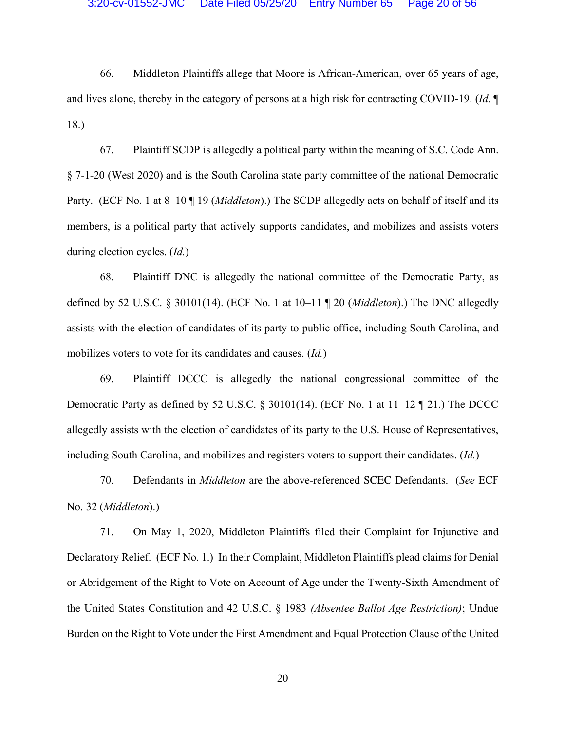66. Middleton Plaintiffs allege that Moore is African-American, over 65 years of age, and lives alone, thereby in the category of persons at a high risk for contracting COVID-19. (*Id.* ¶ 18.)

67. Plaintiff SCDP is allegedly a political party within the meaning of S.C. Code Ann. § 7-1-20 (West 2020) and is the South Carolina state party committee of the national Democratic Party. (ECF No. 1 at 8–10 ¶ 19 (*Middleton*).) The SCDP allegedly acts on behalf of itself and its members, is a political party that actively supports candidates, and mobilizes and assists voters during election cycles. (*Id.*)

68. Plaintiff DNC is allegedly the national committee of the Democratic Party, as defined by 52 U.S.C. § 30101(14). (ECF No. 1 at 10–11 ¶ 20 (*Middleton*).) The DNC allegedly assists with the election of candidates of its party to public office, including South Carolina, and mobilizes voters to vote for its candidates and causes. (*Id.*)

69. Plaintiff DCCC is allegedly the national congressional committee of the Democratic Party as defined by 52 U.S.C. § 30101(14). (ECF No. 1 at 11–12 ¶ 21.) The DCCC allegedly assists with the election of candidates of its party to the U.S. House of Representatives, including South Carolina, and mobilizes and registers voters to support their candidates. (*Id.*)

70. Defendants in *Middleton* are the above-referenced SCEC Defendants. (*See* ECF No. 32 (*Middleton*).)

71. On May 1, 2020, Middleton Plaintiffs filed their Complaint for Injunctive and Declaratory Relief. (ECF No. 1.) In their Complaint, Middleton Plaintiffs plead claims for Denial or Abridgement of the Right to Vote on Account of Age under the Twenty-Sixth Amendment of the United States Constitution and 42 U.S.C. § 1983 *(Absentee Ballot Age Restriction)*; Undue Burden on the Right to Vote under the First Amendment and Equal Protection Clause of the United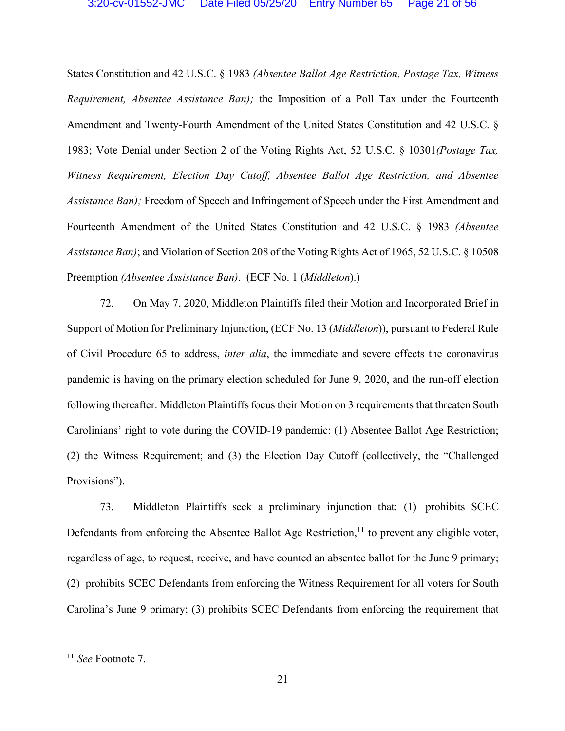States Constitution and 42 U.S.C. § 1983 *(Absentee Ballot Age Restriction, Postage Tax, Witness Requirement, Absentee Assistance Ban);* the Imposition of a Poll Tax under the Fourteenth Amendment and Twenty-Fourth Amendment of the United States Constitution and 42 U.S.C. § 1983; Vote Denial under Section 2 of the Voting Rights Act, 52 U.S.C. § 10301*(Postage Tax, Witness Requirement, Election Day Cutoff, Absentee Ballot Age Restriction, and Absentee Assistance Ban);* Freedom of Speech and Infringement of Speech under the First Amendment and Fourteenth Amendment of the United States Constitution and 42 U.S.C. § 1983 *(Absentee Assistance Ban)*; and Violation of Section 208 of the Voting Rights Act of 1965, 52 U.S.C. § 10508 Preemption *(Absentee Assistance Ban)*. (ECF No. 1 (*Middleton*).)

72. On May 7, 2020, Middleton Plaintiffs filed their Motion and Incorporated Brief in Support of Motion for Preliminary Injunction, (ECF No. 13 (*Middleton*)), pursuant to Federal Rule of Civil Procedure 65 to address, *inter alia*, the immediate and severe effects the coronavirus pandemic is having on the primary election scheduled for June 9, 2020, and the run-off election following thereafter. Middleton Plaintiffs focus their Motion on 3 requirements that threaten South Carolinians' right to vote during the COVID-19 pandemic: (1) Absentee Ballot Age Restriction; (2) the Witness Requirement; and (3) the Election Day Cutoff (collectively, the "Challenged Provisions").

73. Middleton Plaintiffs seek a preliminary injunction that: (1) prohibits SCEC Defendants from enforcing the Absentee Ballot Age Restriction,[11] to prevent any eligible voter, regardless of age, to request, receive, and have counted an absentee ballot for the June 9 primary; (2) prohibits SCEC Defendants from enforcing the Witness Requirement for all voters for South Carolina's June 9 primary; (3) prohibits SCEC Defendants from enforcing the requirement that

[11] *See* Footnote 7.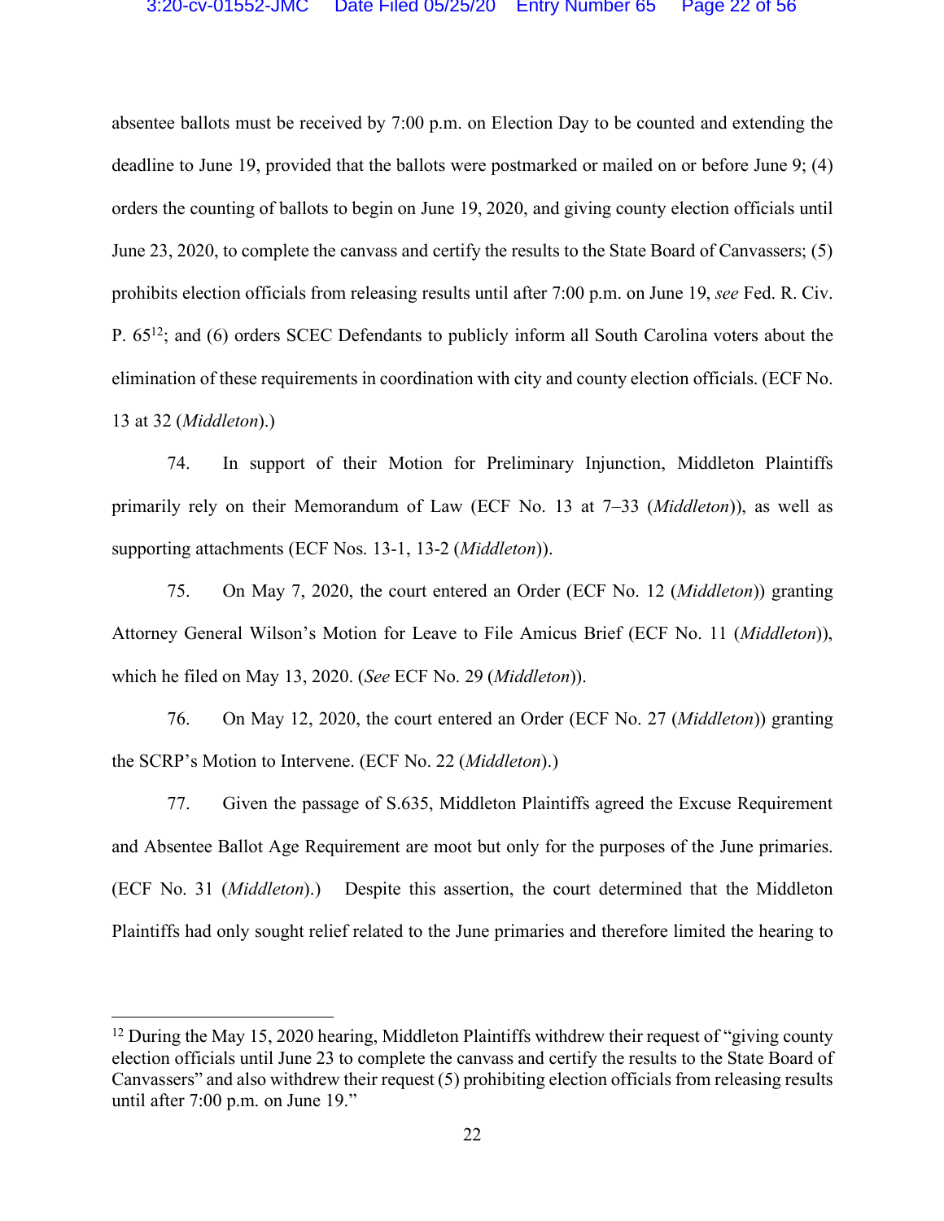absentee ballots must be received by 7:00 p.m. on Election Day to be counted and extending the deadline to June 19, provided that the ballots were postmarked or mailed on or before June 9; (4) orders the counting of ballots to begin on June 19, 2020, and giving county election officials until June 23, 2020, to complete the canvass and certify the results to the State Board of Canvassers; (5) prohibits election officials from releasing results until after 7:00 p.m. on June 19, *see* Fed. R. Civ. P. 65[12]; and (6) orders SCEC Defendants to publicly inform all South Carolina voters about the elimination of these requirements in coordination with city and county election officials. (ECF No. 13 at 32 (*Middleton*).)

74. In support of their Motion for Preliminary Injunction, Middleton Plaintiffs primarily rely on their Memorandum of Law (ECF No. 13 at 7–33 (*Middleton*)), as well as supporting attachments (ECF Nos. 13-1, 13-2 (*Middleton*)).

75. On May 7, 2020, the court entered an Order (ECF No. 12 (*Middleton*)) granting Attorney General Wilson's Motion for Leave to File Amicus Brief (ECF No. 11 (*Middleton*)), which he filed on May 13, 2020. (*See* ECF No. 29 (*Middleton*)).

76. On May 12, 2020, the court entered an Order (ECF No. 27 (*Middleton*)) granting the SCRP's Motion to Intervene. (ECF No. 22 (*Middleton*).)

77. Given the passage of S.635, Middleton Plaintiffs agreed the Excuse Requirement and Absentee Ballot Age Requirement are moot but only for the purposes of the June primaries. (ECF No. 31 (*Middleton*).) Despite this assertion, the court determined that the Middleton Plaintiffs had only sought relief related to the June primaries and therefore limited the hearing to

---

[12] During the May 15, 2020 hearing, Middleton Plaintiffs withdrew their request of "giving county election officials until June 23 to complete the canvass and certify the results to the State Board of Canvassers" and also withdrew their request (5) prohibiting election officials from releasing results until after 7:00 p.m. on June 19."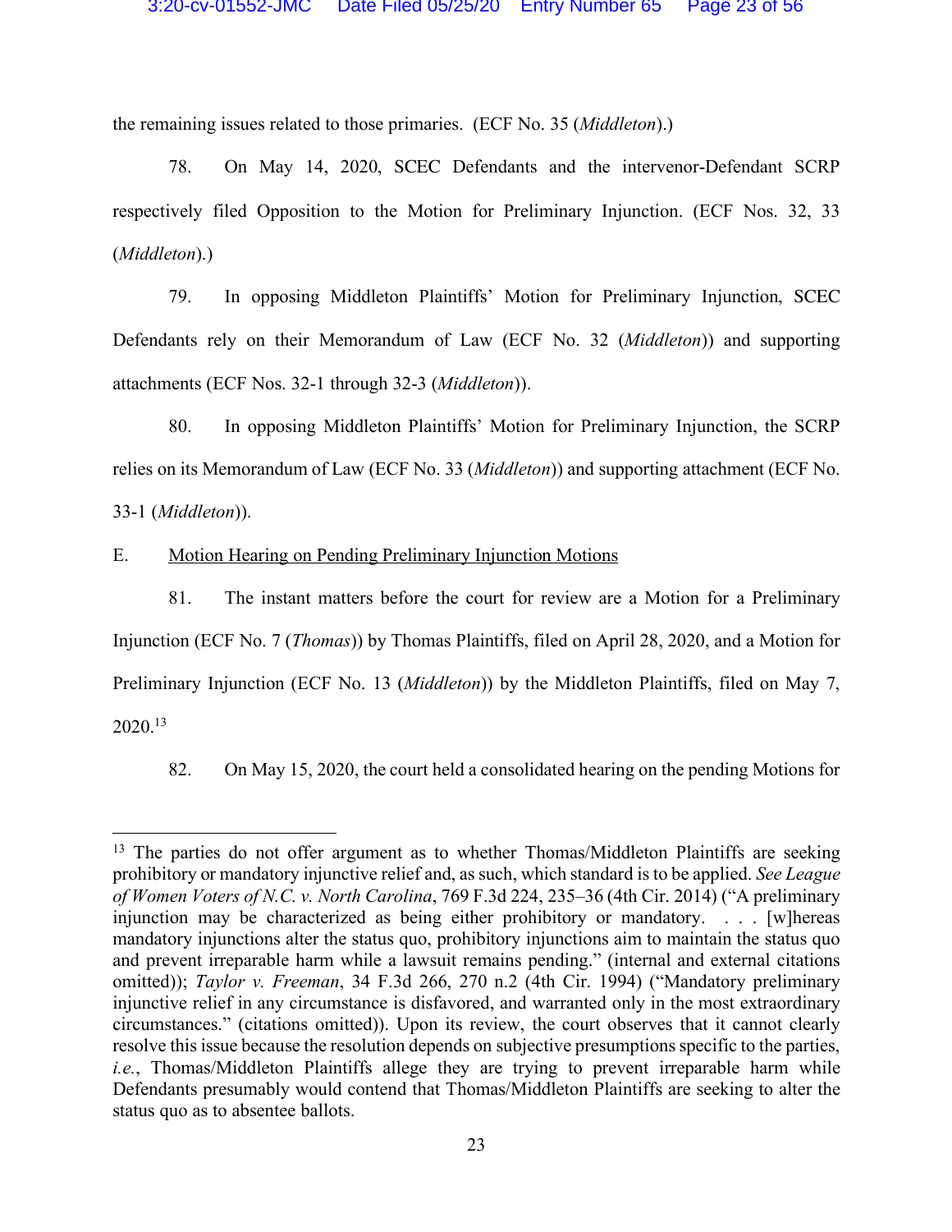the remaining issues related to those primaries. (ECF No. 35 (*Middleton*).)

78. On May 14, 2020, SCEC Defendants and the intervenor-Defendant SCRP respectively filed Opposition to the Motion for Preliminary Injunction. (ECF Nos. 32, 33 (*Middleton*).)

79. In opposing Middleton Plaintiffs' Motion for Preliminary Injunction, SCEC Defendants rely on their Memorandum of Law (ECF No. 32 (*Middleton*)) and supporting attachments (ECF Nos. 32-1 through 32-3 (*Middleton*)).

80. In opposing Middleton Plaintiffs' Motion for Preliminary Injunction, the SCRP relies on its Memorandum of Law (ECF No. 33 (*Middleton*)) and supporting attachment (ECF No. 33-1 (*Middleton*)).

E. <u>Motion Hearing on Pending Preliminary Injunction Motions</u>

81. The instant matters before the court for review are a Motion for a Preliminary Injunction (ECF No. 7 (*Thomas*)) by Thomas Plaintiffs, filed on April 28, 2020, and a Motion for Preliminary Injunction (ECF No. 13 (*Middleton*)) by the Middleton Plaintiffs, filed on May 7, 2020.[13]

82. On May 15, 2020, the court held a consolidated hearing on the pending Motions for

---

[13] The parties do not offer argument as to whether Thomas/Middleton Plaintiffs are seeking prohibitory or mandatory injunctive relief and, as such, which standard is to be applied. *See League of Women Voters of N.C. v. North Carolina*, 769 F.3d 224, 235–36 (4th Cir. 2014) ("A preliminary injunction may be characterized as being either prohibitory or mandatory. . . . [w]hereas mandatory injunctions alter the status quo, prohibitory injunctions aim to maintain the status quo and prevent irreparable harm while a lawsuit remains pending." (internal and external citations omitted)); *Taylor v. Freeman*, 34 F.3d 266, 270 n.2 (4th Cir. 1994) ("Mandatory preliminary injunctive relief in any circumstance is disfavored, and warranted only in the most extraordinary circumstances." (citations omitted)). Upon its review, the court observes that it cannot clearly resolve this issue because the resolution depends on subjective presumptions specific to the parties, *i.e.*, Thomas/Middleton Plaintiffs allege they are trying to prevent irreparable harm while Defendants presumably would contend that Thomas/Middleton Plaintiffs are seeking to alter the status quo as to absentee ballots.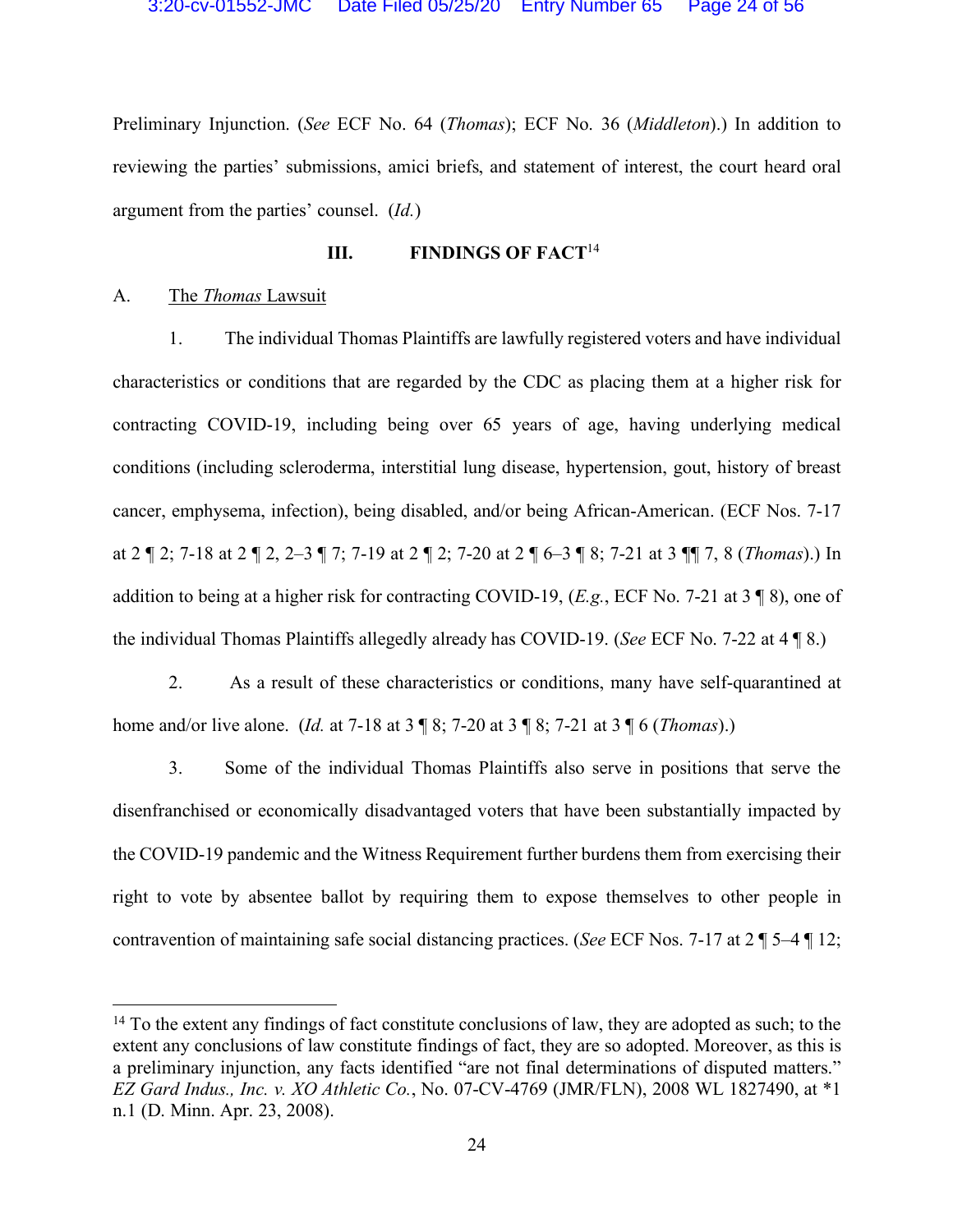Preliminary Injunction. (*See* ECF No. 64 (*Thomas*); ECF No. 36 (*Middleton*).) In addition to reviewing the parties' submissions, amici briefs, and statement of interest, the court heard oral argument from the parties' counsel. (*Id.*)

## III. FINDINGS OF FACT[14]

A. The *Thomas* Lawsuit

1. The individual Thomas Plaintiffs are lawfully registered voters and have individual characteristics or conditions that are regarded by the CDC as placing them at a higher risk for contracting COVID-19, including being over 65 years of age, having underlying medical conditions (including scleroderma, interstitial lung disease, hypertension, gout, history of breast cancer, emphysema, infection), being disabled, and/or being African-American. (ECF Nos. 7-17 at 2 ¶ 2; 7-18 at 2 ¶ 2, 2–3 ¶ 7; 7-19 at 2 ¶ 2; 7-20 at 2 ¶ 6–3 ¶ 8; 7-21 at 3 ¶¶ 7, 8 (*Thomas*).) In addition to being at a higher risk for contracting COVID-19, (*E.g.*, ECF No. 7-21 at 3 ¶ 8), one of the individual Thomas Plaintiffs allegedly already has COVID-19. (*See* ECF No. 7-22 at 4 ¶ 8.)

2. As a result of these characteristics or conditions, many have self-quarantined at home and/or live alone. (*Id.* at 7-18 at 3 ¶ 8; 7-20 at 3 ¶ 8; 7-21 at 3 ¶ 6 (*Thomas*).)

3. Some of the individual Thomas Plaintiffs also serve in positions that serve the disenfranchised or economically disadvantaged voters that have been substantially impacted by the COVID-19 pandemic and the Witness Requirement further burdens them from exercising their right to vote by absentee ballot by requiring them to expose themselves to other people in contravention of maintaining safe social distancing practices. (*See* ECF Nos. 7-17 at 2 ¶ 5–4 ¶ 12;

---

[14] To the extent any findings of fact constitute conclusions of law, they are adopted as such; to the extent any conclusions of law constitute findings of fact, they are so adopted. Moreover, as this is a preliminary injunction, any facts identified "are not final determinations of disputed matters." *EZ Gard Indus., Inc. v. XO Athletic Co.*, No. 07-CV-4769 (JMR/FLN), 2008 WL 1827490, at *1 n.1 (D. Minn. Apr. 23, 2008).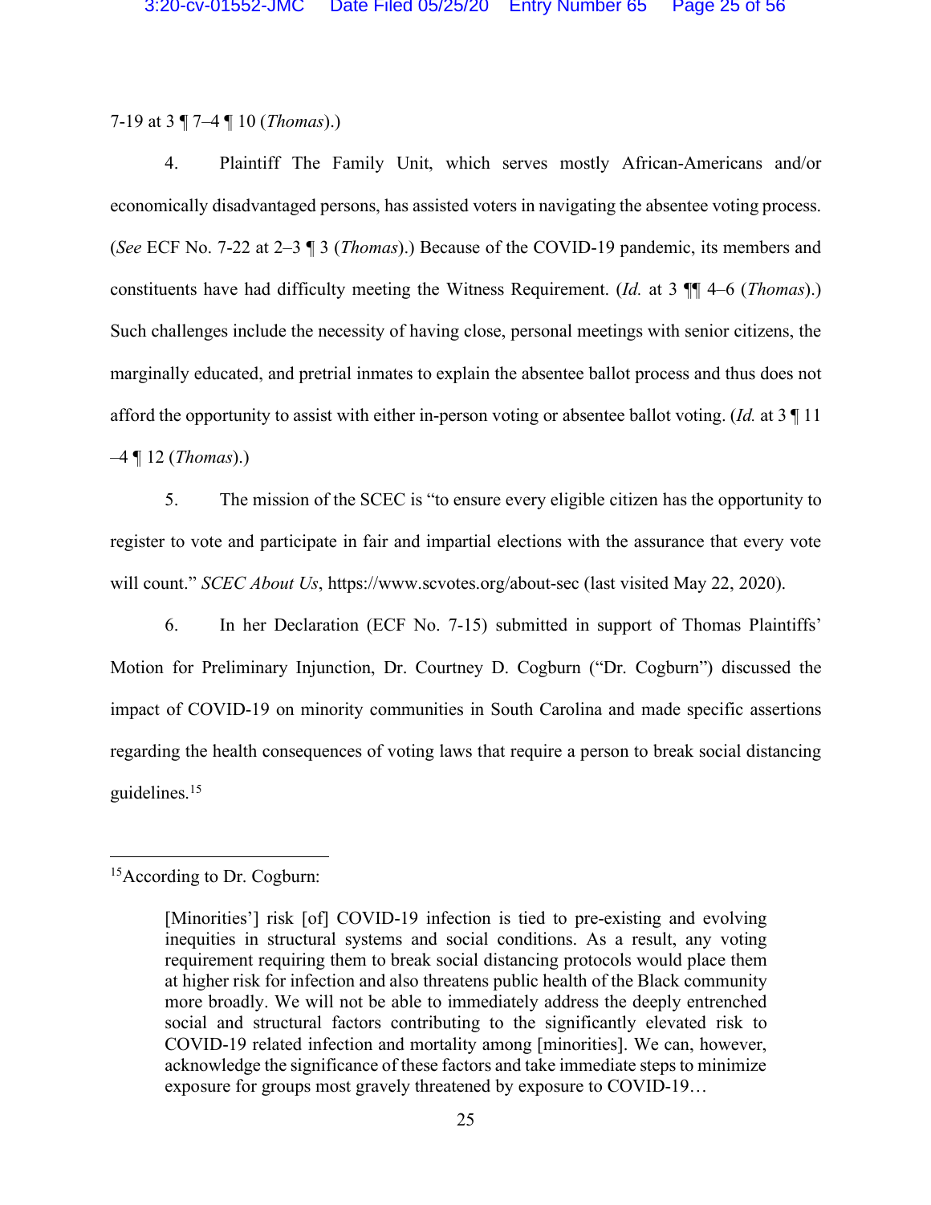7-19 at 3 ¶ 7–4 ¶ 10 (*Thomas*).)

4. Plaintiff The Family Unit, which serves mostly African-Americans and/or economically disadvantaged persons, has assisted voters in navigating the absentee voting process. (*See* ECF No. 7-22 at 2–3 ¶ 3 (*Thomas*).) Because of the COVID-19 pandemic, its members and constituents have had difficulty meeting the Witness Requirement. (*Id.* at 3 ¶¶ 4–6 (*Thomas*).) Such challenges include the necessity of having close, personal meetings with senior citizens, the marginally educated, and pretrial inmates to explain the absentee ballot process and thus does not afford the opportunity to assist with either in-person voting or absentee ballot voting. (*Id.* at 3 ¶ 11 –4 ¶ 12 (*Thomas*).)

5. The mission of the SCEC is "to ensure every eligible citizen has the opportunity to register to vote and participate in fair and impartial elections with the assurance that every vote will count." *SCEC About Us*, https://www.scvotes.org/about-sec (last visited May 22, 2020).

6. In her Declaration (ECF No. 7-15) submitted in support of Thomas Plaintiffs' Motion for Preliminary Injunction, Dr. Courtney D. Cogburn ("Dr. Cogburn") discussed the impact of COVID-19 on minority communities in South Carolina and made specific assertions regarding the health consequences of voting laws that require a person to break social distancing guidelines.[15]

---

[15] According to Dr. Cogburn:

> [Minorities'] risk [of] COVID-19 infection is tied to pre-existing and evolving inequities in structural systems and social conditions. As a result, any voting requirement requiring them to break social distancing protocols would place them at higher risk for infection and also threatens public health of the Black community more broadly. We will not be able to immediately address the deeply entrenched social and structural factors contributing to the significantly elevated risk to COVID-19 related infection and mortality among [minorities]. We can, however, acknowledge the significance of these factors and take immediate steps to minimize exposure for groups most gravely threatened by exposure to COVID-19…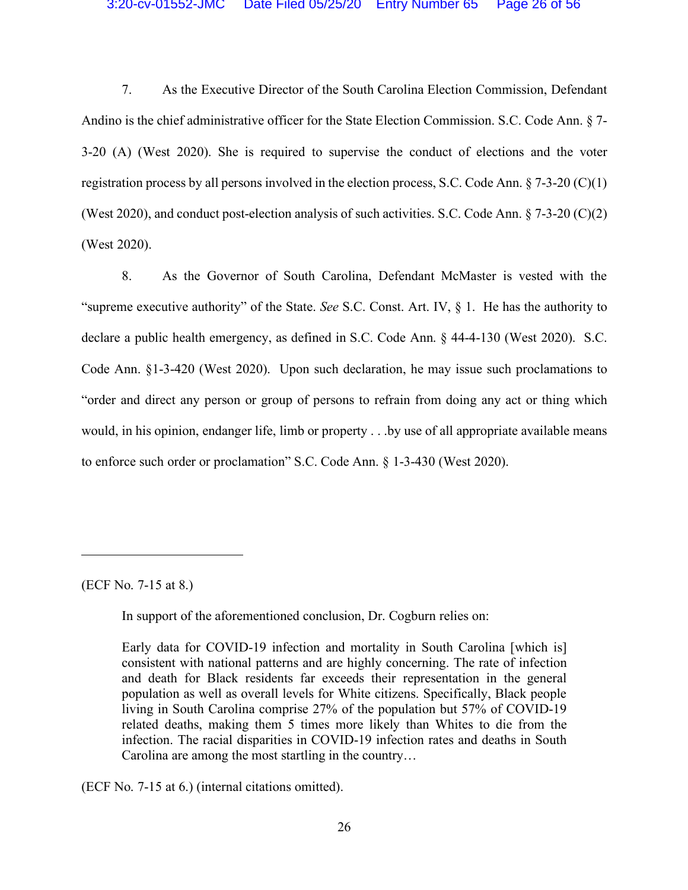7. As the Executive Director of the South Carolina Election Commission, Defendant Andino is the chief administrative officer for the State Election Commission. S.C. Code Ann. § 7-3-20 (A) (West 2020). She is required to supervise the conduct of elections and the voter registration process by all persons involved in the election process, S.C. Code Ann. § 7-3-20 (C)(1) (West 2020), and conduct post-election analysis of such activities. S.C. Code Ann. § 7-3-20 (C)(2) (West 2020).

8. As the Governor of South Carolina, Defendant McMaster is vested with the "supreme executive authority" of the State. *See* S.C. Const. Art. IV, § 1. He has the authority to declare a public health emergency, as defined in S.C. Code Ann. § 44-4-130 (West 2020). S.C. Code Ann. §1-3-420 (West 2020). Upon such declaration, he may issue such proclamations to "order and direct any person or group of persons to refrain from doing any act or thing which would, in his opinion, endanger life, limb or property . . .by use of all appropriate available means to enforce such order or proclamation" S.C. Code Ann. § 1-3-430 (West 2020).

---

(ECF No. 7-15 at 8.)

In support of the aforementioned conclusion, Dr. Cogburn relies on:

> Early data for COVID-19 infection and mortality in South Carolina [which is] consistent with national patterns and are highly concerning. The rate of infection and death for Black residents far exceeds their representation in the general population as well as overall levels for White citizens. Specifically, Black people living in South Carolina comprise 27% of the population but 57% of COVID-19 related deaths, making them 5 times more likely than Whites to die from the infection. The racial disparities in COVID-19 infection rates and deaths in South Carolina are among the most startling in the country…

(ECF No. 7-15 at 6.) (internal citations omitted).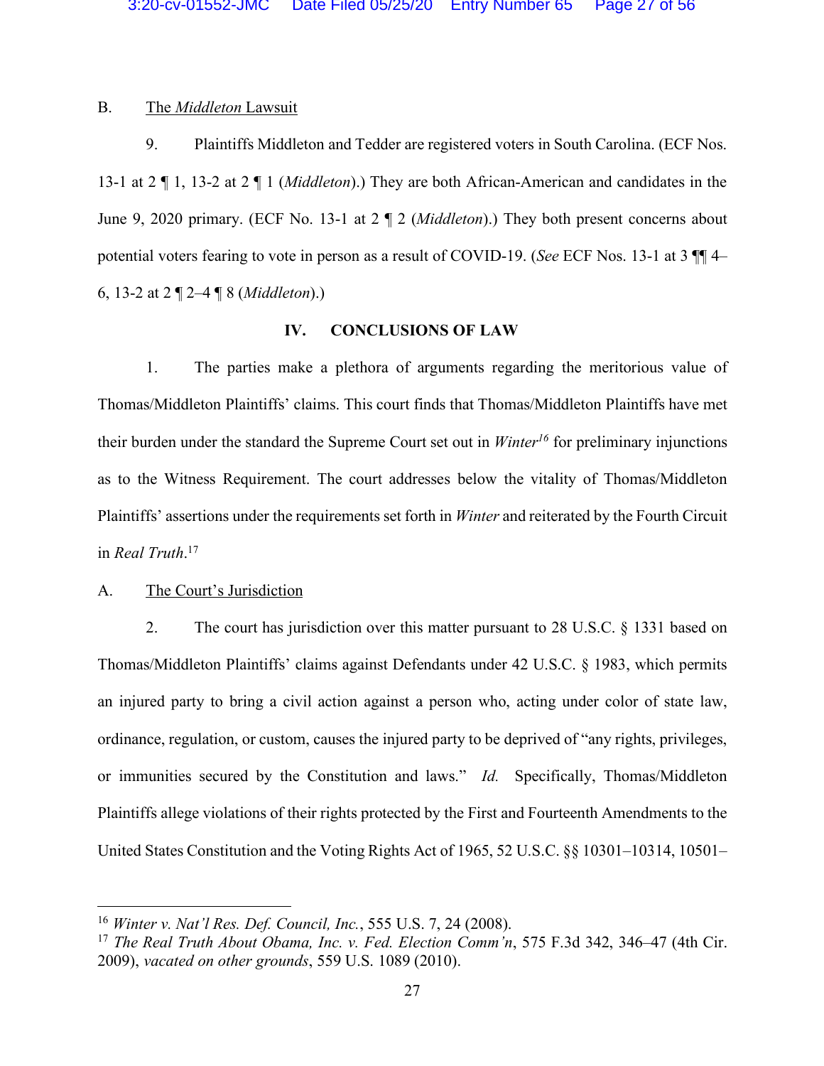B. The *Middleton* Lawsuit

9. Plaintiffs Middleton and Tedder are registered voters in South Carolina. (ECF Nos. 13-1 at 2 ¶ 1, 13-2 at 2 ¶ 1 (*Middleton*).) They are both African-American and candidates in the June 9, 2020 primary. (ECF No. 13-1 at 2 ¶ 2 (*Middleton*).) They both present concerns about potential voters fearing to vote in person as a result of COVID-19. (*See* ECF Nos. 13-1 at 3 ¶¶ 4–6, 13-2 at 2 ¶ 2–4 ¶ 8 (*Middleton*).)

## IV. CONCLUSIONS OF LAW

1. The parties make a plethora of arguments regarding the meritorious value of Thomas/Middleton Plaintiffs' claims. This court finds that Thomas/Middleton Plaintiffs have met their burden under the standard the Supreme Court set out in *Winter*[16] for preliminary injunctions as to the Witness Requirement. The court addresses below the vitality of Thomas/Middleton Plaintiffs' assertions under the requirements set forth in *Winter* and reiterated by the Fourth Circuit in *Real Truth*.[17]

A. The Court's Jurisdiction

2. The court has jurisdiction over this matter pursuant to 28 U.S.C. § 1331 based on Thomas/Middleton Plaintiffs' claims against Defendants under 42 U.S.C. § 1983, which permits an injured party to bring a civil action against a person who, acting under color of state law, ordinance, regulation, or custom, causes the injured party to be deprived of "any rights, privileges, or immunities secured by the Constitution and laws." *Id.* Specifically, Thomas/Middleton Plaintiffs allege violations of their rights protected by the First and Fourteenth Amendments to the United States Constitution and the Voting Rights Act of 1965, 52 U.S.C. §§ 10301–10314, 10501–

---

[16] *Winter v. Nat'l Res. Def. Council, Inc.*, 555 U.S. 7, 24 (2008).

[17] *The Real Truth About Obama, Inc. v. Fed. Election Comm'n*, 575 F.3d 342, 346–47 (4th Cir. 2009), *vacated on other grounds*, 559 U.S. 1089 (2010).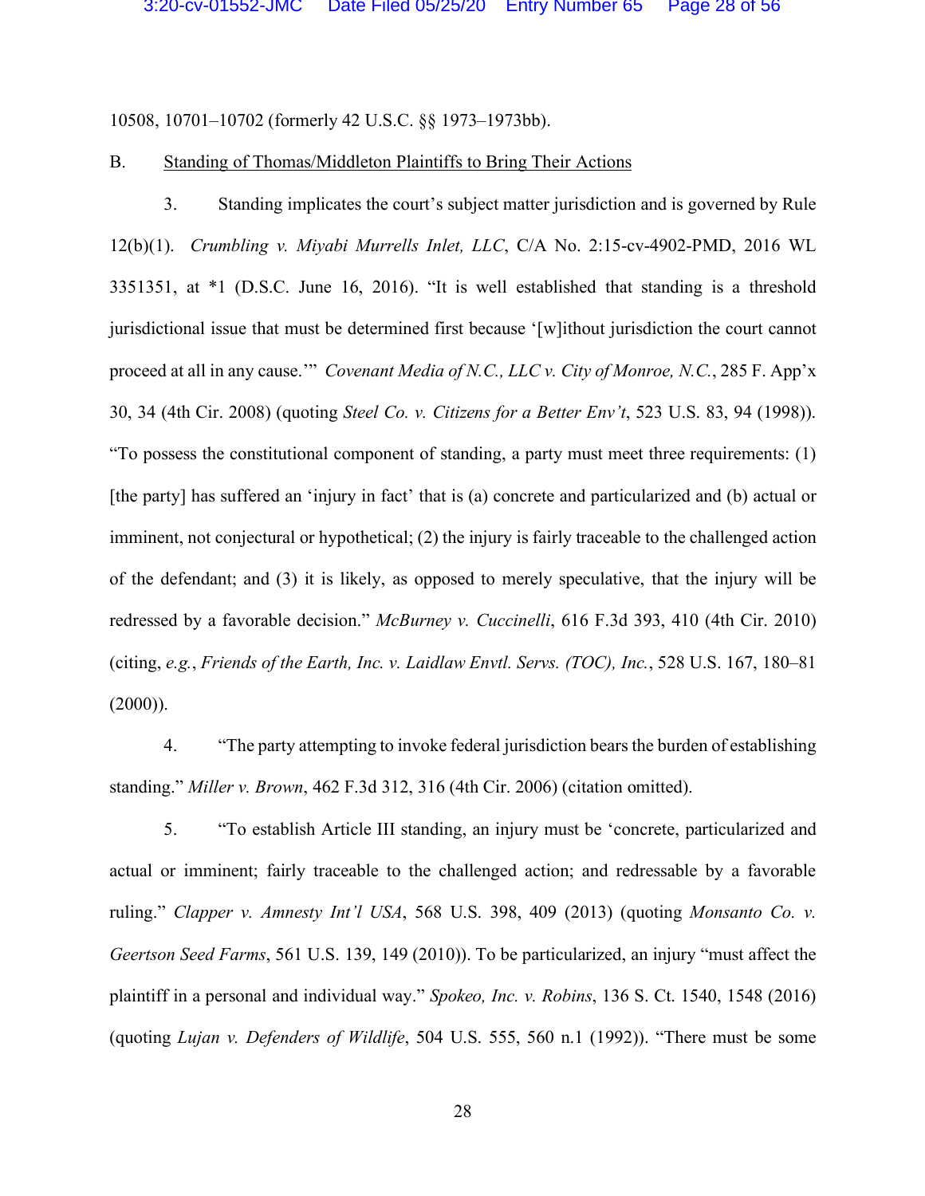10508, 10701–10702 (formerly 42 U.S.C. §§ 1973–1973bb).

B. Standing of Thomas/Middleton Plaintiffs to Bring Their Actions

3. Standing implicates the court's subject matter jurisdiction and is governed by Rule 12(b)(1). *Crumbling v. Miyabi Murrells Inlet, LLC*, C/A No. 2:15-cv-4902-PMD, 2016 WL 3351351, at *1 (D.S.C. June 16, 2016). "It is well established that standing is a threshold jurisdictional issue that must be determined first because '[w]ithout jurisdiction the court cannot proceed at all in any cause.'" *Covenant Media of N.C., LLC v. City of Monroe, N.C.*, 285 F. App'x 30, 34 (4th Cir. 2008) (quoting *Steel Co. v. Citizens for a Better Env't*, 523 U.S. 83, 94 (1998)). "To possess the constitutional component of standing, a party must meet three requirements: (1) [the party] has suffered an 'injury in fact' that is (a) concrete and particularized and (b) actual or imminent, not conjectural or hypothetical; (2) the injury is fairly traceable to the challenged action of the defendant; and (3) it is likely, as opposed to merely speculative, that the injury will be redressed by a favorable decision." *McBurney v. Cuccinelli*, 616 F.3d 393, 410 (4th Cir. 2010) (citing, *e.g.*, *Friends of the Earth, Inc. v. Laidlaw Envtl. Servs. (TOC), Inc.*, 528 U.S. 167, 180–81 (2000)).

4. "The party attempting to invoke federal jurisdiction bears the burden of establishing standing." *Miller v. Brown*, 462 F.3d 312, 316 (4th Cir. 2006) (citation omitted).

5. "To establish Article III standing, an injury must be 'concrete, particularized and actual or imminent; fairly traceable to the challenged action; and redressable by a favorable ruling." *Clapper v. Amnesty Int'l USA*, 568 U.S. 398, 409 (2013) (quoting *Monsanto Co. v. Geertson Seed Farms*, 561 U.S. 139, 149 (2010)). To be particularized, an injury "must affect the plaintiff in a personal and individual way." *Spokeo, Inc. v. Robins*, 136 S. Ct. 1540, 1548 (2016) (quoting *Lujan v. Defenders of Wildlife*, 504 U.S. 555, 560 n.1 (1992)). "There must be some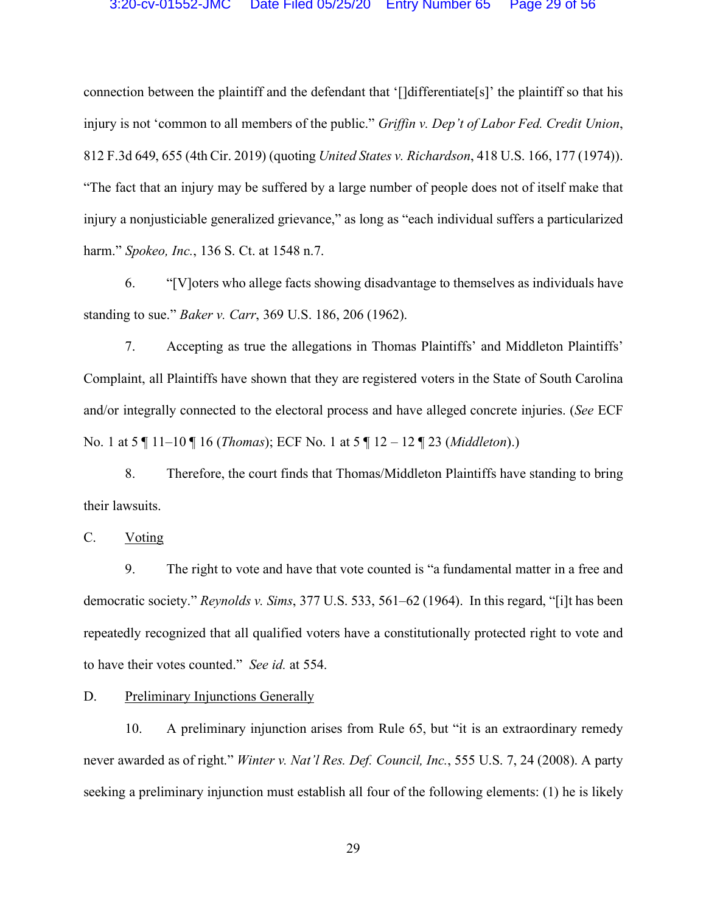connection between the plaintiff and the defendant that '[]differentiate[s]' the plaintiff so that his injury is not 'common to all members of the public." *Griffin v. Dep't of Labor Fed. Credit Union*, 812 F.3d 649, 655 (4th Cir. 2019) (quoting *United States v. Richardson*, 418 U.S. 166, 177 (1974)). "The fact that an injury may be suffered by a large number of people does not of itself make that injury a nonjusticiable generalized grievance," as long as "each individual suffers a particularized harm." *Spokeo, Inc.*, 136 S. Ct. at 1548 n.7.

6. "[V]oters who allege facts showing disadvantage to themselves as individuals have standing to sue." *Baker v. Carr*, 369 U.S. 186, 206 (1962).

7. Accepting as true the allegations in Thomas Plaintiffs' and Middleton Plaintiffs' Complaint, all Plaintiffs have shown that they are registered voters in the State of South Carolina and/or integrally connected to the electoral process and have alleged concrete injuries. (*See* ECF No. 1 at 5 ¶ 11–10 ¶ 16 (*Thomas*); ECF No. 1 at 5 ¶ 12 – 12 ¶ 23 (*Middleton*).)

8. Therefore, the court finds that Thomas/Middleton Plaintiffs have standing to bring their lawsuits.

C. Voting

9. The right to vote and have that vote counted is "a fundamental matter in a free and democratic society." *Reynolds v. Sims*, 377 U.S. 533, 561–62 (1964). In this regard, "[i]t has been repeatedly recognized that all qualified voters have a constitutionally protected right to vote and to have their votes counted." *See id.* at 554.

D. Preliminary Injunctions Generally

10. A preliminary injunction arises from Rule 65, but "it is an extraordinary remedy never awarded as of right." *Winter v. Nat'l Res. Def. Council, Inc.*, 555 U.S. 7, 24 (2008). A party seeking a preliminary injunction must establish all four of the following elements: (1) he is likely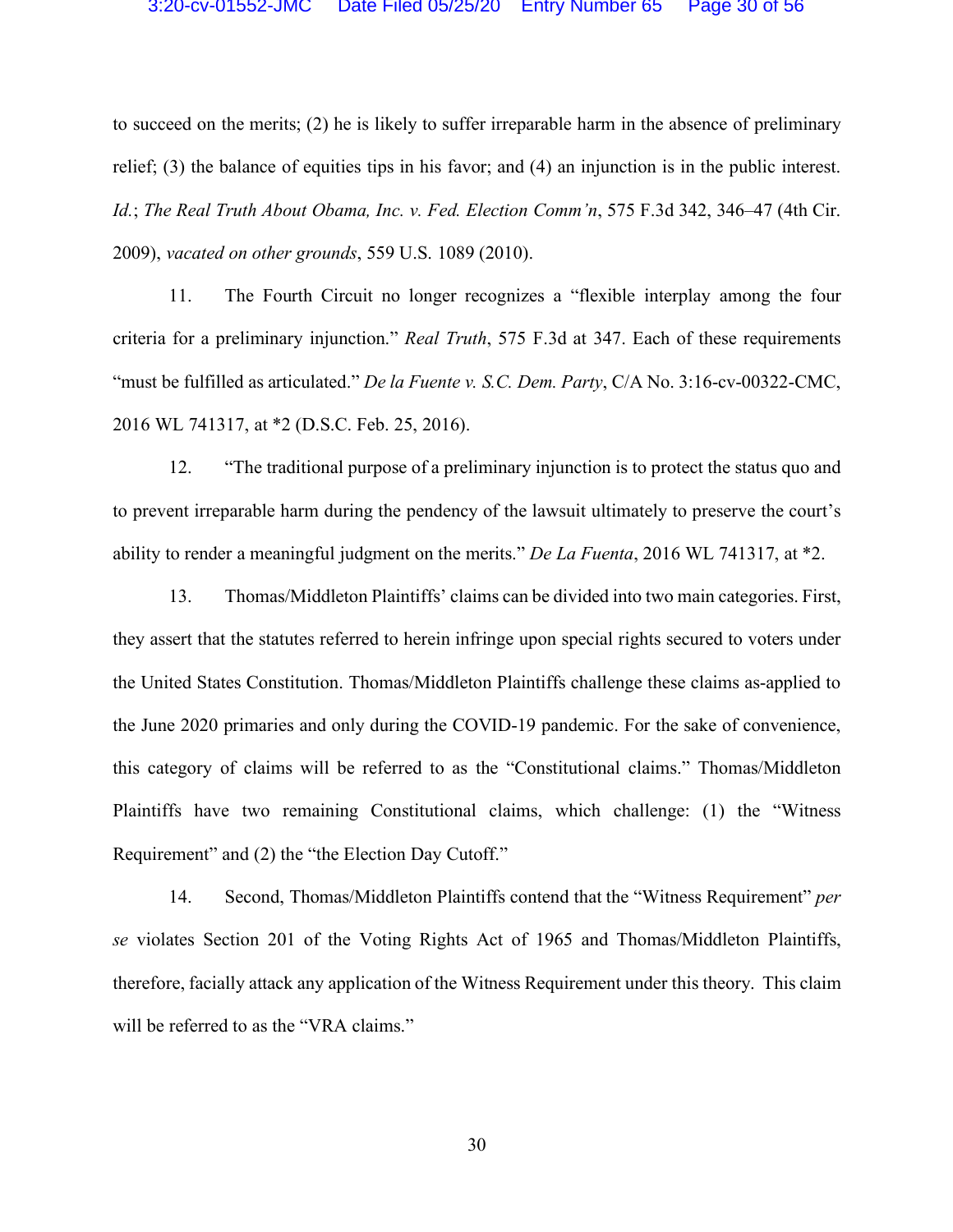to succeed on the merits; (2) he is likely to suffer irreparable harm in the absence of preliminary relief; (3) the balance of equities tips in his favor; and (4) an injunction is in the public interest. *Id.*; *The Real Truth About Obama, Inc. v. Fed. Election Comm'n*, 575 F.3d 342, 346–47 (4th Cir. 2009), *vacated on other grounds*, 559 U.S. 1089 (2010).

11. The Fourth Circuit no longer recognizes a "flexible interplay among the four criteria for a preliminary injunction." *Real Truth*, 575 F.3d at 347. Each of these requirements "must be fulfilled as articulated." *De la Fuente v. S.C. Dem. Party*, C/A No. 3:16-cv-00322-CMC, 2016 WL 741317, at *2 (D.S.C. Feb. 25, 2016).

12. "The traditional purpose of a preliminary injunction is to protect the status quo and to prevent irreparable harm during the pendency of the lawsuit ultimately to preserve the court's ability to render a meaningful judgment on the merits." *De La Fuenta*, 2016 WL 741317, at *2.

13. Thomas/Middleton Plaintiffs' claims can be divided into two main categories. First, they assert that the statutes referred to herein infringe upon special rights secured to voters under the United States Constitution. Thomas/Middleton Plaintiffs challenge these claims as-applied to the June 2020 primaries and only during the COVID-19 pandemic. For the sake of convenience, this category of claims will be referred to as the "Constitutional claims." Thomas/Middleton Plaintiffs have two remaining Constitutional claims, which challenge: (1) the "Witness Requirement" and (2) the "the Election Day Cutoff."

14. Second, Thomas/Middleton Plaintiffs contend that the "Witness Requirement" *per se* violates Section 201 of the Voting Rights Act of 1965 and Thomas/Middleton Plaintiffs, therefore, facially attack any application of the Witness Requirement under this theory. This claim will be referred to as the "VRA claims."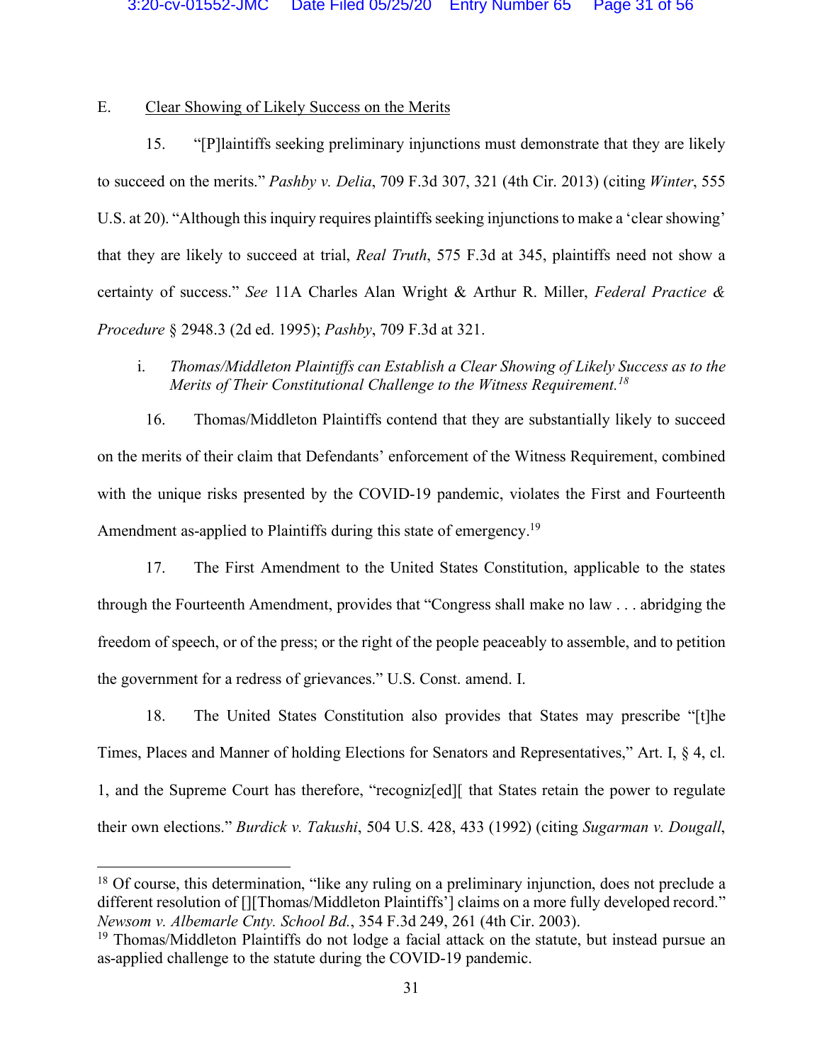E. Clear Showing of Likely Success on the Merits

15. "[P]laintiffs seeking preliminary injunctions must demonstrate that they are likely to succeed on the merits." *Pashby v. Delia*, 709 F.3d 307, 321 (4th Cir. 2013) (citing *Winter*, 555 U.S. at 20). "Although this inquiry requires plaintiffs seeking injunctions to make a 'clear showing' that they are likely to succeed at trial, *Real Truth*, 575 F.3d at 345, plaintiffs need not show a certainty of success." *See* 11A Charles Alan Wright & Arthur R. Miller, *Federal Practice & Procedure* § 2948.3 (2d ed. 1995); *Pashby*, 709 F.3d at 321.

i. *Thomas/Middleton Plaintiffs can Establish a Clear Showing of Likely Success as to the Merits of Their Constitutional Challenge to the Witness Requirement.*[18]

16. Thomas/Middleton Plaintiffs contend that they are substantially likely to succeed on the merits of their claim that Defendants' enforcement of the Witness Requirement, combined with the unique risks presented by the COVID-19 pandemic, violates the First and Fourteenth Amendment as-applied to Plaintiffs during this state of emergency.[19]

17. The First Amendment to the United States Constitution, applicable to the states through the Fourteenth Amendment, provides that "Congress shall make no law . . . abridging the freedom of speech, or of the press; or the right of the people peaceably to assemble, and to petition the government for a redress of grievances." U.S. Const. amend. I.

18. The United States Constitution also provides that States may prescribe "[t]he Times, Places and Manner of holding Elections for Senators and Representatives," Art. I, § 4, cl. 1, and the Supreme Court has therefore, "recogniz[ed][ that States retain the power to regulate their own elections." *Burdick v. Takushi*, 504 U.S. 428, 433 (1992) (citing *Sugarman v. Dougall*,

---

[18] Of course, this determination, "like any ruling on a preliminary injunction, does not preclude a different resolution of [][Thomas/Middleton Plaintiffs'] claims on a more fully developed record." *Newsom v. Albemarle Cnty. School Bd.*, 354 F.3d 249, 261 (4th Cir. 2003).

[19] Thomas/Middleton Plaintiffs do not lodge a facial attack on the statute, but instead pursue an as-applied challenge to the statute during the COVID-19 pandemic.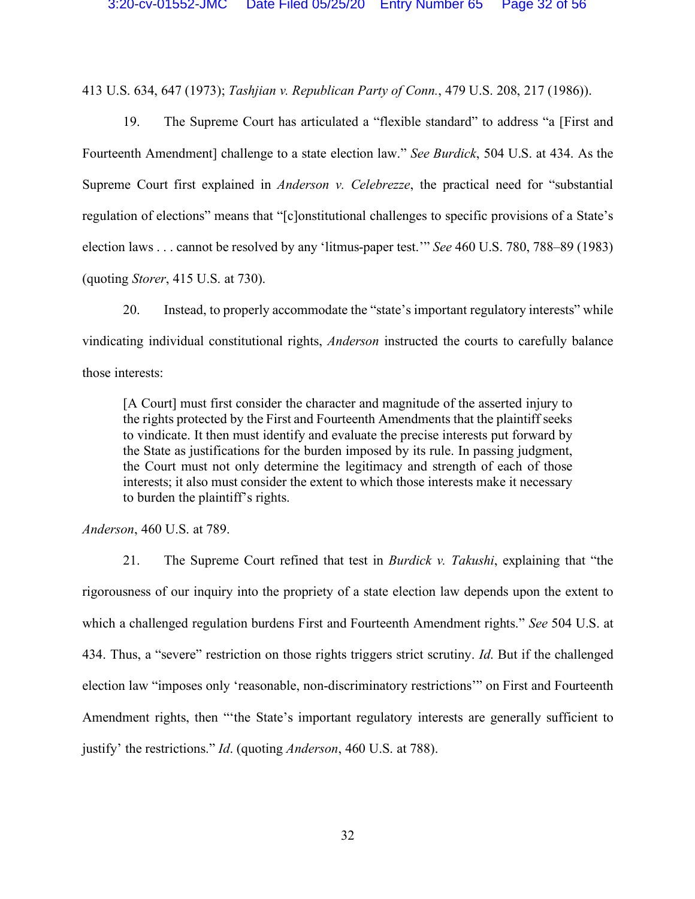413 U.S. 634, 647 (1973); *Tashjian v. Republican Party of Conn.*, 479 U.S. 208, 217 (1986)).

19. The Supreme Court has articulated a "flexible standard" to address "a [First and Fourteenth Amendment] challenge to a state election law." *See Burdick*, 504 U.S. at 434. As the Supreme Court first explained in *Anderson v. Celebrezze*, the practical need for "substantial regulation of elections" means that "[c]onstitutional challenges to specific provisions of a State's election laws . . . cannot be resolved by any 'litmus-paper test.'" *See* 460 U.S. 780, 788–89 (1983) (quoting *Storer*, 415 U.S. at 730).

20. Instead, to properly accommodate the "state's important regulatory interests" while vindicating individual constitutional rights, *Anderson* instructed the courts to carefully balance those interests:

> [A Court] must first consider the character and magnitude of the asserted injury to the rights protected by the First and Fourteenth Amendments that the plaintiff seeks to vindicate. It then must identify and evaluate the precise interests put forward by the State as justifications for the burden imposed by its rule. In passing judgment, the Court must not only determine the legitimacy and strength of each of those interests; it also must consider the extent to which those interests make it necessary to burden the plaintiff's rights.

*Anderson*, 460 U.S. at 789.

21. The Supreme Court refined that test in *Burdick v. Takushi*, explaining that "the rigorousness of our inquiry into the propriety of a state election law depends upon the extent to which a challenged regulation burdens First and Fourteenth Amendment rights." *See* 504 U.S. at 434. Thus, a "severe" restriction on those rights triggers strict scrutiny. *Id.* But if the challenged election law "imposes only 'reasonable, non-discriminatory restrictions'" on First and Fourteenth Amendment rights, then "'the State's important regulatory interests are generally sufficient to justify' the restrictions." *Id*. (quoting *Anderson*, 460 U.S. at 788).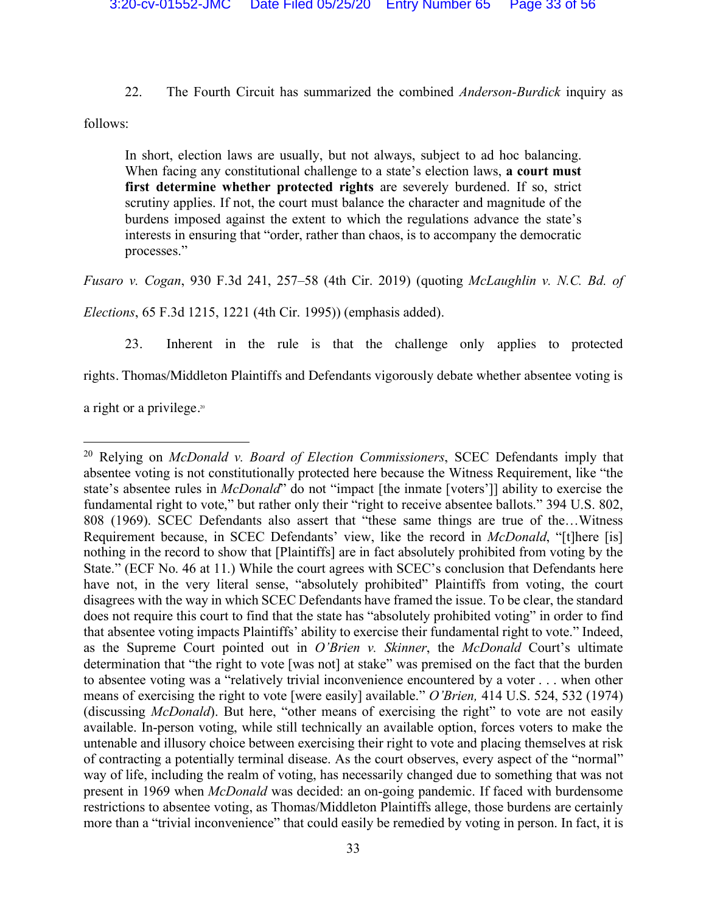22. The Fourth Circuit has summarized the combined *Anderson-Burdick* inquiry as follows:

> In short, election laws are usually, but not always, subject to ad hoc balancing. When facing any constitutional challenge to a state's election laws, **a court must first determine whether protected rights** are severely burdened. If so, strict scrutiny applies. If not, the court must balance the character and magnitude of the burdens imposed against the extent to which the regulations advance the state's interests in ensuring that "order, rather than chaos, is to accompany the democratic processes."

*Fusaro v. Cogan*, 930 F.3d 241, 257–58 (4th Cir. 2019) (quoting *McLaughlin v. N.C. Bd. of Elections*, 65 F.3d 1215, 1221 (4th Cir. 1995)) (emphasis added).

23. Inherent in the rule is that the challenge only applies to protected rights. Thomas/Middleton Plaintiffs and Defendants vigorously debate whether absentee voting is a right or a privilege.[20]

---

[20] Relying on *McDonald v. Board of Election Commissioners*, SCEC Defendants imply that absentee voting is not constitutionally protected here because the Witness Requirement, like "the state's absentee rules in *McDonald*" do not "impact [the inmate [voters']] ability to exercise the fundamental right to vote," but rather only their "right to receive absentee ballots." 394 U.S. 802, 808 (1969). SCEC Defendants also assert that "these same things are true of the…Witness Requirement because, in SCEC Defendants' view, like the record in *McDonald*, "[t]here [is] nothing in the record to show that [Plaintiffs] are in fact absolutely prohibited from voting by the State." (ECF No. 46 at 11.) While the court agrees with SCEC's conclusion that Defendants here have not, in the very literal sense, "absolutely prohibited" Plaintiffs from voting, the court disagrees with the way in which SCEC Defendants have framed the issue. To be clear, the standard does not require this court to find that the state has "absolutely prohibited voting" in order to find that absentee voting impacts Plaintiffs' ability to exercise their fundamental right to vote." Indeed, as the Supreme Court pointed out in *O'Brien v. Skinner*, the *McDonald* Court's ultimate determination that "the right to vote [was not] at stake" was premised on the fact that the burden to absentee voting was a "relatively trivial inconvenience encountered by a voter . . . when other means of exercising the right to vote [were easily] available." *O'Brien,* 414 U.S. 524, 532 (1974) (discussing *McDonald*). But here, "other means of exercising the right" to vote are not easily available. In-person voting, while still technically an available option, forces voters to make the untenable and illusory choice between exercising their right to vote and placing themselves at risk of contracting a potentially terminal disease. As the court observes, every aspect of the "normal" way of life, including the realm of voting, has necessarily changed due to something that was not present in 1969 when *McDonald* was decided: an on-going pandemic. If faced with burdensome restrictions to absentee voting, as Thomas/Middleton Plaintiffs allege, those burdens are certainly more than a "trivial inconvenience" that could easily be remedied by voting in person. In fact, it is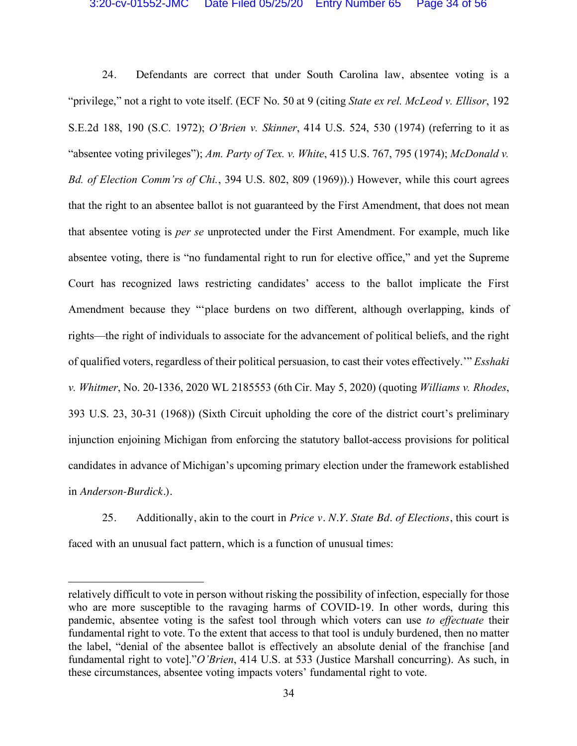24. Defendants are correct that under South Carolina law, absentee voting is a "privilege," not a right to vote itself. (ECF No. 50 at 9 (citing *State ex rel. McLeod v. Ellisor*, 192 S.E.2d 188, 190 (S.C. 1972); *O'Brien v. Skinner*, 414 U.S. 524, 530 (1974) (referring to it as "absentee voting privileges"); *Am. Party of Tex. v. White*, 415 U.S. 767, 795 (1974); *McDonald v. Bd. of Election Comm'rs of Chi.*, 394 U.S. 802, 809 (1969)).) However, while this court agrees that the right to an absentee ballot is not guaranteed by the First Amendment, that does not mean that absentee voting is *per se* unprotected under the First Amendment. For example, much like absentee voting, there is "no fundamental right to run for elective office," and yet the Supreme Court has recognized laws restricting candidates' access to the ballot implicate the First Amendment because they "'place burdens on two different, although overlapping, kinds of rights—the right of individuals to associate for the advancement of political beliefs, and the right of qualified voters, regardless of their political persuasion, to cast their votes effectively.'" *Esshaki v. Whitmer*, No. 20-1336, 2020 WL 2185553 (6th Cir. May 5, 2020) (quoting *Williams v. Rhodes*, 393 U.S. 23, 30-31 (1968)) (Sixth Circuit upholding the core of the district court's preliminary injunction enjoining Michigan from enforcing the statutory ballot-access provisions for political candidates in advance of Michigan's upcoming primary election under the framework established in *Anderson-Burdick*.).

25. Additionally, akin to the court in *Price v. N.Y. State Bd. of Elections*, this court is faced with an unusual fact pattern, which is a function of unusual times:

---

relatively difficult to vote in person without risking the possibility of infection, especially for those who are more susceptible to the ravaging harms of COVID-19. In other words, during this pandemic, absentee voting is the safest tool through which voters can use *to effectuate* their fundamental right to vote. To the extent that access to that tool is unduly burdened, then no matter the label, "denial of the absentee ballot is effectively an absolute denial of the franchise [and fundamental right to vote]."*O'Brien*, 414 U.S. at 533 (Justice Marshall concurring). As such, in these circumstances, absentee voting impacts voters' fundamental right to vote.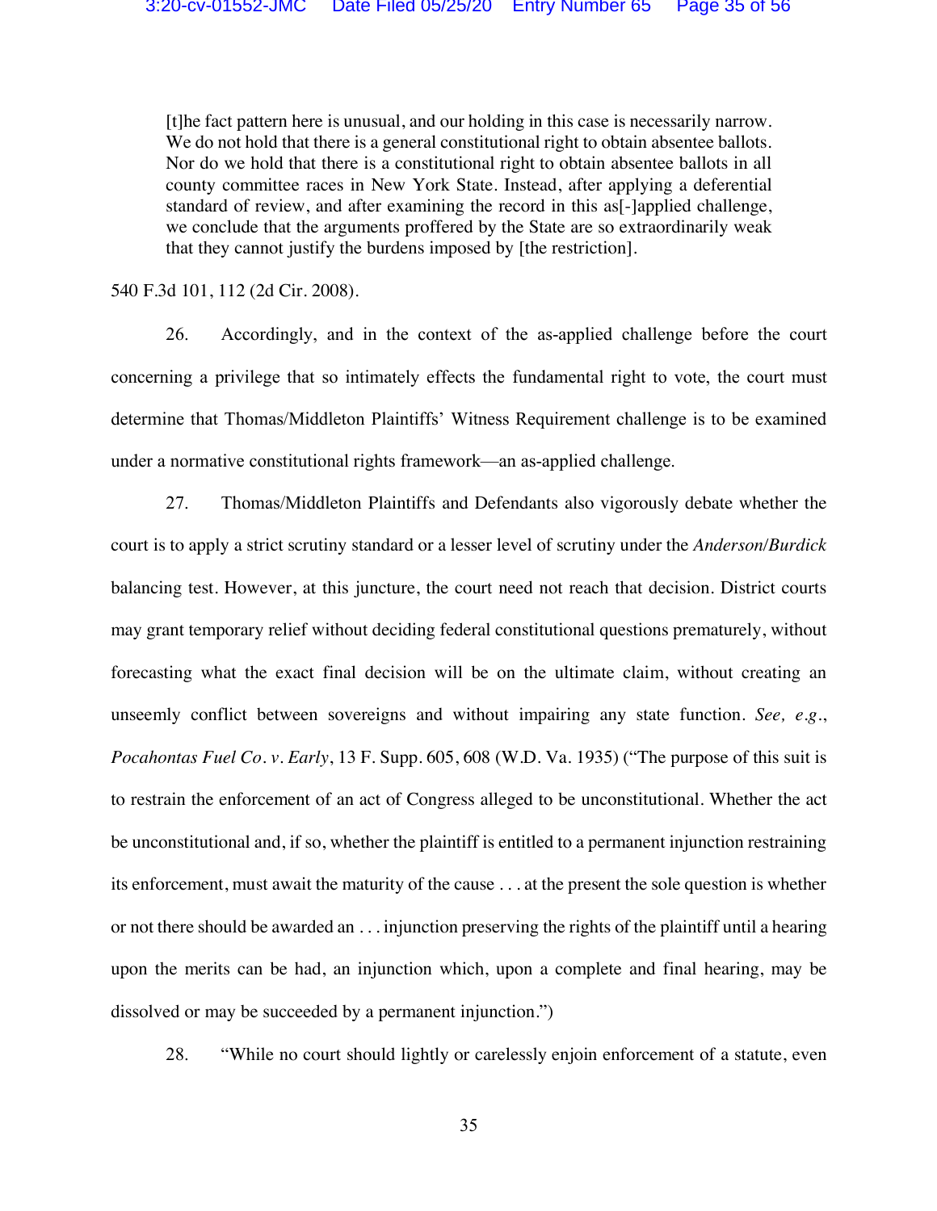> [t]he fact pattern here is unusual, and our holding in this case is necessarily narrow. We do not hold that there is a general constitutional right to obtain absentee ballots. Nor do we hold that there is a constitutional right to obtain absentee ballots in all county committee races in New York State. Instead, after applying a deferential standard of review, and after examining the record in this as[-]applied challenge, we conclude that the arguments proffered by the State are so extraordinarily weak that they cannot justify the burdens imposed by [the restriction].

540 F.3d 101, 112 (2d Cir. 2008).

26. Accordingly, and in the context of the as-applied challenge before the court concerning a privilege that so intimately effects the fundamental right to vote, the court must determine that Thomas/Middleton Plaintiffs' Witness Requirement challenge is to be examined under a normative constitutional rights framework—an as-applied challenge.

27. Thomas/Middleton Plaintiffs and Defendants also vigorously debate whether the court is to apply a strict scrutiny standard or a lesser level of scrutiny under the *Anderson*/*Burdick* balancing test. However, at this juncture, the court need not reach that decision. District courts may grant temporary relief without deciding federal constitutional questions prematurely, without forecasting what the exact final decision will be on the ultimate claim, without creating an unseemly conflict between sovereigns and without impairing any state function. *See, e.g.*, *Pocahontas Fuel Co. v. Early*, 13 F. Supp. 605, 608 (W.D. Va. 1935) ("The purpose of this suit is to restrain the enforcement of an act of Congress alleged to be unconstitutional. Whether the act be unconstitutional and, if so, whether the plaintiff is entitled to a permanent injunction restraining its enforcement, must await the maturity of the cause . . . at the present the sole question is whether or not there should be awarded an . . . injunction preserving the rights of the plaintiff until a hearing upon the merits can be had, an injunction which, upon a complete and final hearing, may be dissolved or may be succeeded by a permanent injunction.")

28. "While no court should lightly or carelessly enjoin enforcement of a statute, even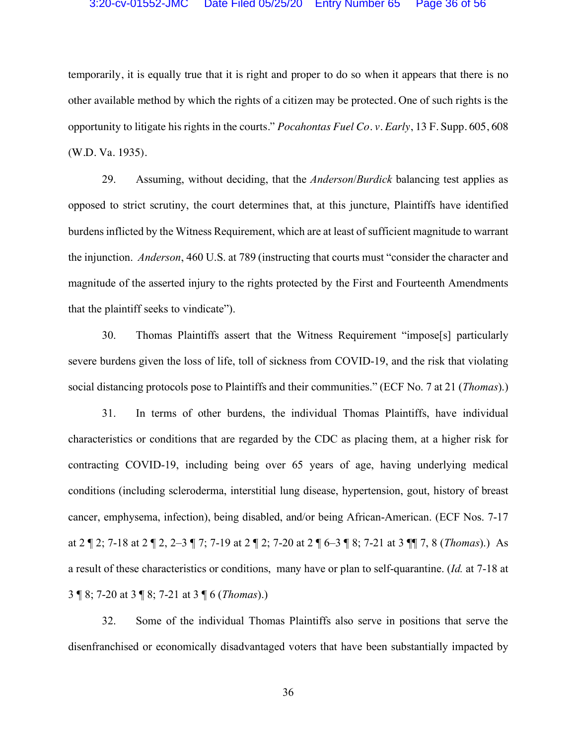temporarily, it is equally true that it is right and proper to do so when it appears that there is no other available method by which the rights of a citizen may be protected. One of such rights is the opportunity to litigate his rights in the courts." *Pocahontas Fuel Co. v. Early*, 13 F. Supp. 605, 608 (W.D. Va. 1935).

29. Assuming, without deciding, that the *Anderson*/*Burdick* balancing test applies as opposed to strict scrutiny, the court determines that, at this juncture, Plaintiffs have identified burdens inflicted by the Witness Requirement, which are at least of sufficient magnitude to warrant the injunction. *Anderson*, 460 U.S. at 789 (instructing that courts must "consider the character and magnitude of the asserted injury to the rights protected by the First and Fourteenth Amendments that the plaintiff seeks to vindicate").

30. Thomas Plaintiffs assert that the Witness Requirement "impose[s] particularly severe burdens given the loss of life, toll of sickness from COVID-19, and the risk that violating social distancing protocols pose to Plaintiffs and their communities." (ECF No. 7 at 21 (*Thomas*).)

31. In terms of other burdens, the individual Thomas Plaintiffs, have individual characteristics or conditions that are regarded by the CDC as placing them, at a higher risk for contracting COVID-19, including being over 65 years of age, having underlying medical conditions (including scleroderma, interstitial lung disease, hypertension, gout, history of breast cancer, emphysema, infection), being disabled, and/or being African-American. (ECF Nos. 7-17 at 2 ¶ 2; 7-18 at 2 ¶ 2, 2–3 ¶ 7; 7-19 at 2 ¶ 2; 7-20 at 2 ¶ 6–3 ¶ 8; 7-21 at 3 ¶¶ 7, 8 (*Thomas*).) As a result of these characteristics or conditions, many have or plan to self-quarantine. (*Id.* at 7-18 at 3 ¶ 8; 7-20 at 3 ¶ 8; 7-21 at 3 ¶ 6 (*Thomas*).)

32. Some of the individual Thomas Plaintiffs also serve in positions that serve the disenfranchised or economically disadvantaged voters that have been substantially impacted by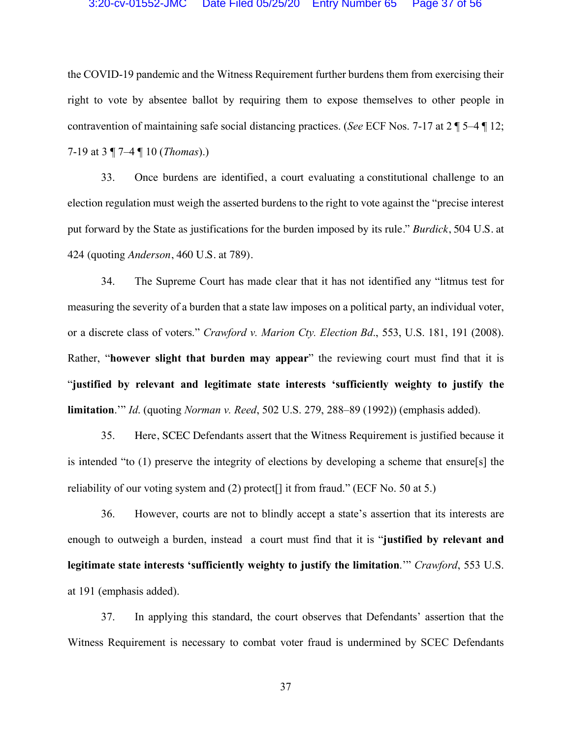the COVID-19 pandemic and the Witness Requirement further burdens them from exercising their right to vote by absentee ballot by requiring them to expose themselves to other people in contravention of maintaining safe social distancing practices. (*See* ECF Nos. 7-17 at 2 ¶ 5–4 ¶ 12; 7-19 at 3 ¶ 7–4 ¶ 10 (*Thomas*).)

33. Once burdens are identified, a court evaluating a constitutional challenge to an election regulation must weigh the asserted burdens to the right to vote against the "precise interest put forward by the State as justifications for the burden imposed by its rule." *Burdick*, 504 U.S. at 424 (quoting *Anderson*, 460 U.S. at 789).

34. The Supreme Court has made clear that it has not identified any "litmus test for measuring the severity of a burden that a state law imposes on a political party, an individual voter, or a discrete class of voters." *Crawford v. Marion Cty. Election Bd*., 553, U.S. 181, 191 (2008). Rather, "**however slight that burden may appear**" the reviewing court must find that it is "**justified by relevant and legitimate state interests 'sufficiently weighty to justify the limitation**.'" *Id.* (quoting *Norman v. Reed*, 502 U.S. 279, 288–89 (1992)) (emphasis added).

35. Here, SCEC Defendants assert that the Witness Requirement is justified because it is intended "to (1) preserve the integrity of elections by developing a scheme that ensure[s] the reliability of our voting system and (2) protect[] it from fraud." (ECF No. 50 at 5.)

36. However, courts are not to blindly accept a state's assertion that its interests are enough to outweigh a burden, instead a court must find that it is "**justified by relevant and legitimate state interests 'sufficiently weighty to justify the limitation**.'" *Crawford*, 553 U.S. at 191 (emphasis added).

37. In applying this standard, the court observes that Defendants' assertion that the Witness Requirement is necessary to combat voter fraud is undermined by SCEC Defendants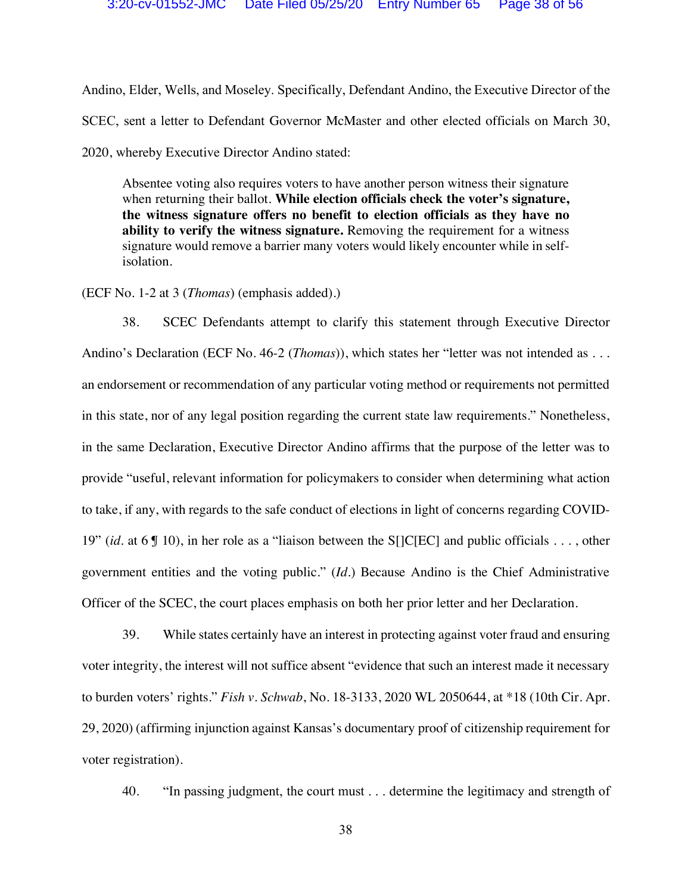Andino, Elder, Wells, and Moseley. Specifically, Defendant Andino, the Executive Director of the SCEC, sent a letter to Defendant Governor McMaster and other elected officials on March 30, 2020, whereby Executive Director Andino stated:

> Absentee voting also requires voters to have another person witness their signature when returning their ballot. **While election officials check the voter's signature, the witness signature offers no benefit to election officials as they have no ability to verify the witness signature.** Removing the requirement for a witness signature would remove a barrier many voters would likely encounter while in self-isolation.

(ECF No. 1-2 at 3 (*Thomas*) (emphasis added).)

38. SCEC Defendants attempt to clarify this statement through Executive Director Andino's Declaration (ECF No. 46-2 (*Thomas*)), which states her "letter was not intended as . . . an endorsement or recommendation of any particular voting method or requirements not permitted in this state, nor of any legal position regarding the current state law requirements." Nonetheless, in the same Declaration, Executive Director Andino affirms that the purpose of the letter was to provide "useful, relevant information for policymakers to consider when determining what action to take, if any, with regards to the safe conduct of elections in light of concerns regarding COVID-19" (*id*. at 6 ¶ 10), in her role as a "liaison between the S[]C[EC] and public officials . . . , other government entities and the voting public." (*Id*.) Because Andino is the Chief Administrative Officer of the SCEC, the court places emphasis on both her prior letter and her Declaration.

39. While states certainly have an interest in protecting against voter fraud and ensuring voter integrity, the interest will not suffice absent "evidence that such an interest made it necessary to burden voters' rights." *Fish v. Schwab*, No. 18-3133, 2020 WL 2050644, at *18 (10th Cir. Apr. 29, 2020) (affirming injunction against Kansas's documentary proof of citizenship requirement for voter registration).

40. "In passing judgment, the court must . . . determine the legitimacy and strength of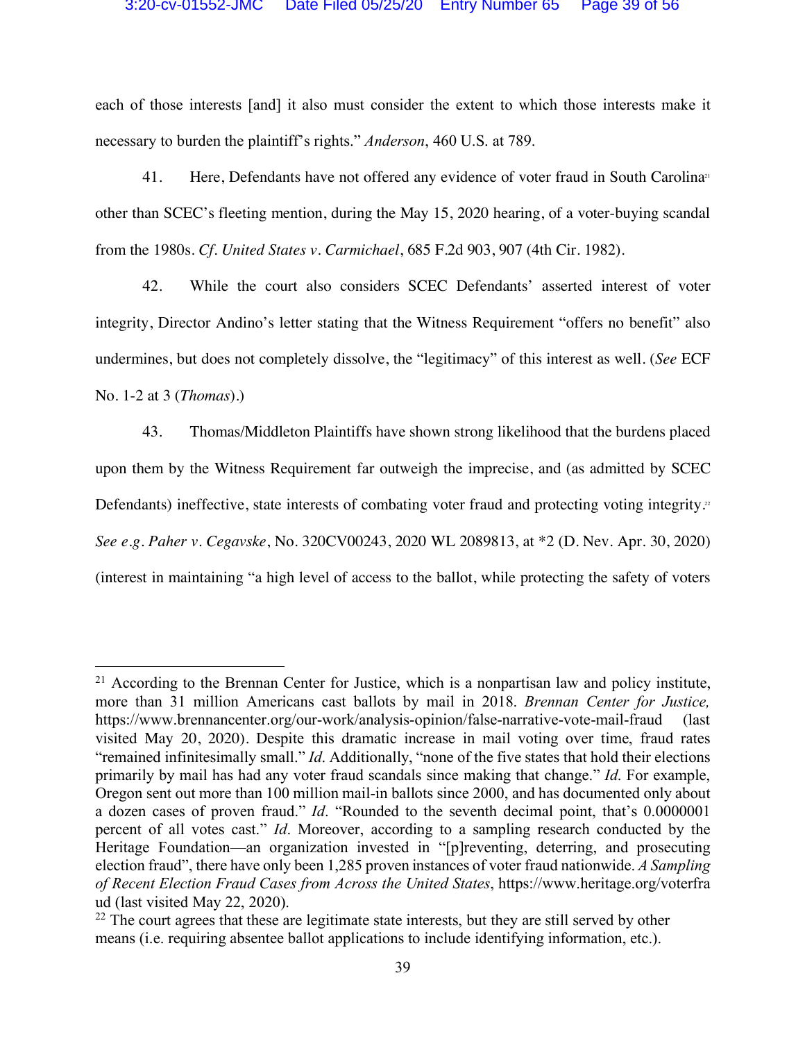each of those interests [and] it also must consider the extent to which those interests make it necessary to burden the plaintiff's rights." *Anderson*, 460 U.S. at 789.

41. Here, Defendants have not offered any evidence of voter fraud in South Carolina[21] other than SCEC's fleeting mention, during the May 15, 2020 hearing, of a voter-buying scandal from the 1980s. *Cf. United States v. Carmichael*, 685 F.2d 903, 907 (4th Cir. 1982).

42. While the court also considers SCEC Defendants' asserted interest of voter integrity, Director Andino's letter stating that the Witness Requirement "offers no benefit" also undermines, but does not completely dissolve, the "legitimacy" of this interest as well. (*See* ECF No. 1-2 at 3 (*Thomas*).)

43. Thomas/Middleton Plaintiffs have shown strong likelihood that the burdens placed upon them by the Witness Requirement far outweigh the imprecise, and (as admitted by SCEC Defendants) ineffective, state interests of combating voter fraud and protecting voting integrity.[22] *See e.g. Paher v. Cegavske*, No. 320CV00243, 2020 WL 2089813, at *2 (D. Nev. Apr. 30, 2020) (interest in maintaining "a high level of access to the ballot, while protecting the safety of voters

---

[21] According to the Brennan Center for Justice, which is a nonpartisan law and policy institute, more than 31 million Americans cast ballots by mail in 2018. *Brennan Center for Justice,* https://www.brennancenter.org/our-work/analysis-opinion/false-narrative-vote-mail-fraud (last visited May 20, 2020). Despite this dramatic increase in mail voting over time, fraud rates "remained infinitesimally small." *Id.* Additionally, "none of the five states that hold their elections primarily by mail has had any voter fraud scandals since making that change." *Id.* For example, Oregon sent out more than 100 million mail-in ballots since 2000, and has documented only about a dozen cases of proven fraud." *Id.* "Rounded to the seventh decimal point, that's 0.0000001 percent of all votes cast." *Id.* Moreover, according to a sampling research conducted by the Heritage Foundation—an organization invested in "[p]reventing, deterring, and prosecuting election fraud", there have only been 1,285 proven instances of voter fraud nationwide. *A Sampling of Recent Election Fraud Cases from Across the United States*, https://www.heritage.org/voterfraud (last visited May 22, 2020).

[22] The court agrees that these are legitimate state interests, but they are still served by other means (i.e. requiring absentee ballot applications to include identifying information, etc.).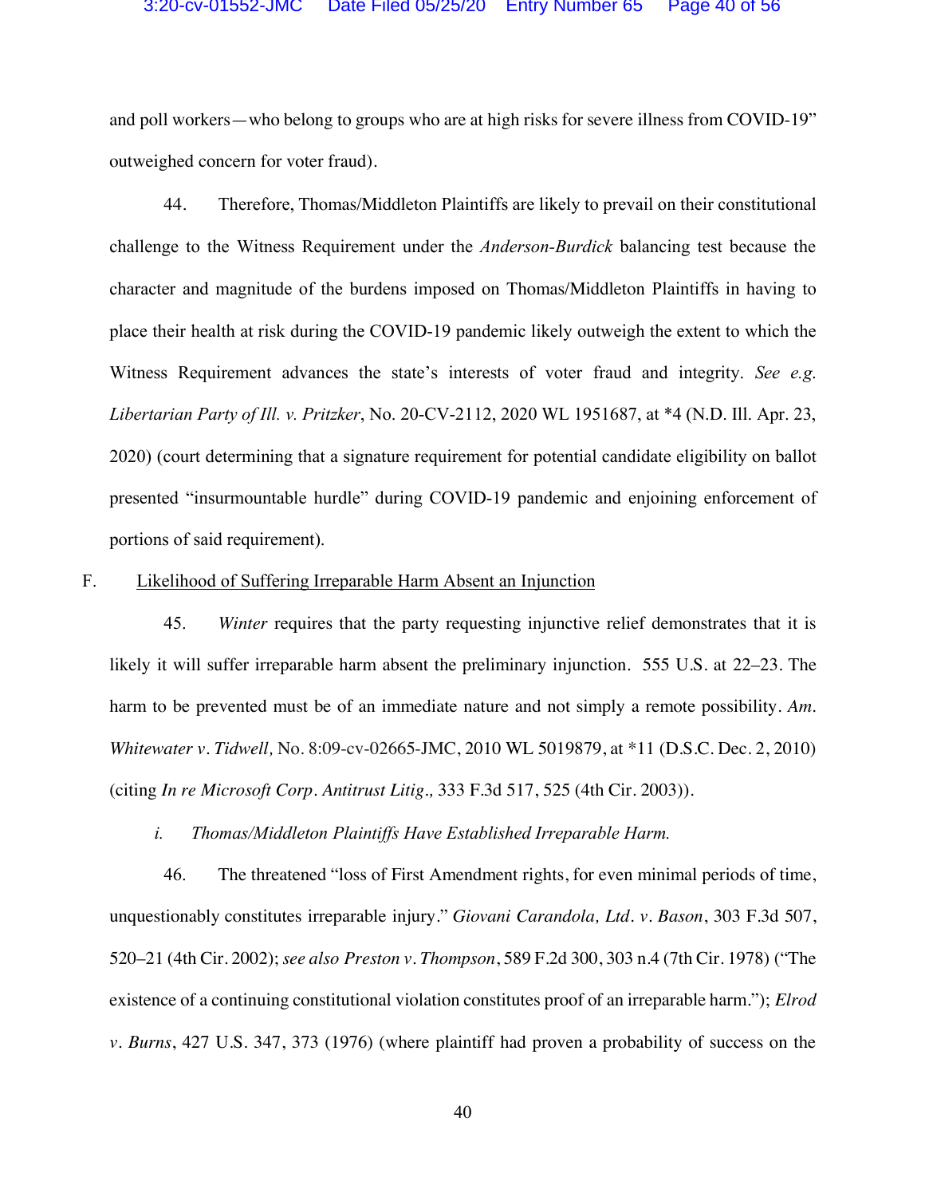and poll workers—who belong to groups who are at high risks for severe illness from COVID-19" outweighed concern for voter fraud).

44. Therefore, Thomas/Middleton Plaintiffs are likely to prevail on their constitutional challenge to the Witness Requirement under the *Anderson-Burdick* balancing test because the character and magnitude of the burdens imposed on Thomas/Middleton Plaintiffs in having to place their health at risk during the COVID-19 pandemic likely outweigh the extent to which the Witness Requirement advances the state's interests of voter fraud and integrity. *See e.g. Libertarian Party of Ill. v. Pritzker*, No. 20-CV-2112, 2020 WL 1951687, at *4 (N.D. Ill. Apr. 23, 2020) (court determining that a signature requirement for potential candidate eligibility on ballot presented "insurmountable hurdle" during COVID-19 pandemic and enjoining enforcement of portions of said requirement).

F. Likelihood of Suffering Irreparable Harm Absent an Injunction

45. *Winter* requires that the party requesting injunctive relief demonstrates that it is likely it will suffer irreparable harm absent the preliminary injunction. 555 U.S. at 22–23. The harm to be prevented must be of an immediate nature and not simply a remote possibility. *Am. Whitewater v. Tidwell,* No. 8:09-cv-02665-JMC, 2010 WL 5019879, at *11 (D.S.C. Dec. 2, 2010) (citing *In re Microsoft Corp. Antitrust Litig.,* 333 F.3d 517, 525 (4th Cir. 2003)).

*i. Thomas/Middleton Plaintiffs Have Established Irreparable Harm.*

46. The threatened "loss of First Amendment rights, for even minimal periods of time, unquestionably constitutes irreparable injury." *Giovani Carandola, Ltd. v. Bason*, 303 F.3d 507, 520–21 (4th Cir. 2002); *see also Preston v. Thompson*, 589 F.2d 300, 303 n.4 (7th Cir. 1978) ("The existence of a continuing constitutional violation constitutes proof of an irreparable harm."); *Elrod v. Burns*, 427 U.S. 347, 373 (1976) (where plaintiff had proven a probability of success on the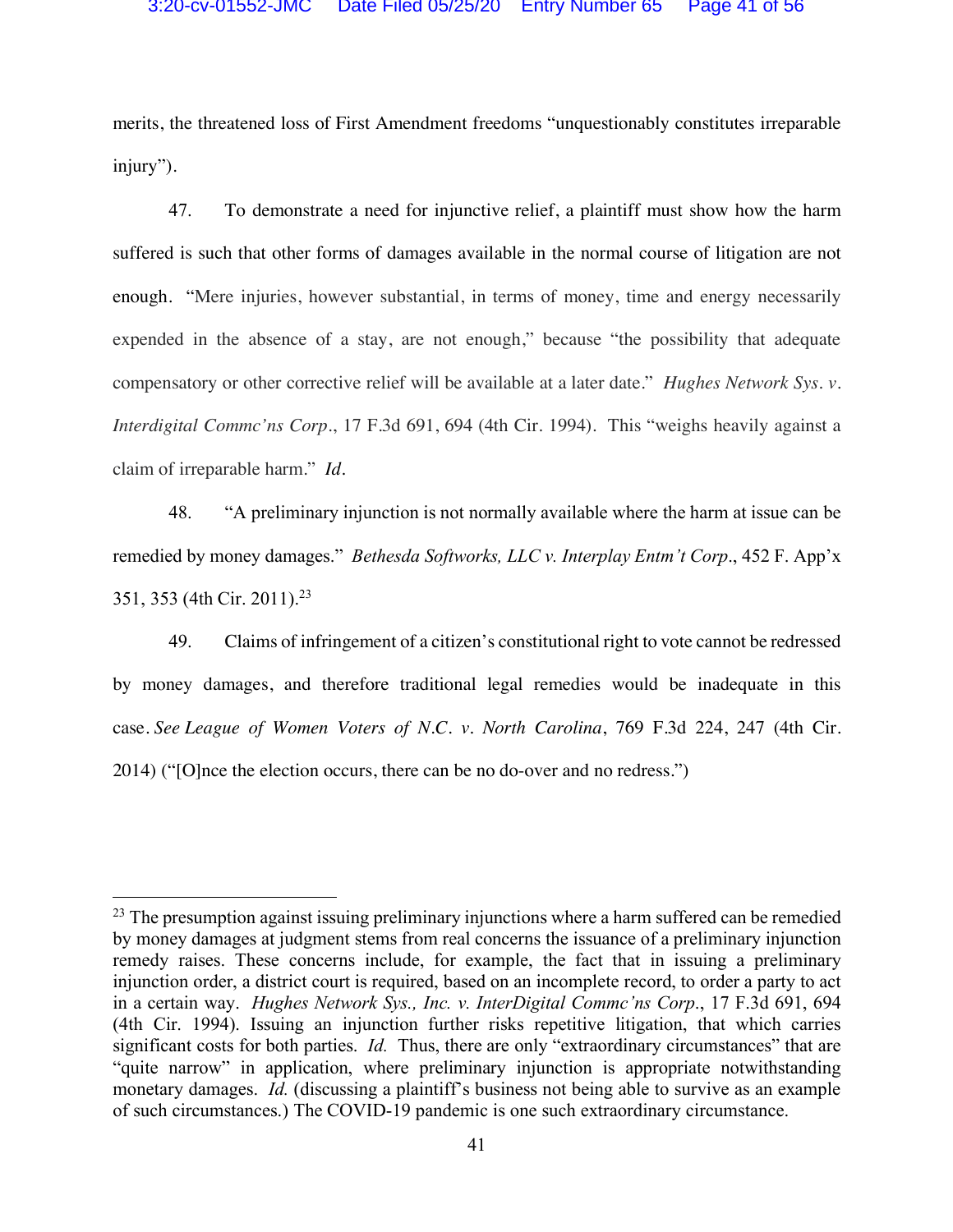merits, the threatened loss of First Amendment freedoms "unquestionably constitutes irreparable injury").

47. To demonstrate a need for injunctive relief, a plaintiff must show how the harm suffered is such that other forms of damages available in the normal course of litigation are not enough. "Mere injuries, however substantial, in terms of money, time and energy necessarily expended in the absence of a stay, are not enough," because "the possibility that adequate compensatory or other corrective relief will be available at a later date." *Hughes Network Sys. v. Interdigital Commc'ns Corp*., 17 F.3d 691, 694 (4th Cir. 1994). This "weighs heavily against a claim of irreparable harm." *Id*.

48. "A preliminary injunction is not normally available where the harm at issue can be remedied by money damages." *Bethesda Softworks, LLC v. Interplay Entm't Corp*., 452 F. App'x 351, 353 (4th Cir. 2011).[23]

49. Claims of infringement of a citizen's constitutional right to vote cannot be redressed by money damages, and therefore traditional legal remedies would be inadequate in this case. *See League of Women Voters of N.C. v. North Carolina*, 769 F.3d 224, 247 (4th Cir. 2014) ("[O]nce the election occurs, there can be no do-over and no redress.")

---

[23] The presumption against issuing preliminary injunctions where a harm suffered can be remedied by money damages at judgment stems from real concerns the issuance of a preliminary injunction remedy raises. These concerns include, for example, the fact that in issuing a preliminary injunction order, a district court is required, based on an incomplete record, to order a party to act in a certain way. *Hughes Network Sys., Inc. v. InterDigital Commc'ns Corp*., 17 F.3d 691, 694 (4th Cir. 1994). Issuing an injunction further risks repetitive litigation, that which carries significant costs for both parties. *Id.* Thus, there are only "extraordinary circumstances" that are "quite narrow" in application, where preliminary injunction is appropriate notwithstanding monetary damages. *Id.* (discussing a plaintiff's business not being able to survive as an example of such circumstances.) The COVID-19 pandemic is one such extraordinary circumstance.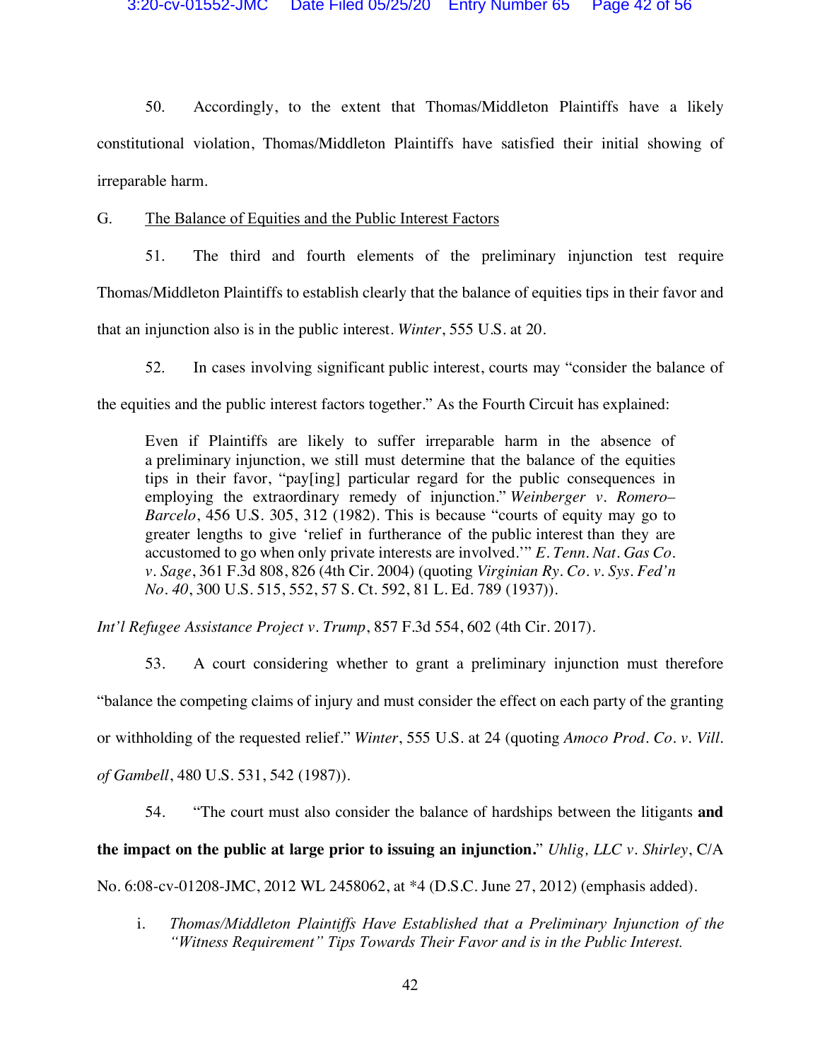50. Accordingly, to the extent that Thomas/Middleton Plaintiffs have a likely constitutional violation, Thomas/Middleton Plaintiffs have satisfied their initial showing of irreparable harm.

G. The Balance of Equities and the Public Interest Factors

51. The third and fourth elements of the preliminary injunction test require Thomas/Middleton Plaintiffs to establish clearly that the balance of equities tips in their favor and that an injunction also is in the public interest. *Winter*, 555 U.S. at 20.

52. In cases involving significant public interest, courts may "consider the balance of the equities and the public interest factors together." As the Fourth Circuit has explained:

> Even if Plaintiffs are likely to suffer irreparable harm in the absence of a preliminary injunction, we still must determine that the balance of the equities tips in their favor, "pay[ing] particular regard for the public consequences in employing the extraordinary remedy of injunction." *Weinberger v. Romero–Barcelo*, 456 U.S. 305, 312 (1982). This is because "courts of equity may go to greater lengths to give 'relief in furtherance of the public interest than they are accustomed to go when only private interests are involved.'" *E. Tenn. Nat. Gas Co. v. Sage*, 361 F.3d 808, 826 (4th Cir. 2004) (quoting *Virginian Ry. Co. v. Sys. Fed'n No. 40*, 300 U.S. 515, 552, 57 S. Ct. 592, 81 L. Ed. 789 (1937)).

*Int'l Refugee Assistance Project v. Trump*, 857 F.3d 554, 602 (4th Cir. 2017).

53. A court considering whether to grant a preliminary injunction must therefore "balance the competing claims of injury and must consider the effect on each party of the granting or withholding of the requested relief." *Winter*, 555 U.S. at 24 (quoting *Amoco Prod. Co. v. Vill. of Gambell*, 480 U.S. 531, 542 (1987)).

54. "The court must also consider the balance of hardships between the litigants **and the impact on the public at large prior to issuing an injunction.**" *Uhlig, LLC v. Shirley*, C/A No. 6:08-cv-01208-JMC, 2012 WL 2458062, at *4 (D.S.C. June 27, 2012) (emphasis added).

i. *Thomas/Middleton Plaintiffs Have Established that a Preliminary Injunction of the "Witness Requirement" Tips Towards Their Favor and is in the Public Interest.*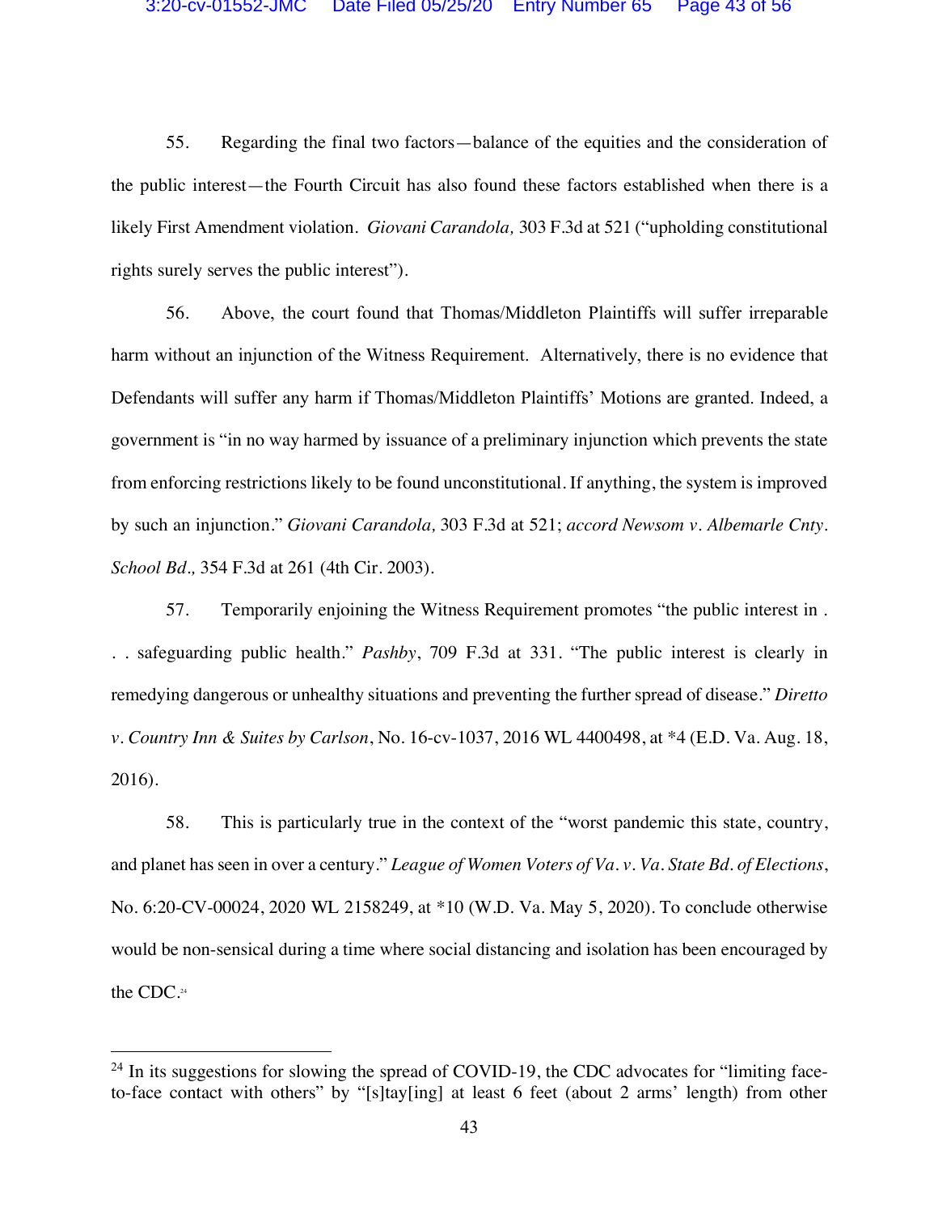55. Regarding the final two factors—balance of the equities and the consideration of the public interest—the Fourth Circuit has also found these factors established when there is a likely First Amendment violation. *Giovani Carandola,* 303 F.3d at 521 ("upholding constitutional rights surely serves the public interest").

56. Above, the court found that Thomas/Middleton Plaintiffs will suffer irreparable harm without an injunction of the Witness Requirement. Alternatively, there is no evidence that Defendants will suffer any harm if Thomas/Middleton Plaintiffs' Motions are granted. Indeed, a government is "in no way harmed by issuance of a preliminary injunction which prevents the state from enforcing restrictions likely to be found unconstitutional. If anything, the system is improved by such an injunction." *Giovani Carandola,* 303 F.3d at 521; *accord Newsom v. Albemarle Cnty. School Bd.,* 354 F.3d at 261 (4th Cir. 2003).

57. Temporarily enjoining the Witness Requirement promotes "the public interest in . . . safeguarding public health." *Pashby*, 709 F.3d at 331. "The public interest is clearly in remedying dangerous or unhealthy situations and preventing the further spread of disease." *Diretto v. Country Inn & Suites by Carlson*, No. 16-cv-1037, 2016 WL 4400498, at *4 (E.D. Va. Aug. 18, 2016).

58. This is particularly true in the context of the "worst pandemic this state, country, and planet has seen in over a century." *League of Women Voters of Va. v. Va. State Bd. of Elections*, No. 6:20-CV-00024, 2020 WL 2158249, at *10 (W.D. Va. May 5, 2020). To conclude otherwise would be non-sensical during a time where social distancing and isolation has been encouraged by the CDC.[24]

[24] In its suggestions for slowing the spread of COVID-19, the CDC advocates for "limiting face-to-face contact with others" by "[s]tay[ing] at least 6 feet (about 2 arms' length) from other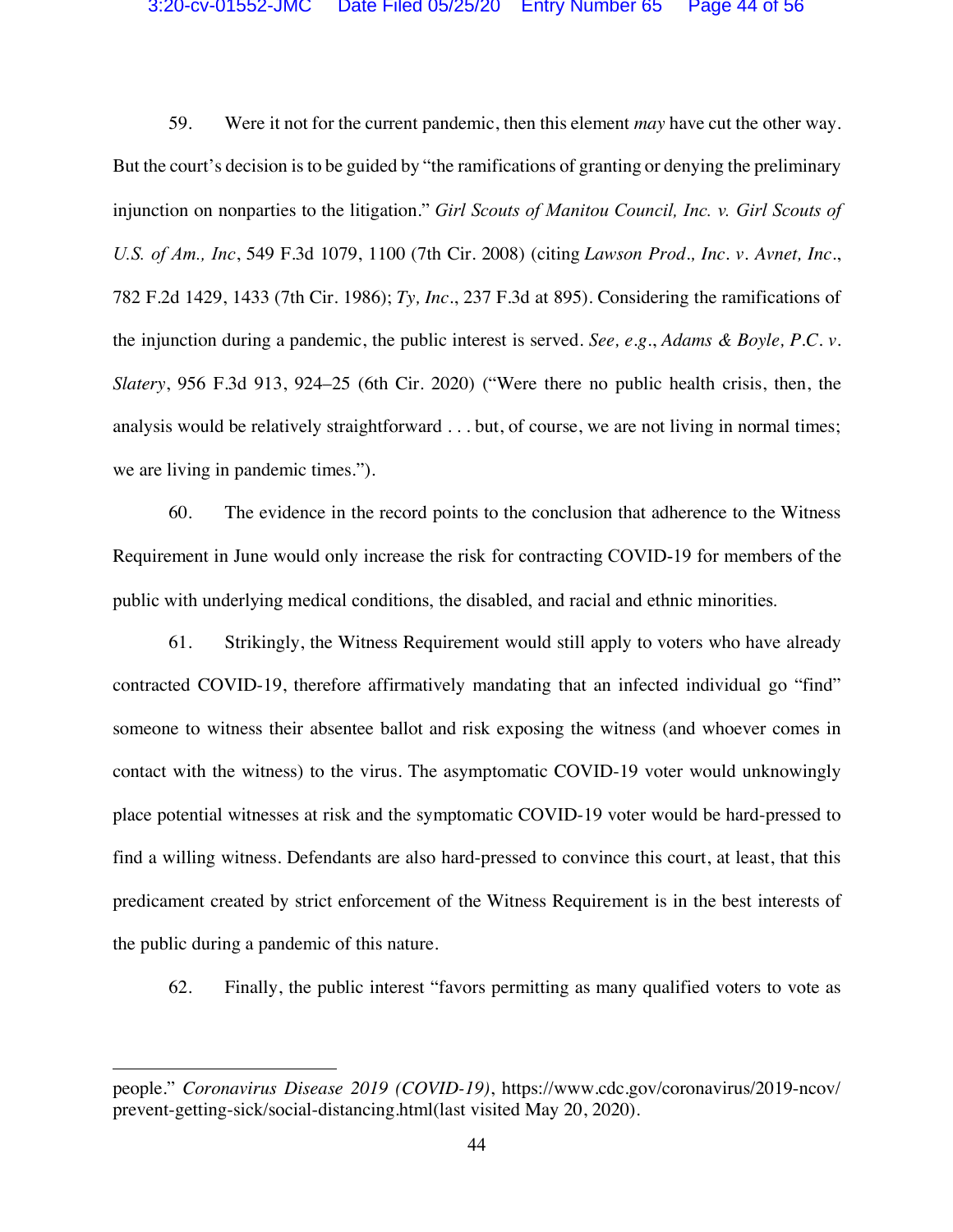59. Were it not for the current pandemic, then this element *may* have cut the other way. But the court's decision is to be guided by "the ramifications of granting or denying the preliminary injunction on nonparties to the litigation." *Girl Scouts of Manitou Council, Inc. v. Girl Scouts of U.S. of Am., Inc*, 549 F.3d 1079, 1100 (7th Cir. 2008) (citing *Lawson Prod., Inc. v. Avnet, Inc.*, 782 F.2d 1429, 1433 (7th Cir. 1986); *Ty, Inc.*, 237 F.3d at 895). Considering the ramifications of the injunction during a pandemic, the public interest is served. *See, e.g.*, *Adams & Boyle, P.C. v. Slatery*, 956 F.3d 913, 924–25 (6th Cir. 2020) ("Were there no public health crisis, then, the analysis would be relatively straightforward . . . but, of course, we are not living in normal times; we are living in pandemic times.").

60. The evidence in the record points to the conclusion that adherence to the Witness Requirement in June would only increase the risk for contracting COVID-19 for members of the public with underlying medical conditions, the disabled, and racial and ethnic minorities.

61. Strikingly, the Witness Requirement would still apply to voters who have already contracted COVID-19, therefore affirmatively mandating that an infected individual go "find" someone to witness their absentee ballot and risk exposing the witness (and whoever comes in contact with the witness) to the virus. The asymptomatic COVID-19 voter would unknowingly place potential witnesses at risk and the symptomatic COVID-19 voter would be hard-pressed to find a willing witness. Defendants are also hard-pressed to convince this court, at least, that this predicament created by strict enforcement of the Witness Requirement is in the best interests of the public during a pandemic of this nature.

62. Finally, the public interest "favors permitting as many qualified voters to vote as

---

people." *Coronavirus Disease 2019 (COVID-19)*, https://www.cdc.gov/coronavirus/2019-ncov/prevent-getting-sick/social-distancing.html(last visited May 20, 2020).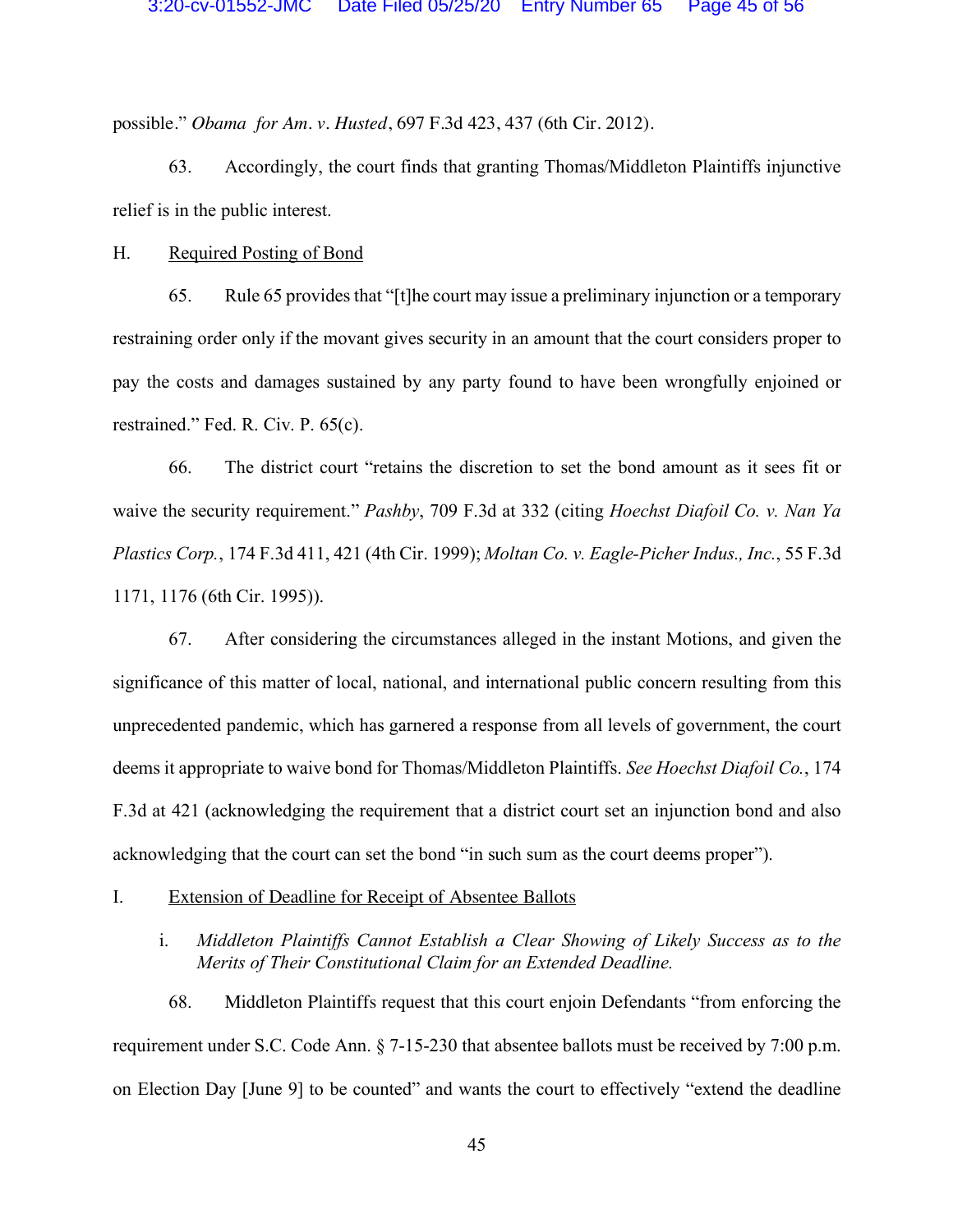possible." *Obama for Am. v. Husted*, 697 F.3d 423, 437 (6th Cir. 2012).

63. Accordingly, the court finds that granting Thomas/Middleton Plaintiffs injunctive relief is in the public interest.

H. <u>Required Posting of Bond</u>

65. Rule 65 provides that "[t]he court may issue a preliminary injunction or a temporary restraining order only if the movant gives security in an amount that the court considers proper to pay the costs and damages sustained by any party found to have been wrongfully enjoined or restrained." Fed. R. Civ. P. 65(c).

66. The district court "retains the discretion to set the bond amount as it sees fit or waive the security requirement." *Pashby*, 709 F.3d at 332 (citing *Hoechst Diafoil Co. v. Nan Ya Plastics Corp.*, 174 F.3d 411, 421 (4th Cir. 1999); *Moltan Co. v. Eagle-Picher Indus., Inc.*, 55 F.3d 1171, 1176 (6th Cir. 1995)).

67. After considering the circumstances alleged in the instant Motions, and given the significance of this matter of local, national, and international public concern resulting from this unprecedented pandemic, which has garnered a response from all levels of government, the court deems it appropriate to waive bond for Thomas/Middleton Plaintiffs. *See Hoechst Diafoil Co.*, 174 F.3d at 421 (acknowledging the requirement that a district court set an injunction bond and also acknowledging that the court can set the bond "in such sum as the court deems proper").

I. <u>Extension of Deadline for Receipt of Absentee Ballots</u>

i. *Middleton Plaintiffs Cannot Establish a Clear Showing of Likely Success as to the Merits of Their Constitutional Claim for an Extended Deadline.*

68. Middleton Plaintiffs request that this court enjoin Defendants "from enforcing the requirement under S.C. Code Ann. § 7-15-230 that absentee ballots must be received by 7:00 p.m. on Election Day [June 9] to be counted" and wants the court to effectively "extend the deadline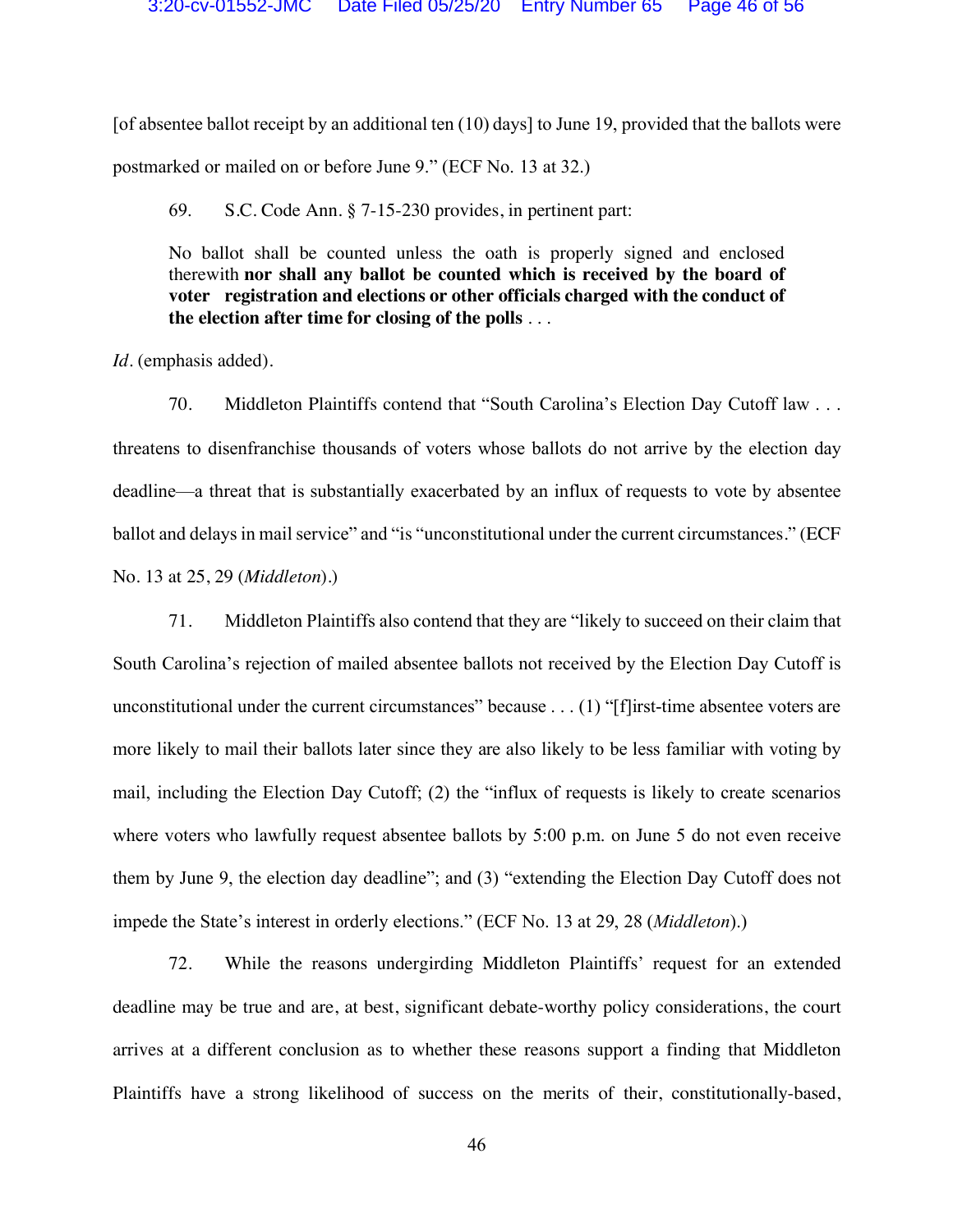[of absentee ballot receipt by an additional ten (10) days] to June 19, provided that the ballots were postmarked or mailed on or before June 9." (ECF No. 13 at 32.)

69. S.C. Code Ann. § 7-15-230 provides, in pertinent part:

> No ballot shall be counted unless the oath is properly signed and enclosed therewith **nor shall any ballot be counted which is received by the board of voter registration and elections or other officials charged with the conduct of the election after time for closing of the polls** . . .

*Id*. (emphasis added).

70. Middleton Plaintiffs contend that "South Carolina's Election Day Cutoff law . . . threatens to disenfranchise thousands of voters whose ballots do not arrive by the election day deadline—a threat that is substantially exacerbated by an influx of requests to vote by absentee ballot and delays in mail service" and "is "unconstitutional under the current circumstances." (ECF No. 13 at 25, 29 (*Middleton*).)

71. Middleton Plaintiffs also contend that they are "likely to succeed on their claim that South Carolina's rejection of mailed absentee ballots not received by the Election Day Cutoff is unconstitutional under the current circumstances" because . . . (1) "[f]irst-time absentee voters are more likely to mail their ballots later since they are also likely to be less familiar with voting by mail, including the Election Day Cutoff; (2) the "influx of requests is likely to create scenarios where voters who lawfully request absentee ballots by 5:00 p.m. on June 5 do not even receive them by June 9, the election day deadline"; and (3) "extending the Election Day Cutoff does not impede the State's interest in orderly elections." (ECF No. 13 at 29, 28 (*Middleton*).)

72. While the reasons undergirding Middleton Plaintiffs' request for an extended deadline may be true and are, at best, significant debate-worthy policy considerations, the court arrives at a different conclusion as to whether these reasons support a finding that Middleton Plaintiffs have a strong likelihood of success on the merits of their, constitutionally-based,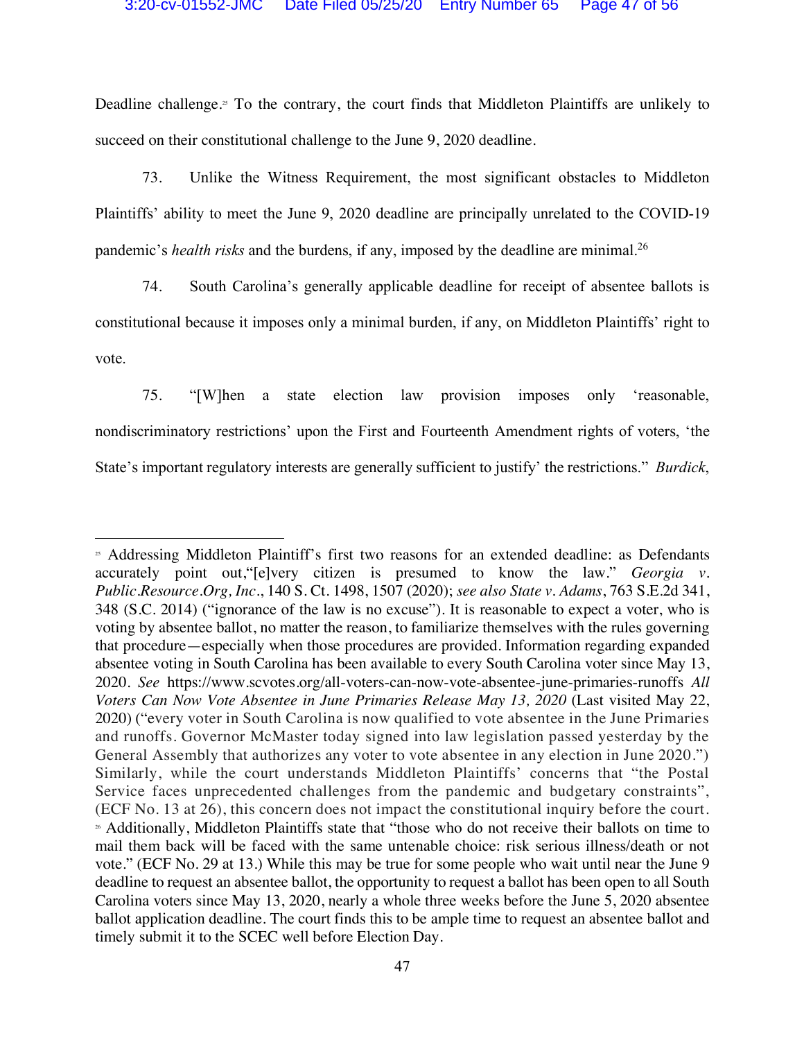Deadline challenge.[25] To the contrary, the court finds that Middleton Plaintiffs are unlikely to succeed on their constitutional challenge to the June 9, 2020 deadline.

73. Unlike the Witness Requirement, the most significant obstacles to Middleton Plaintiffs' ability to meet the June 9, 2020 deadline are principally unrelated to the COVID-19 pandemic's *health risks* and the burdens, if any, imposed by the deadline are minimal.[26]

74. South Carolina's generally applicable deadline for receipt of absentee ballots is constitutional because it imposes only a minimal burden, if any, on Middleton Plaintiffs' right to vote.

75. "[W]hen a state election law provision imposes only 'reasonable, nondiscriminatory restrictions' upon the First and Fourteenth Amendment rights of voters, 'the State's important regulatory interests are generally sufficient to justify' the restrictions." *Burdick*,

---

[25] Addressing Middleton Plaintiff's first two reasons for an extended deadline: as Defendants accurately point out,"[e]very citizen is presumed to know the law." *Georgia v. Public.Resource.Org, Inc*., 140 S. Ct. 1498, 1507 (2020); *see also State v. Adams*, 763 S.E.2d 341, 348 (S.C. 2014) ("ignorance of the law is no excuse"). It is reasonable to expect a voter, who is voting by absentee ballot, no matter the reason, to familiarize themselves with the rules governing that procedure—especially when those procedures are provided. Information regarding expanded absentee voting in South Carolina has been available to every South Carolina voter since May 13, 2020. *See* https://www.scvotes.org/all-voters-can-now-vote-absentee-june-primaries-runoffs *All Voters Can Now Vote Absentee in June Primaries Release May 13, 2020* (Last visited May 22, 2020) ("every voter in South Carolina is now qualified to vote absentee in the June Primaries and runoffs. Governor McMaster today signed into law legislation passed yesterday by the General Assembly that authorizes any voter to vote absentee in any election in June 2020.") Similarly, while the court understands Middleton Plaintiffs' concerns that "the Postal Service faces unprecedented challenges from the pandemic and budgetary constraints", (ECF No. 13 at 26), this concern does not impact the constitutional inquiry before the court.

[26] Additionally, Middleton Plaintiffs state that "those who do not receive their ballots on time to mail them back will be faced with the same untenable choice: risk serious illness/death or not vote." (ECF No. 29 at 13.) While this may be true for some people who wait until near the June 9 deadline to request an absentee ballot, the opportunity to request a ballot has been open to all South Carolina voters since May 13, 2020, nearly a whole three weeks before the June 5, 2020 absentee ballot application deadline. The court finds this to be ample time to request an absentee ballot and timely submit it to the SCEC well before Election Day.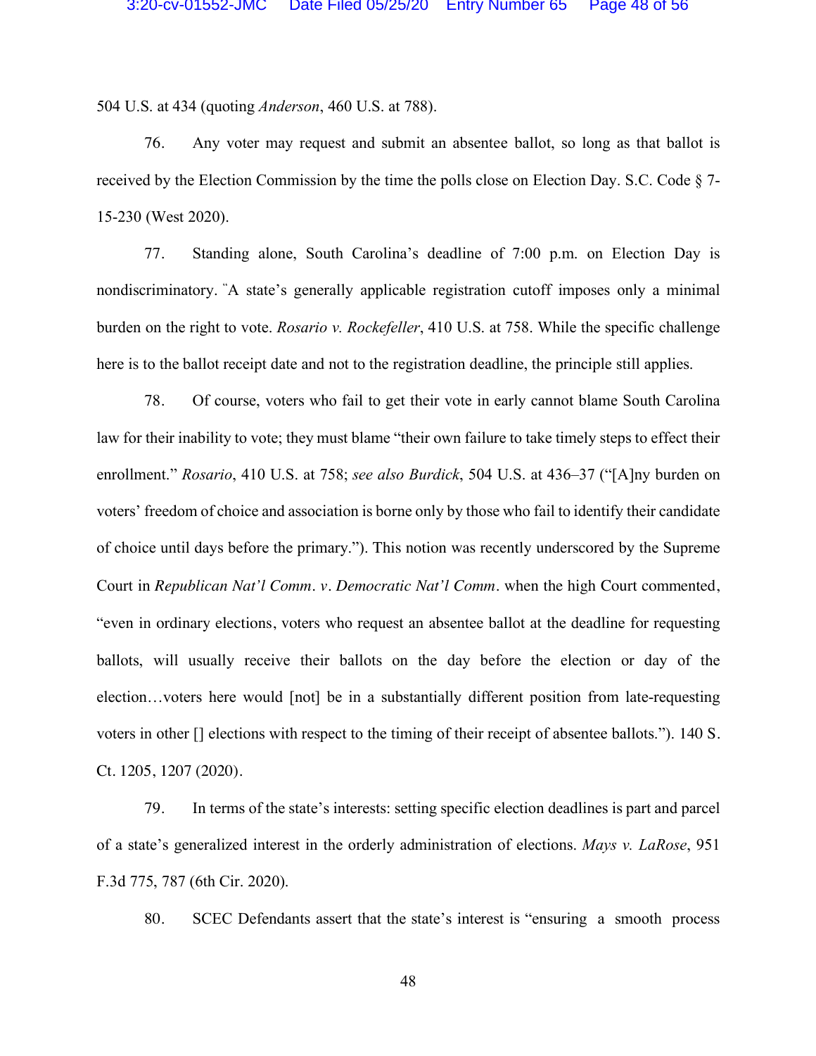504 U.S. at 434 (quoting *Anderson*, 460 U.S. at 788).

76. Any voter may request and submit an absentee ballot, so long as that ballot is received by the Election Commission by the time the polls close on Election Day. S.C. Code § 7-15-230 (West 2020).

77. Standing alone, South Carolina's deadline of 7:00 p.m. on Election Day is nondiscriminatory. "A state's generally applicable registration cutoff imposes only a minimal burden on the right to vote. *Rosario v. Rockefeller*, 410 U.S. at 758. While the specific challenge here is to the ballot receipt date and not to the registration deadline, the principle still applies.

78. Of course, voters who fail to get their vote in early cannot blame South Carolina law for their inability to vote; they must blame "their own failure to take timely steps to effect their enrollment." *Rosario*, 410 U.S. at 758; *see also Burdick*, 504 U.S. at 436–37 ("[A]ny burden on voters' freedom of choice and association is borne only by those who fail to identify their candidate of choice until days before the primary."). This notion was recently underscored by the Supreme Court in *Republican Nat'l Comm. v. Democratic Nat'l Comm.* when the high Court commented, "even in ordinary elections, voters who request an absentee ballot at the deadline for requesting ballots, will usually receive their ballots on the day before the election or day of the election…voters here would [not] be in a substantially different position from late-requesting voters in other [] elections with respect to the timing of their receipt of absentee ballots."). 140 S. Ct. 1205, 1207 (2020).

79. In terms of the state's interests: setting specific election deadlines is part and parcel of a state's generalized interest in the orderly administration of elections. *Mays v. LaRose*, 951 F.3d 775, 787 (6th Cir. 2020).

80. SCEC Defendants assert that the state's interest is "ensuring a smooth process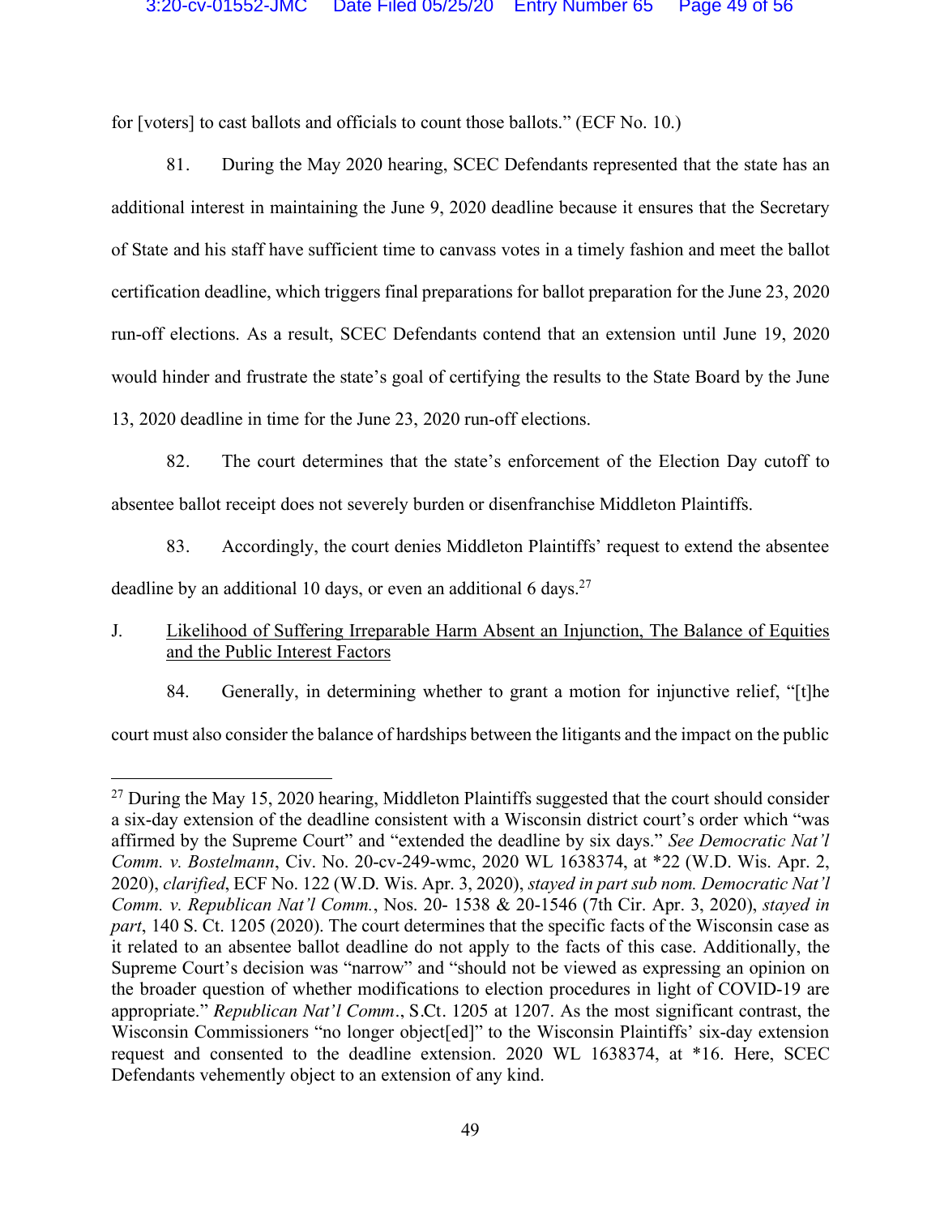for [voters] to cast ballots and officials to count those ballots." (ECF No. 10.)

81. During the May 2020 hearing, SCEC Defendants represented that the state has an additional interest in maintaining the June 9, 2020 deadline because it ensures that the Secretary of State and his staff have sufficient time to canvass votes in a timely fashion and meet the ballot certification deadline, which triggers final preparations for ballot preparation for the June 23, 2020 run-off elections. As a result, SCEC Defendants contend that an extension until June 19, 2020 would hinder and frustrate the state's goal of certifying the results to the State Board by the June 13, 2020 deadline in time for the June 23, 2020 run-off elections.

82. The court determines that the state's enforcement of the Election Day cutoff to absentee ballot receipt does not severely burden or disenfranchise Middleton Plaintiffs.

83. Accordingly, the court denies Middleton Plaintiffs' request to extend the absentee deadline by an additional 10 days, or even an additional 6 days.[27]

J. Likelihood of Suffering Irreparable Harm Absent an Injunction, The Balance of Equities and the Public Interest Factors

84. Generally, in determining whether to grant a motion for injunctive relief, "[t]he court must also consider the balance of hardships between the litigants and the impact on the public

---

[27] During the May 15, 2020 hearing, Middleton Plaintiffs suggested that the court should consider a six-day extension of the deadline consistent with a Wisconsin district court's order which "was affirmed by the Supreme Court" and "extended the deadline by six days." *See Democratic Nat'l Comm. v. Bostelmann*, Civ. No. 20-cv-249-wmc, 2020 WL 1638374, at *22 (W.D. Wis. Apr. 2, 2020), *clarified*, ECF No. 122 (W.D. Wis. Apr. 3, 2020), *stayed in part sub nom. Democratic Nat'l Comm. v. Republican Nat'l Comm.*, Nos. 20- 1538 & 20-1546 (7th Cir. Apr. 3, 2020), *stayed in part*, 140 S. Ct. 1205 (2020). The court determines that the specific facts of the Wisconsin case as it related to an absentee ballot deadline do not apply to the facts of this case. Additionally, the Supreme Court's decision was "narrow" and "should not be viewed as expressing an opinion on the broader question of whether modifications to election procedures in light of COVID-19 are appropriate." *Republican Nat'l Comm*., S.Ct. 1205 at 1207. As the most significant contrast, the Wisconsin Commissioners "no longer object[ed]" to the Wisconsin Plaintiffs' six-day extension request and consented to the deadline extension. 2020 WL 1638374, at *16. Here, SCEC Defendants vehemently object to an extension of any kind.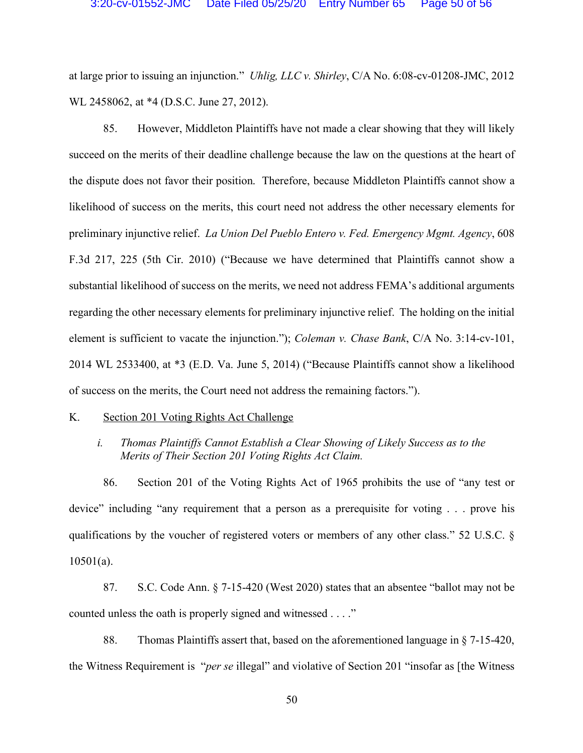at large prior to issuing an injunction." *Uhlig, LLC v. Shirley*, C/A No. 6:08-cv-01208-JMC, 2012 WL 2458062, at *4 (D.S.C. June 27, 2012).

85. However, Middleton Plaintiffs have not made a clear showing that they will likely succeed on the merits of their deadline challenge because the law on the questions at the heart of the dispute does not favor their position. Therefore, because Middleton Plaintiffs cannot show a likelihood of success on the merits, this court need not address the other necessary elements for preliminary injunctive relief. *La Union Del Pueblo Entero v. Fed. Emergency Mgmt. Agency*, 608 F.3d 217, 225 (5th Cir. 2010) ("Because we have determined that Plaintiffs cannot show a substantial likelihood of success on the merits, we need not address FEMA's additional arguments regarding the other necessary elements for preliminary injunctive relief. The holding on the initial element is sufficient to vacate the injunction."); *Coleman v. Chase Bank*, C/A No. 3:14-cv-101, 2014 WL 2533400, at *3 (E.D. Va. June 5, 2014) ("Because Plaintiffs cannot show a likelihood of success on the merits, the Court need not address the remaining factors.").

K. <u>Section 201 Voting Rights Act Challenge</u>

*i. Thomas Plaintiffs Cannot Establish a Clear Showing of Likely Success as to the Merits of Their Section 201 Voting Rights Act Claim.*

86. Section 201 of the Voting Rights Act of 1965 prohibits the use of "any test or device" including "any requirement that a person as a prerequisite for voting . . . prove his qualifications by the voucher of registered voters or members of any other class." 52 U.S.C. § 10501(a).

87. S.C. Code Ann. § 7-15-420 (West 2020) states that an absentee "ballot may not be counted unless the oath is properly signed and witnessed . . . ."

88. Thomas Plaintiffs assert that, based on the aforementioned language in § 7-15-420, the Witness Requirement is "*per se* illegal" and violative of Section 201 "insofar as [the Witness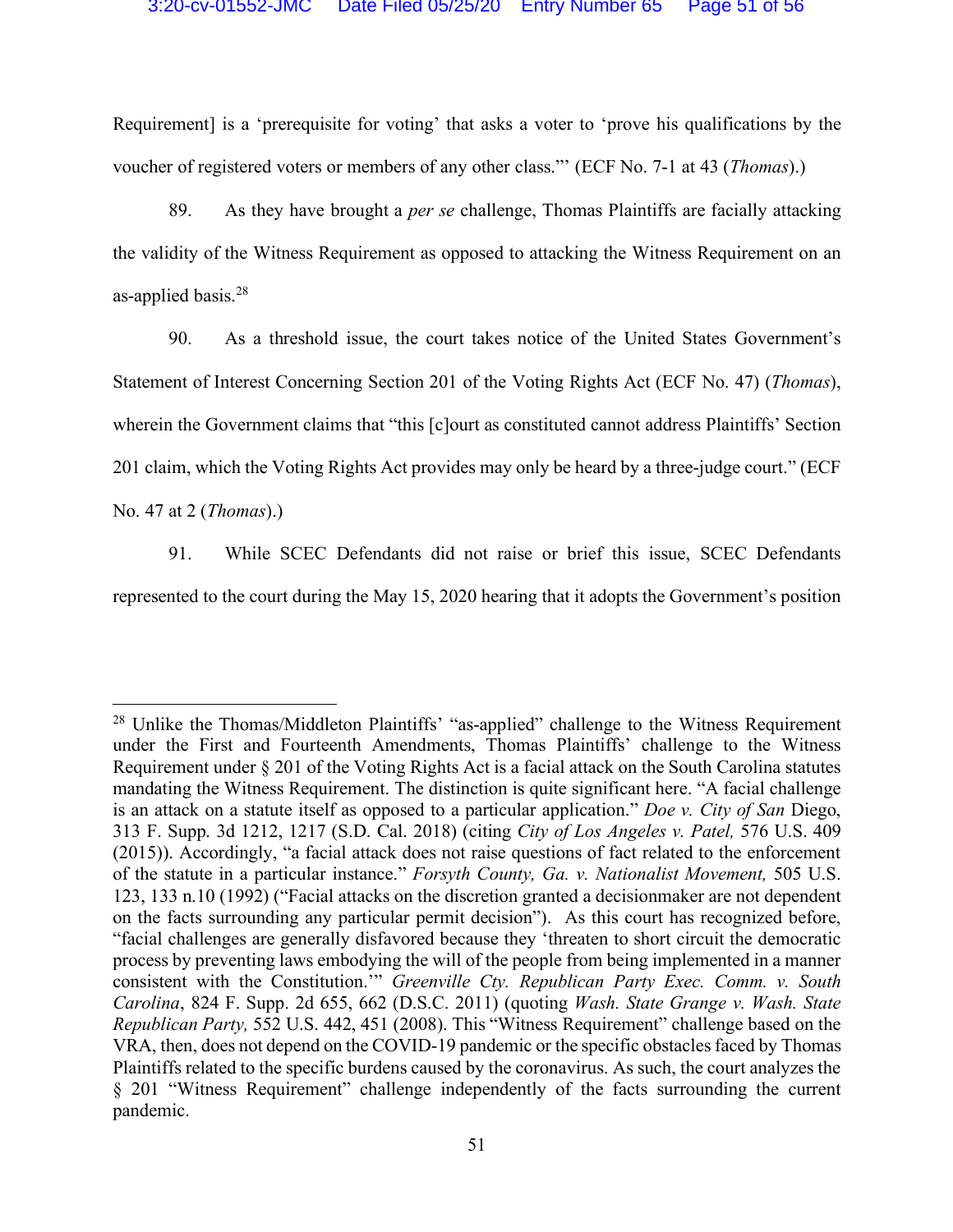Requirement] is a 'prerequisite for voting' that asks a voter to 'prove his qualifications by the voucher of registered voters or members of any other class.'" (ECF No. 7-1 at 43 (*Thomas*).)

89. As they have brought a *per se* challenge, Thomas Plaintiffs are facially attacking the validity of the Witness Requirement as opposed to attacking the Witness Requirement on an as-applied basis.[28]

90. As a threshold issue, the court takes notice of the United States Government's Statement of Interest Concerning Section 201 of the Voting Rights Act (ECF No. 47) (*Thomas*), wherein the Government claims that "this [c]ourt as constituted cannot address Plaintiffs' Section 201 claim, which the Voting Rights Act provides may only be heard by a three-judge court." (ECF No. 47 at 2 (*Thomas*).)

91. While SCEC Defendants did not raise or brief this issue, SCEC Defendants represented to the court during the May 15, 2020 hearing that it adopts the Government's position

[28] Unlike the Thomas/Middleton Plaintiffs' "as-applied" challenge to the Witness Requirement under the First and Fourteenth Amendments, Thomas Plaintiffs' challenge to the Witness Requirement under § 201 of the Voting Rights Act is a facial attack on the South Carolina statutes mandating the Witness Requirement. The distinction is quite significant here. "A facial challenge is an attack on a statute itself as opposed to a particular application." *Doe v. City of San* Diego, 313 F. Supp. 3d 1212, 1217 (S.D. Cal. 2018) (citing *City of Los Angeles v. Patel,* 576 U.S. 409 (2015)). Accordingly, "a facial attack does not raise questions of fact related to the enforcement of the statute in a particular instance." *Forsyth County, Ga. v. Nationalist Movement,* 505 U.S. 123, 133 n.10 (1992) ("Facial attacks on the discretion granted a decisionmaker are not dependent on the facts surrounding any particular permit decision"). As this court has recognized before, "facial challenges are generally disfavored because they 'threaten to short circuit the democratic process by preventing laws embodying the will of the people from being implemented in a manner consistent with the Constitution.'" *Greenville Cty. Republican Party Exec. Comm. v. South Carolina*, 824 F. Supp. 2d 655, 662 (D.S.C. 2011) (quoting *Wash. State Grange v. Wash. State Republican Party,* 552 U.S. 442, 451 (2008). This "Witness Requirement" challenge based on the VRA, then, does not depend on the COVID-19 pandemic or the specific obstacles faced by Thomas Plaintiffs related to the specific burdens caused by the coronavirus. As such, the court analyzes the § 201 "Witness Requirement" challenge independently of the facts surrounding the current pandemic.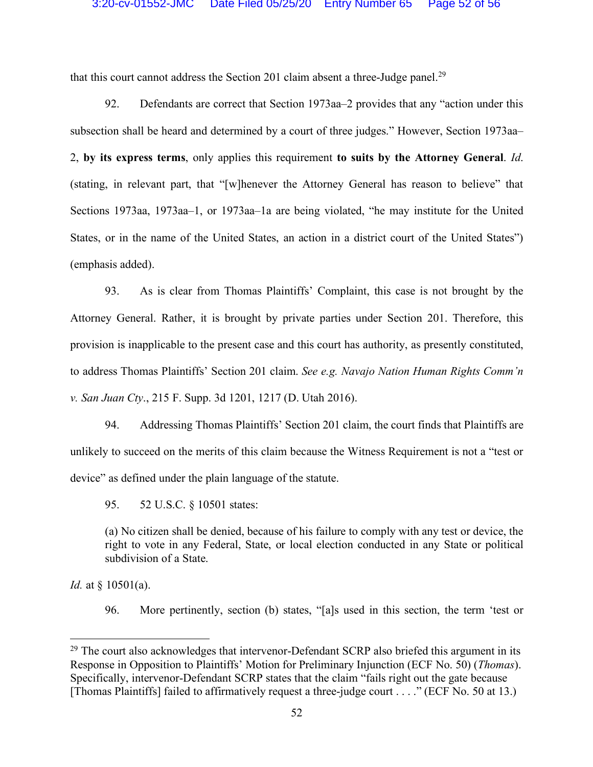that this court cannot address the Section 201 claim absent a three-Judge panel.[29]

92. Defendants are correct that Section 1973aa–2 provides that any "action under this subsection shall be heard and determined by a court of three judges." However, Section 1973aa–2, **by its express terms**, only applies this requirement **to suits by the Attorney General**. *Id.* (stating, in relevant part, that "[w]henever the Attorney General has reason to believe" that Sections 1973aa, 1973aa–1, or 1973aa–1a are being violated, "he may institute for the United States, or in the name of the United States, an action in a district court of the United States") (emphasis added).

93. As is clear from Thomas Plaintiffs' Complaint, this case is not brought by the Attorney General. Rather, it is brought by private parties under Section 201. Therefore, this provision is inapplicable to the present case and this court has authority, as presently constituted, to address Thomas Plaintiffs' Section 201 claim. *See e.g. Navajo Nation Human Rights Comm'n v. San Juan Cty*., 215 F. Supp. 3d 1201, 1217 (D. Utah 2016).

94. Addressing Thomas Plaintiffs' Section 201 claim, the court finds that Plaintiffs are unlikely to succeed on the merits of this claim because the Witness Requirement is not a "test or device" as defined under the plain language of the statute.

95. 52 U.S.C. § 10501 states:

> (a) No citizen shall be denied, because of his failure to comply with any test or device, the right to vote in any Federal, State, or local election conducted in any State or political subdivision of a State.

*Id.* at § 10501(a).

96. More pertinently, section (b) states, "[a]s used in this section, the term 'test or

---

[29] The court also acknowledges that intervenor-Defendant SCRP also briefed this argument in its Response in Opposition to Plaintiffs' Motion for Preliminary Injunction (ECF No. 50) (*Thomas*). Specifically, intervenor-Defendant SCRP states that the claim "fails right out the gate because [Thomas Plaintiffs] failed to affirmatively request a three-judge court . . . ." (ECF No. 50 at 13.)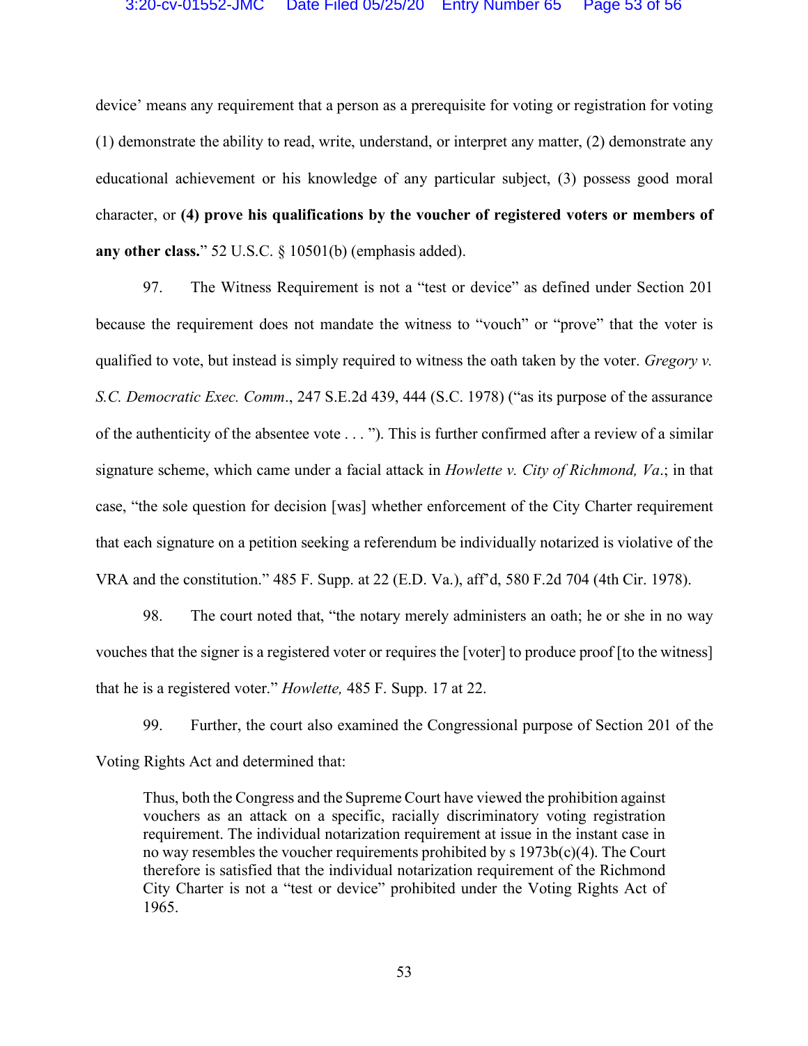device' means any requirement that a person as a prerequisite for voting or registration for voting (1) demonstrate the ability to read, write, understand, or interpret any matter, (2) demonstrate any educational achievement or his knowledge of any particular subject, (3) possess good moral character, or **(4) prove his qualifications by the voucher of registered voters or members of any other class.**" 52 U.S.C. § 10501(b) (emphasis added).

97. The Witness Requirement is not a "test or device" as defined under Section 201 because the requirement does not mandate the witness to "vouch" or "prove" that the voter is qualified to vote, but instead is simply required to witness the oath taken by the voter. *Gregory v. S.C. Democratic Exec. Comm*., 247 S.E.2d 439, 444 (S.C. 1978) ("as its purpose of the assurance of the authenticity of the absentee vote . . . "). This is further confirmed after a review of a similar signature scheme, which came under a facial attack in *Howlette v. City of Richmond, Va*.; in that case, "the sole question for decision [was] whether enforcement of the City Charter requirement that each signature on a petition seeking a referendum be individually notarized is violative of the VRA and the constitution." 485 F. Supp. at 22 (E.D. Va.), aff'd, 580 F.2d 704 (4th Cir. 1978).

98. The court noted that, "the notary merely administers an oath; he or she in no way vouches that the signer is a registered voter or requires the [voter] to produce proof [to the witness] that he is a registered voter." *Howlette,* 485 F. Supp. 17 at 22.

99. Further, the court also examined the Congressional purpose of Section 201 of the Voting Rights Act and determined that:

> Thus, both the Congress and the Supreme Court have viewed the prohibition against vouchers as an attack on a specific, racially discriminatory voting registration requirement. The individual notarization requirement at issue in the instant case in no way resembles the voucher requirements prohibited by s 1973b(c)(4). The Court therefore is satisfied that the individual notarization requirement of the Richmond City Charter is not a "test or device" prohibited under the Voting Rights Act of 1965.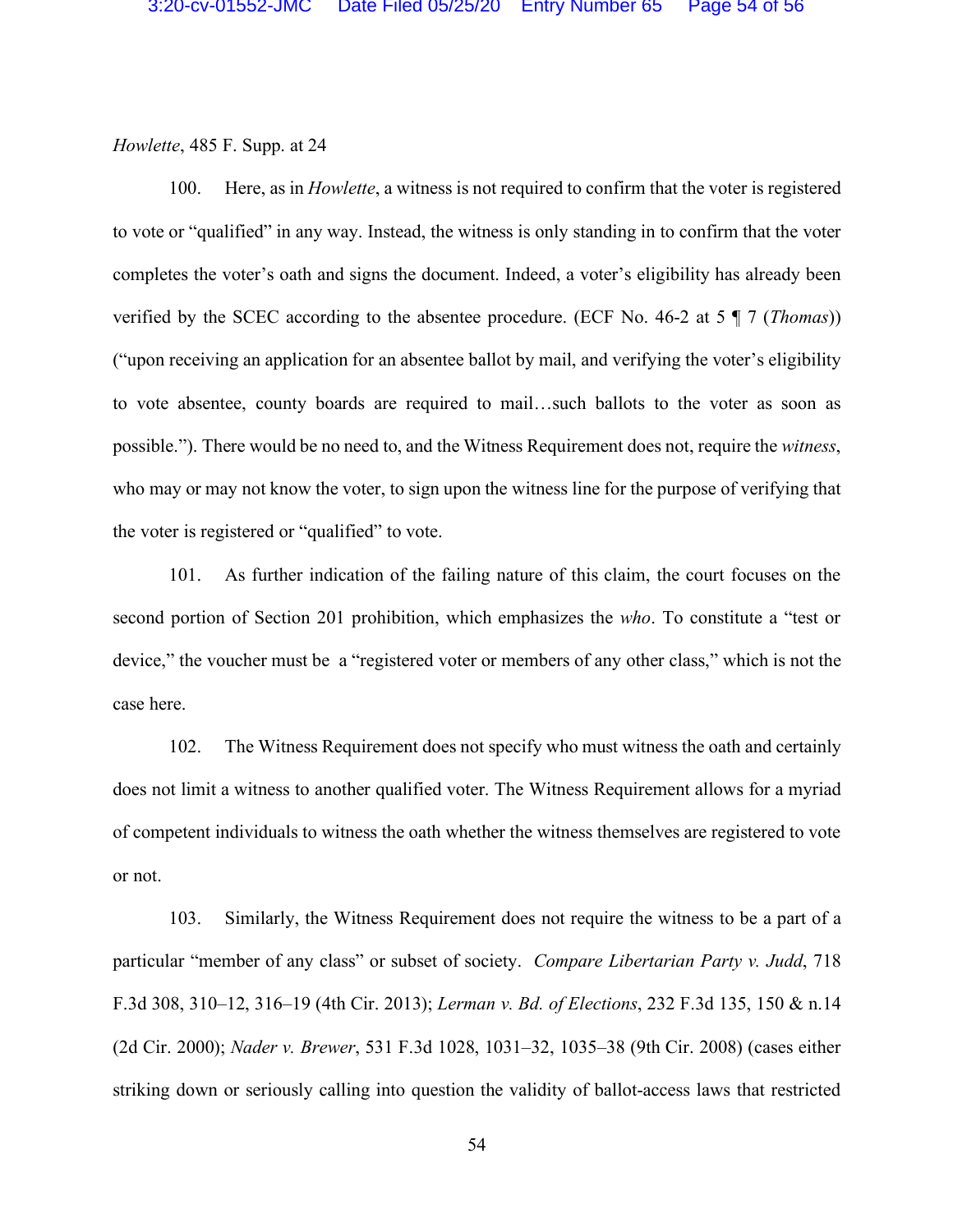*Howlette*, 485 F. Supp. at 24

100. Here, as in *Howlette*, a witness is not required to confirm that the voter is registered to vote or "qualified" in any way. Instead, the witness is only standing in to confirm that the voter completes the voter's oath and signs the document. Indeed, a voter's eligibility has already been verified by the SCEC according to the absentee procedure. (ECF No. 46-2 at 5 ¶ 7 (*Thomas*)) ("upon receiving an application for an absentee ballot by mail, and verifying the voter's eligibility to vote absentee, county boards are required to mail…such ballots to the voter as soon as possible."). There would be no need to, and the Witness Requirement does not, require the *witness*, who may or may not know the voter, to sign upon the witness line for the purpose of verifying that the voter is registered or "qualified" to vote.

101. As further indication of the failing nature of this claim, the court focuses on the second portion of Section 201 prohibition, which emphasizes the *who*. To constitute a "test or device," the voucher must be a "registered voter or members of any other class," which is not the case here.

102. The Witness Requirement does not specify who must witness the oath and certainly does not limit a witness to another qualified voter. The Witness Requirement allows for a myriad of competent individuals to witness the oath whether the witness themselves are registered to vote or not.

103. Similarly, the Witness Requirement does not require the witness to be a part of a particular "member of any class" or subset of society. *Compare Libertarian Party v. Judd*, 718 F.3d 308, 310–12, 316–19 (4th Cir. 2013); *Lerman v. Bd. of Elections*, 232 F.3d 135, 150 & n.14 (2d Cir. 2000); *Nader v. Brewer*, 531 F.3d 1028, 1031–32, 1035–38 (9th Cir. 2008) (cases either striking down or seriously calling into question the validity of ballot-access laws that restricted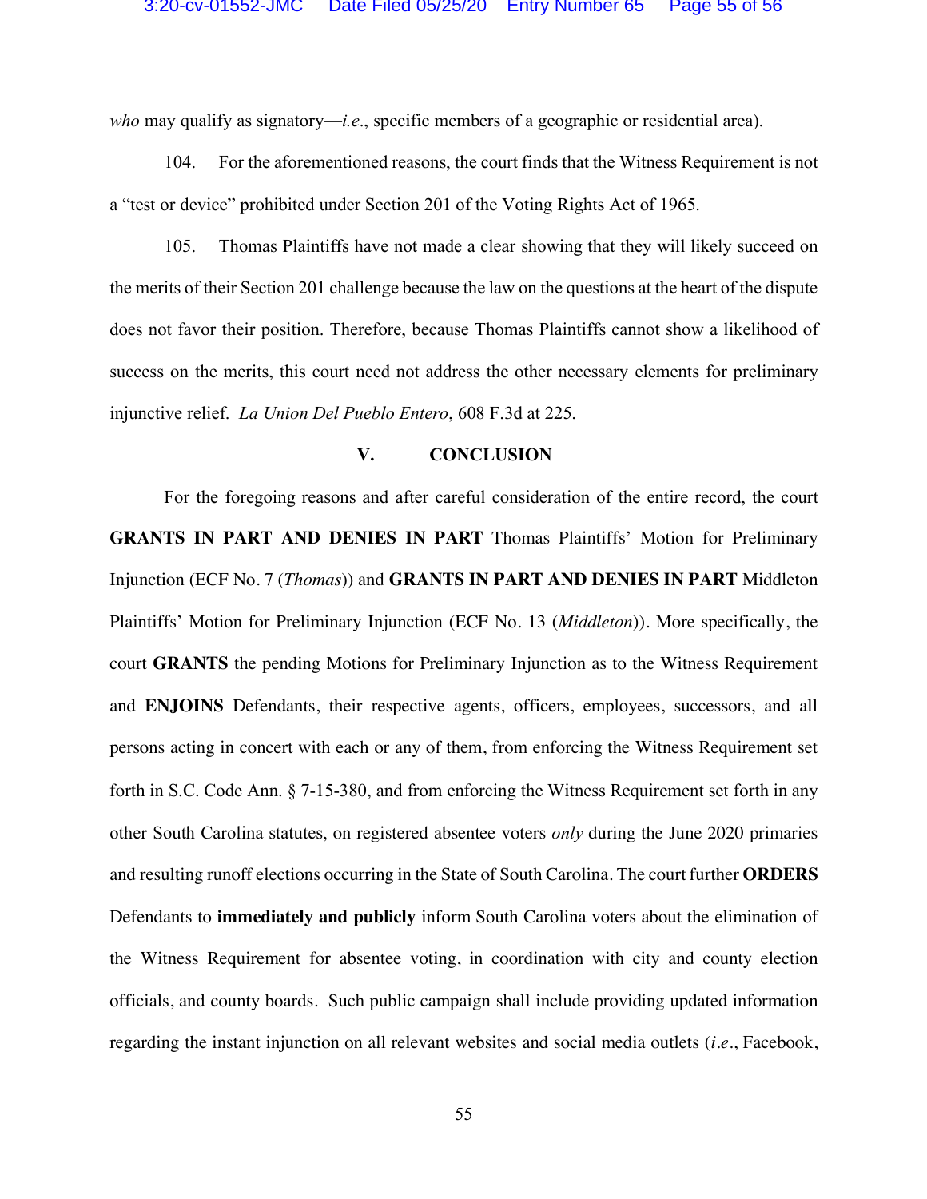*who* may qualify as signatory—*i.e.*, specific members of a geographic or residential area).

104. For the aforementioned reasons, the court finds that the Witness Requirement is not a "test or device" prohibited under Section 201 of the Voting Rights Act of 1965.

105. Thomas Plaintiffs have not made a clear showing that they will likely succeed on the merits of their Section 201 challenge because the law on the questions at the heart of the dispute does not favor their position. Therefore, because Thomas Plaintiffs cannot show a likelihood of success on the merits, this court need not address the other necessary elements for preliminary injunctive relief. *La Union Del Pueblo Entero*, 608 F.3d at 225.

## V. CONCLUSION

For the foregoing reasons and after careful consideration of the entire record, the court **GRANTS IN PART AND DENIES IN PART** Thomas Plaintiffs' Motion for Preliminary Injunction (ECF No. 7 (*Thomas*)) and **GRANTS IN PART AND DENIES IN PART** Middleton Plaintiffs' Motion for Preliminary Injunction (ECF No. 13 (*Middleton*)). More specifically, the court **GRANTS** the pending Motions for Preliminary Injunction as to the Witness Requirement and **ENJOINS** Defendants, their respective agents, officers, employees, successors, and all persons acting in concert with each or any of them, from enforcing the Witness Requirement set forth in S.C. Code Ann. § 7-15-380, and from enforcing the Witness Requirement set forth in any other South Carolina statutes, on registered absentee voters *only* during the June 2020 primaries and resulting runoff elections occurring in the State of South Carolina. The court further **ORDERS** Defendants to **immediately and publicly** inform South Carolina voters about the elimination of the Witness Requirement for absentee voting, in coordination with city and county election officials, and county boards. Such public campaign shall include providing updated information regarding the instant injunction on all relevant websites and social media outlets (*i.e.*, Facebook,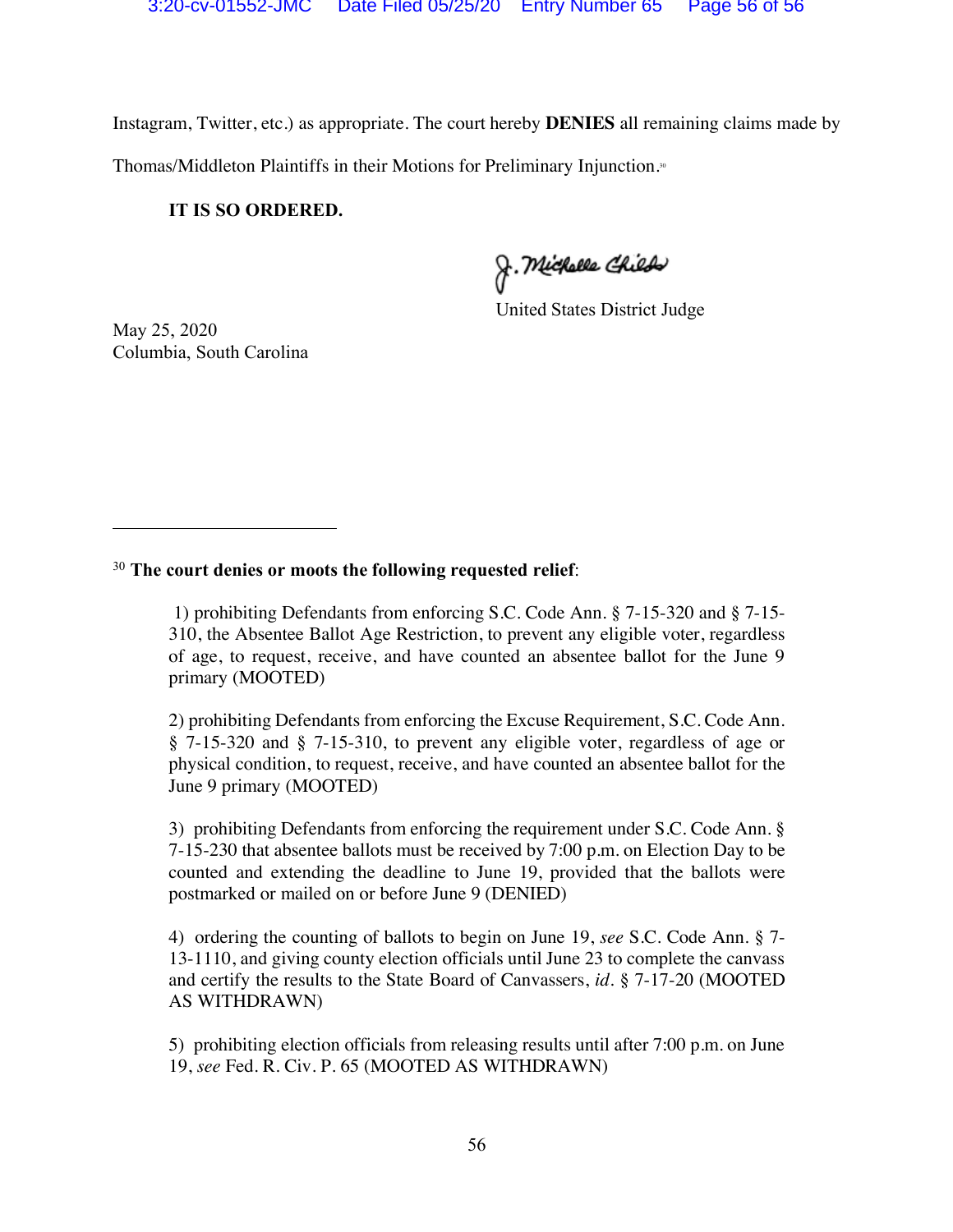Instagram, Twitter, etc.) as appropriate. The court hereby **DENIES** all remaining claims made by Thomas/Middleton Plaintiffs in their Motions for Preliminary Injunction.[30]

**IT IS SO ORDERED.**

United States District Judge

May 25, 2020
Columbia, South Carolina

---

[30] **The court denies or moots the following requested relief**:

1) prohibiting Defendants from enforcing S.C. Code Ann. § 7-15-320 and § 7-15-310, the Absentee Ballot Age Restriction, to prevent any eligible voter, regardless of age, to request, receive, and have counted an absentee ballot for the June 9 primary (MOOTED)

2) prohibiting Defendants from enforcing the Excuse Requirement, S.C. Code Ann. § 7-15-320 and § 7-15-310, to prevent any eligible voter, regardless of age or physical condition, to request, receive, and have counted an absentee ballot for the June 9 primary (MOOTED)

3) prohibiting Defendants from enforcing the requirement under S.C. Code Ann. § 7-15-230 that absentee ballots must be received by 7:00 p.m. on Election Day to be counted and extending the deadline to June 19, provided that the ballots were postmarked or mailed on or before June 9 (DENIED)

4) ordering the counting of ballots to begin on June 19, *see* S.C. Code Ann. § 7-13-1110, and giving county election officials until June 23 to complete the canvass and certify the results to the State Board of Canvassers, *id*. § 7-17-20 (MOOTED AS WITHDRAWN)

5) prohibiting election officials from releasing results until after 7:00 p.m. on June 19, *see* Fed. R. Civ. P. 65 (MOOTED AS WITHDRAWN)